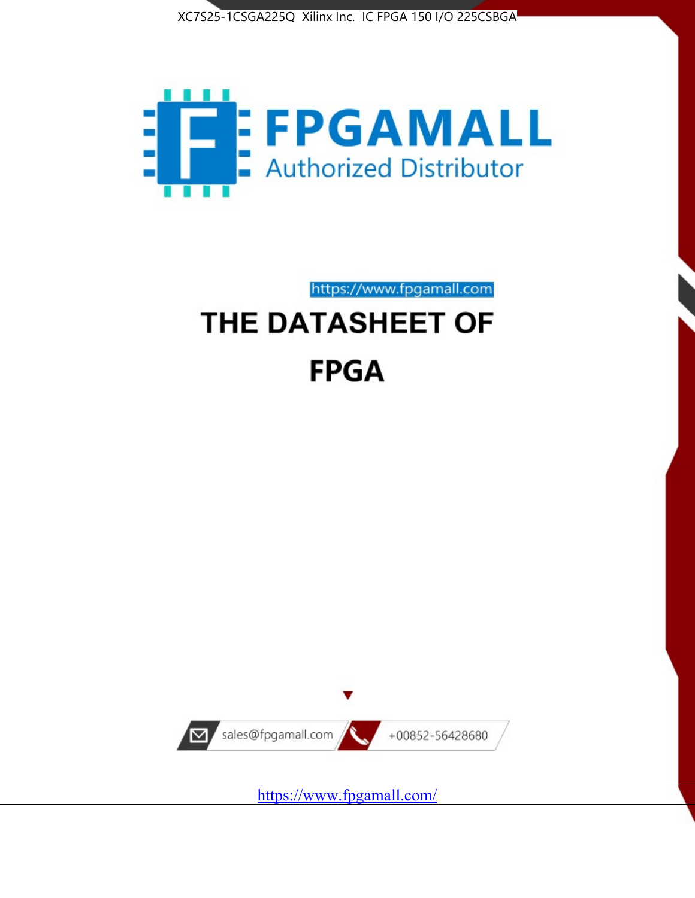XC7S25-1CSGA225Q Xilinx Inc. IC FPGA 150 I/O 225CSBGA

FPGAMALL

Authorized Distributor

https://www.fpgamall.com

# THE DATASHEET OF

# FPGA

sales@fpgamall.com

+00852-56428680

https://www.fpgamall.com/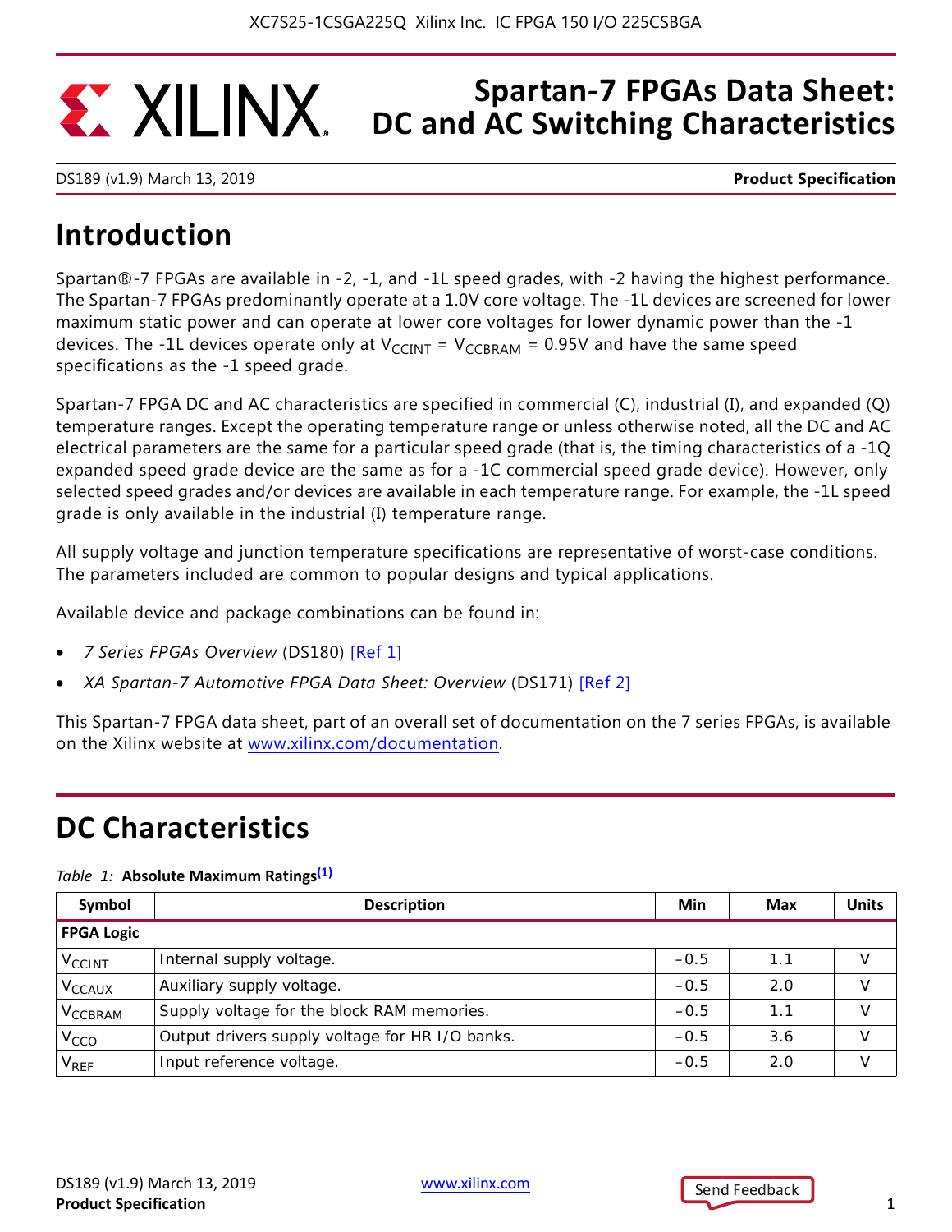# Spartan-7 FPGAs Data Sheet: DC and AC Switching Characteristics

DS189 (v1.9) March 13, 2019 **Product Specification**

## Introduction

Spartan®-7 FPGAs are available in -2, -1, and -1L speed grades, with -2 having the highest performance. The Spartan-7 FPGAs predominantly operate at a 1.0V core voltage. The -1L devices are screened for lower maximum static power and can operate at lower core voltages for lower dynamic power than the -1 devices. The -1L devices operate only at $V_{CCINT}$ = $V_{CCBRAM}$ = 0.95V and have the same speed specifications as the -1 speed grade.

Spartan-7 FPGA DC and AC characteristics are specified in commercial (C), industrial (I), and expanded (Q) temperature ranges. Except the operating temperature range or unless otherwise noted, all the DC and AC electrical parameters are the same for a particular speed grade (that is, the timing characteristics of a -1Q expanded speed grade device are the same as for a -1C commercial speed grade device). However, only selected speed grades and/or devices are available in each temperature range. For example, the -1L speed grade is only available in the industrial (I) temperature range.

All supply voltage and junction temperature specifications are representative of worst-case conditions. The parameters included are common to popular designs and typical applications.

Available device and package combinations can be found in:

- *7 Series FPGAs Overview* (DS180) [Ref 1]
- *XA Spartan-7 Automotive FPGA Data Sheet: Overview* (DS171) [Ref 2]

This Spartan-7 FPGA data sheet, part of an overall set of documentation on the 7 series FPGAs, is available on the Xilinx website at www.xilinx.com/documentation.

## DC Characteristics

*Table 1:* **Absolute Maximum Ratings**[(1)]

| Symbol | Description | Min | Max | Units |
|---|---|---|---|---|
| **FPGA Logic** | | | | |
| $V_{CCINT}$ | Internal supply voltage. | –0.5 | 1.1 | V |
| $V_{CCAUX}$ | Auxiliary supply voltage. | –0.5 | 2.0 | V |
| $V_{CCBRAM}$ | Supply voltage for the block RAM memories. | –0.5 | 1.1 | V |
| $V_{CCO}$ | Output drivers supply voltage for HR I/O banks. | –0.5 | 3.6 | V |
| $V_{REF}$ | Input reference voltage. | –0.5 | 2.0 | V |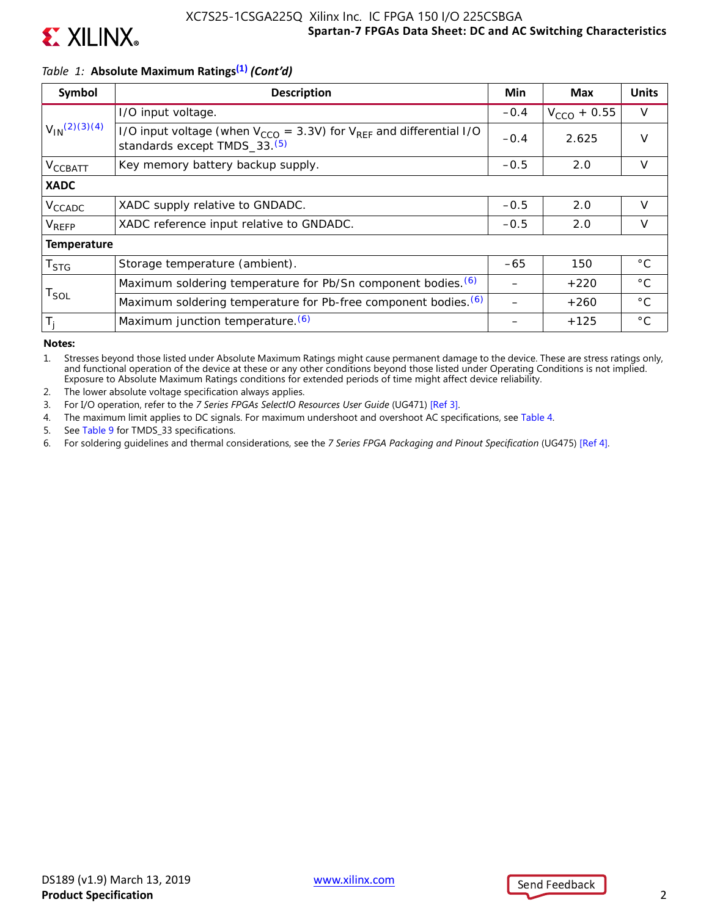*Table 1:* **Absolute Maximum Ratings[1] *(Cont'd)***

| Symbol | Description | Min | Max | Units |
|---|---|---|---|---|
| $V_{IN}$[2][3][4] | I/O input voltage. | –0.4 | $V_{CCO}$ + 0.55 | V |
| | I/O input voltage (when $V_{CCO}$ = 3.3V) for $V_{REF}$ and differential I/O standards except TMDS_33.[5] | –0.4 | 2.625 | V |
| $V_{CCBATT}$ | Key memory battery backup supply. | –0.5 | 2.0 | V |
| **XADC** | | | | |
| $V_{CCADC}$ | XADC supply relative to GNDADC. | –0.5 | 2.0 | V |
| $V_{REFP}$ | XADC reference input relative to GNDADC. | –0.5 | 2.0 | V |
| **Temperature** | | | | |
| $T_{STG}$ | Storage temperature (ambient). | –65 | 150 | °C |
| $T_{SOL}$ | Maximum soldering temperature for Pb/Sn component bodies.[6] | – | +220 | °C |
| | Maximum soldering temperature for Pb-free component bodies.[6] | – | +260 | °C |
| $T_j$ | Maximum junction temperature.[6] | – | +125 | °C |

**Notes:**

1. Stresses beyond those listed under Absolute Maximum Ratings might cause permanent damage to the device. These are stress ratings only, and functional operation of the device at these or any other conditions beyond those listed under Operating Conditions is not implied. Exposure to Absolute Maximum Ratings conditions for extended periods of time might affect device reliability.
2. The lower absolute voltage specification always applies.
3. For I/O operation, refer to the *7 Series FPGAs SelectIO Resources User Guide* (UG471) [Ref 3].
4. The maximum limit applies to DC signals. For maximum undershoot and overshoot AC specifications, see Table 4.
5. See Table 9 for TMDS_33 specifications.
6. For soldering guidelines and thermal considerations, see the *7 Series FPGA Packaging and Pinout Specification* (UG475) [Ref 4].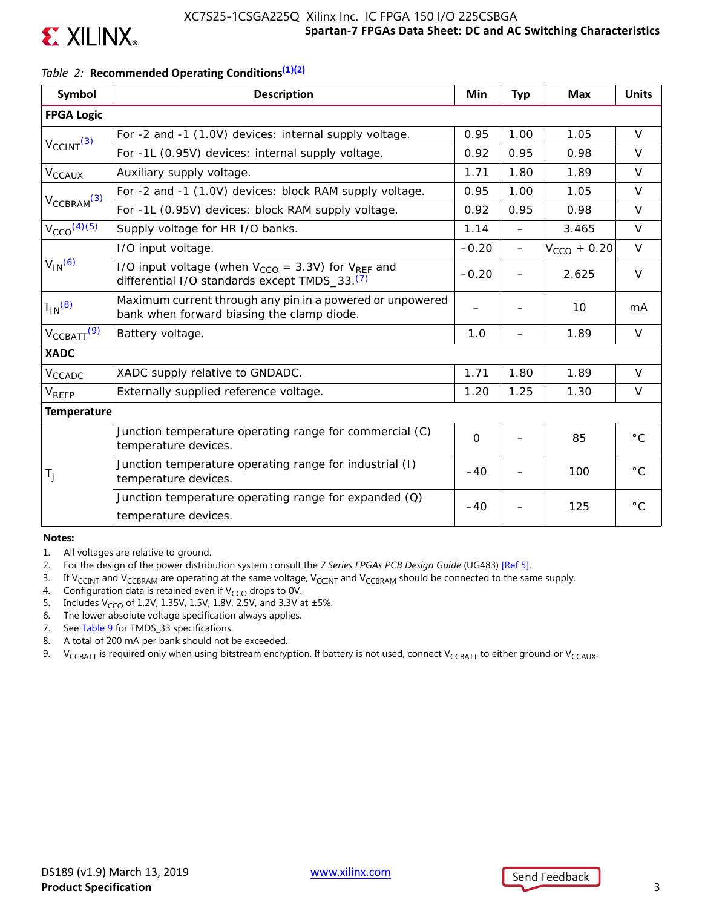Table 2: **Recommended Operating Conditions**[1][2]

| Symbol | Description | Min | Typ | Max | Units |
|---|---|---|---|---|---|
| **FPGA Logic** | | | | | |
| $V_{CCINT}$[3] | For -2 and -1 (1.0V) devices: internal supply voltage. | 0.95 | 1.00 | 1.05 | V |
| | For -1L (0.95V) devices: internal supply voltage. | 0.92 | 0.95 | 0.98 | V |
| $V_{CCAUX}$ | Auxiliary supply voltage. | 1.71 | 1.80 | 1.89 | V |
| $V_{CCBRAM}$[3] | For -2 and -1 (1.0V) devices: block RAM supply voltage. | 0.95 | 1.00 | 1.05 | V |
| | For -1L (0.95V) devices: block RAM supply voltage. | 0.92 | 0.95 | 0.98 | V |
| $V_{CCO}$[4][5] | Supply voltage for HR I/O banks. | 1.14 | – | 3.465 | V |
| $V_{IN}$[6] | I/O input voltage. | –0.20 | – | $V_{CCO}$ + 0.20 | V |
| | I/O input voltage (when $V_{CCO}$ = 3.3V) for $V_{REF}$ and differential I/O standards except TMDS_33.[7] | –0.20 | – | 2.625 | V |
| $I_{IN}$[8] | Maximum current through any pin in a powered or unpowered bank when forward biasing the clamp diode. | – | – | 10 | mA |
| $V_{CCBATT}$[9] | Battery voltage. | 1.0 | – | 1.89 | V |
| **XADC** | | | | | |
| $V_{CCADC}$ | XADC supply relative to GNDADC. | 1.71 | 1.80 | 1.89 | V |
| $V_{REFP}$ | Externally supplied reference voltage. | 1.20 | 1.25 | 1.30 | V |
| **Temperature** | | | | | |
| $T_j$ | Junction temperature operating range for commercial (C) temperature devices. | 0 | – | 85 | °C |
| | Junction temperature operating range for industrial (I) temperature devices. | –40 | – | 100 | °C |
| | Junction temperature operating range for expanded (Q) temperature devices. | –40 | – | 125 | °C |

**Notes:**

1. All voltages are relative to ground.
2. For the design of the power distribution system consult the *7 Series FPGAs PCB Design Guide* (UG483) [Ref 5].
3. If $V_{CCINT}$ and $V_{CCBRAM}$ are operating at the same voltage, $V_{CCINT}$ and $V_{CCBRAM}$ should be connected to the same supply.
4. Configuration data is retained even if $V_{CCO}$ drops to 0V.
5. Includes $V_{CCO}$ of 1.2V, 1.35V, 1.5V, 1.8V, 2.5V, and 3.3V at ±5%.
6. The lower absolute voltage specification always applies.
7. See Table 9 for TMDS_33 specifications.
8. A total of 200 mA per bank should not be exceeded.
9. $V_{CCBATT}$ is required only when using bitstream encryption. If battery is not used, connect $V_{CCBATT}$ to either ground or $V_{CCAUX}$.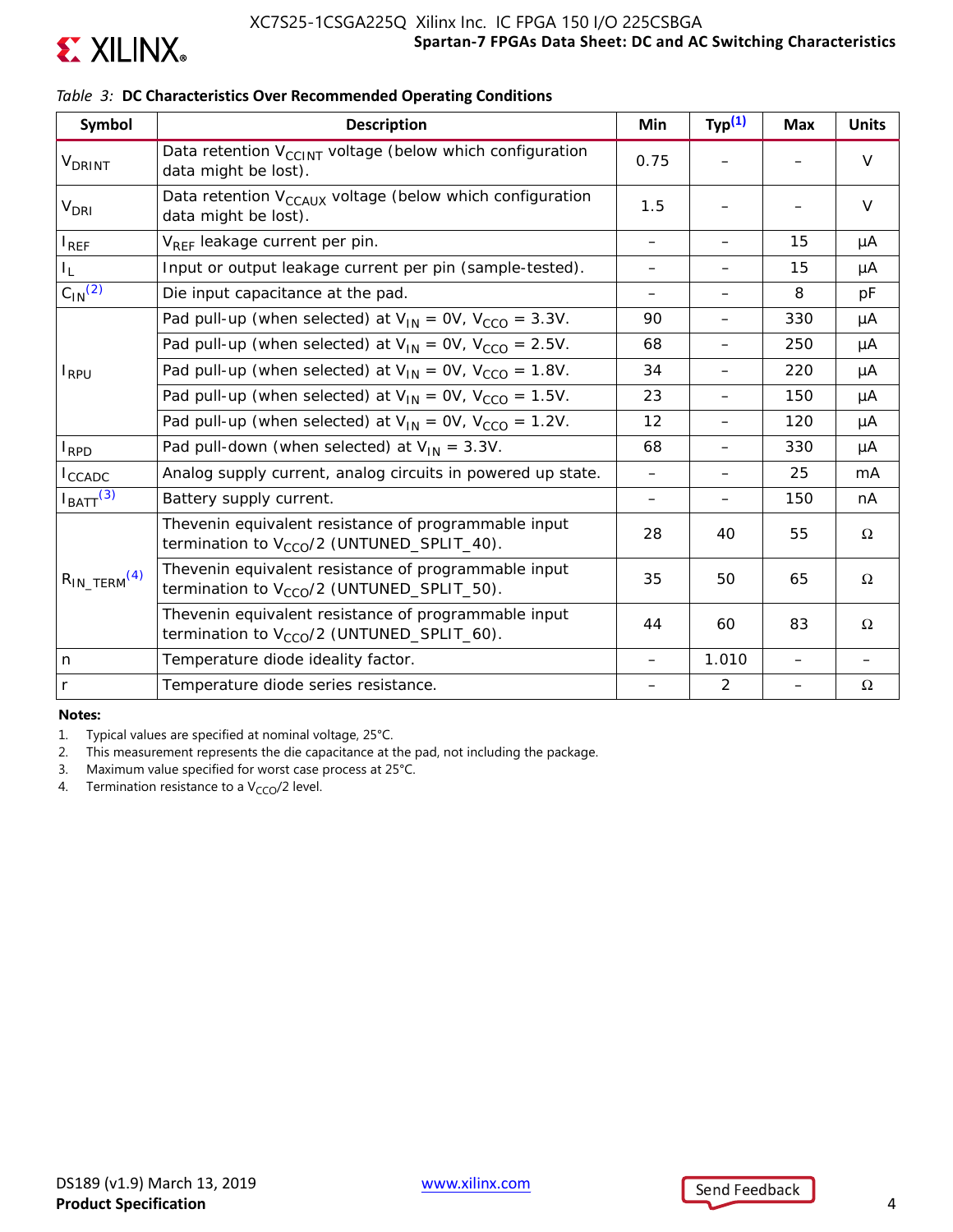*Table 3:* **DC Characteristics Over Recommended Operating Conditions**

| Symbol | Description | Min | Typ[(1)] | Max | Units |
|---|---|---|---|---|---|
| $V_{DRINT}$ | Data retention $V_{CCINT}$ voltage (below which configuration data might be lost). | 0.75 | – | – | V |
| $V_{DRI}$ | Data retention $V_{CCAUX}$ voltage (below which configuration data might be lost). | 1.5 | – | – | V |
| $I_{REF}$ | $V_{REF}$ leakage current per pin. | – | – | 15 | µA |
| $I_L$ | Input or output leakage current per pin (sample-tested). | – | – | 15 | µA |
| $C_{IN}$[(2)] | Die input capacitance at the pad. | – | – | 8 | pF |
| $I_{RPU}$ | Pad pull-up (when selected) at $V_{IN}$ = 0V, $V_{CCO}$ = 3.3V. | 90 | – | 330 | µA |
| | Pad pull-up (when selected) at $V_{IN}$ = 0V, $V_{CCO}$ = 2.5V. | 68 | – | 250 | µA |
| | Pad pull-up (when selected) at $V_{IN}$ = 0V, $V_{CCO}$ = 1.8V. | 34 | – | 220 | µA |
| | Pad pull-up (when selected) at $V_{IN}$ = 0V, $V_{CCO}$ = 1.5V. | 23 | – | 150 | µA |
| | Pad pull-up (when selected) at $V_{IN}$ = 0V, $V_{CCO}$ = 1.2V. | 12 | – | 120 | µA |
| $I_{RPD}$ | Pad pull-down (when selected) at $V_{IN}$ = 3.3V. | 68 | – | 330 | µA |
| $I_{CCADC}$ | Analog supply current, analog circuits in powered up state. | – | – | 25 | mA |
| $I_{BATT}$[(3)] | Battery supply current. | – | – | 150 | nA |
| $R_{IN\_TERM}$[(4)] | Thevenin equivalent resistance of programmable input termination to $V_{CCO}/2$ (UNTUNED_SPLIT_40). | 28 | 40 | 55 | Ω |
| | Thevenin equivalent resistance of programmable input termination to $V_{CCO}/2$ (UNTUNED_SPLIT_50). | 35 | 50 | 65 | Ω |
| | Thevenin equivalent resistance of programmable input termination to $V_{CCO}/2$ (UNTUNED_SPLIT_60). | 44 | 60 | 83 | Ω |
| n | Temperature diode ideality factor. | – | 1.010 | – | – |
| r | Temperature diode series resistance. | – | 2 | – | Ω |

**Notes:**

1. Typical values are specified at nominal voltage, 25°C.
2. This measurement represents the die capacitance at the pad, not including the package.
3. Maximum value specified for worst case process at 25°C.
4. Termination resistance to a $V_{CCO}/2$ level.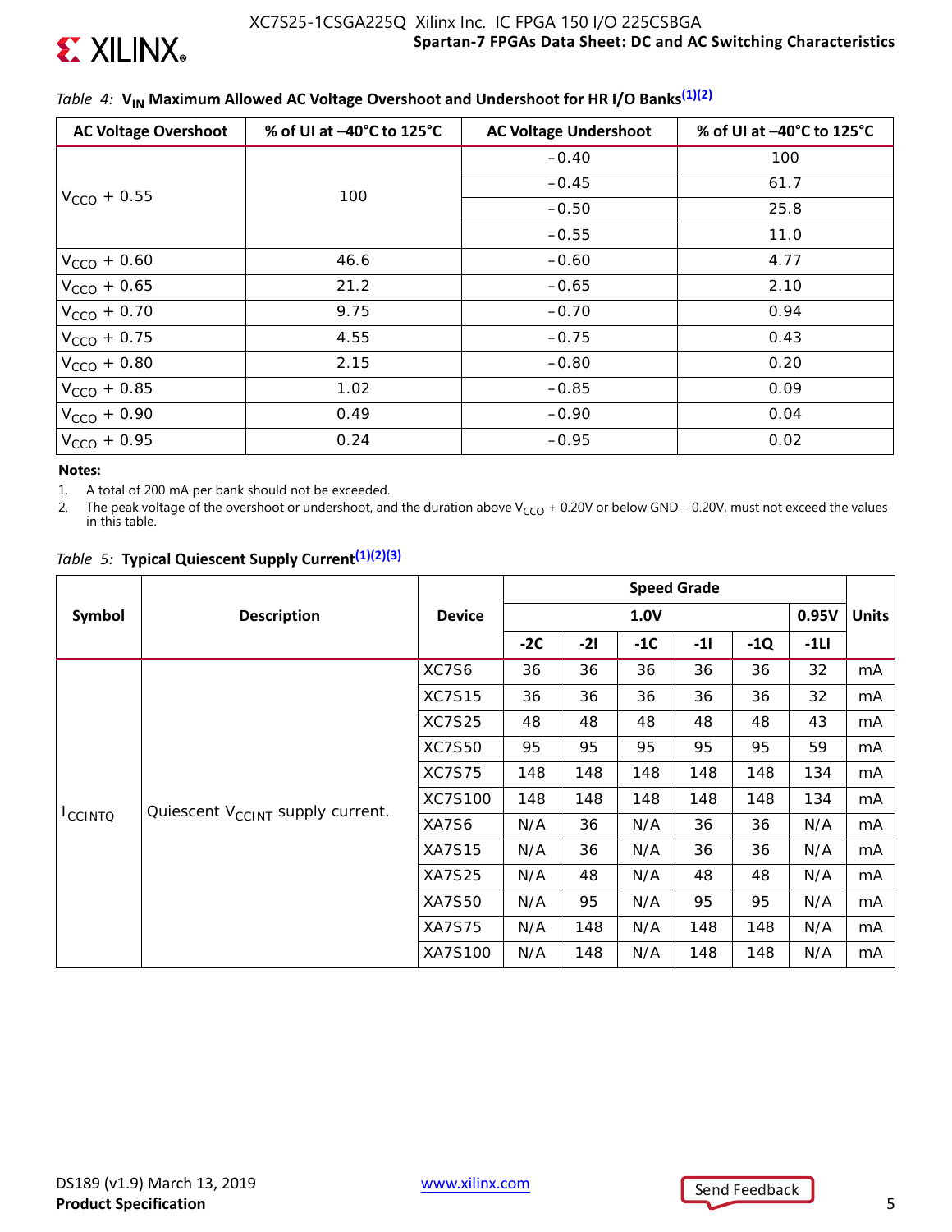*Table 4:* **$V_{IN}$ Maximum Allowed AC Voltage Overshoot and Undershoot for HR I/O Banks(1)(2)**

| AC Voltage Overshoot | % of UI at –40°C to 125°C | AC Voltage Undershoot | % of UI at –40°C to 125°C |
|---|---|---|---|
| $V_{CCO}$ + 0.55 | 100 | –0.40 | 100 |
| | | –0.45 | 61.7 |
| | | –0.50 | 25.8 |
| | | –0.55 | 11.0 |
| $V_{CCO}$ + 0.60 | 46.6 | –0.60 | 4.77 |
| $V_{CCO}$ + 0.65 | 21.2 | –0.65 | 2.10 |
| $V_{CCO}$ + 0.70 | 9.75 | –0.70 | 0.94 |
| $V_{CCO}$ + 0.75 | 4.55 | –0.75 | 0.43 |
| $V_{CCO}$ + 0.80 | 2.15 | –0.80 | 0.20 |
| $V_{CCO}$ + 0.85 | 1.02 | –0.85 | 0.09 |
| $V_{CCO}$ + 0.90 | 0.49 | –0.90 | 0.04 |
| $V_{CCO}$ + 0.95 | 0.24 | –0.95 | 0.02 |

**Notes:**

1. A total of 200 mA per bank should not be exceeded.
2. The peak voltage of the overshoot or undershoot, and the duration above $V_{CCO}$ + 0.20V or below GND – 0.20V, must not exceed the values in this table.

*Table 5:* **Typical Quiescent Supply Current(1)(2)(3)**

| Symbol | Description | Device | Speed Grade | | | | | | Units |
|---|---|---|---|---|---|---|---|---|---|
| | | | 1.0V | | | | | 0.95V | |
| | | | -2C | -2I | -1C | -1I | -1Q | -1LI | |
| $I_{CCINTQ}$ | Quiescent $V_{CCINT}$ supply current. | XC7S6 | 36 | 36 | 36 | 36 | 36 | 32 | mA |
| | | XC7S15 | 36 | 36 | 36 | 36 | 36 | 32 | mA |
| | | XC7S25 | 48 | 48 | 48 | 48 | 48 | 43 | mA |
| | | XC7S50 | 95 | 95 | 95 | 95 | 95 | 59 | mA |
| | | XC7S75 | 148 | 148 | 148 | 148 | 148 | 134 | mA |
| | | XC7S100 | 148 | 148 | 148 | 148 | 148 | 134 | mA |
| | | XA7S6 | N/A | 36 | N/A | 36 | 36 | N/A | mA |
| | | XA7S15 | N/A | 36 | N/A | 36 | 36 | N/A | mA |
| | | XA7S25 | N/A | 48 | N/A | 48 | 48 | N/A | mA |
| | | XA7S50 | N/A | 95 | N/A | 95 | 95 | N/A | mA |
| | | XA7S75 | N/A | 148 | N/A | 148 | 148 | N/A | mA |
| | | XA7S100 | N/A | 148 | N/A | 148 | 148 | N/A | mA |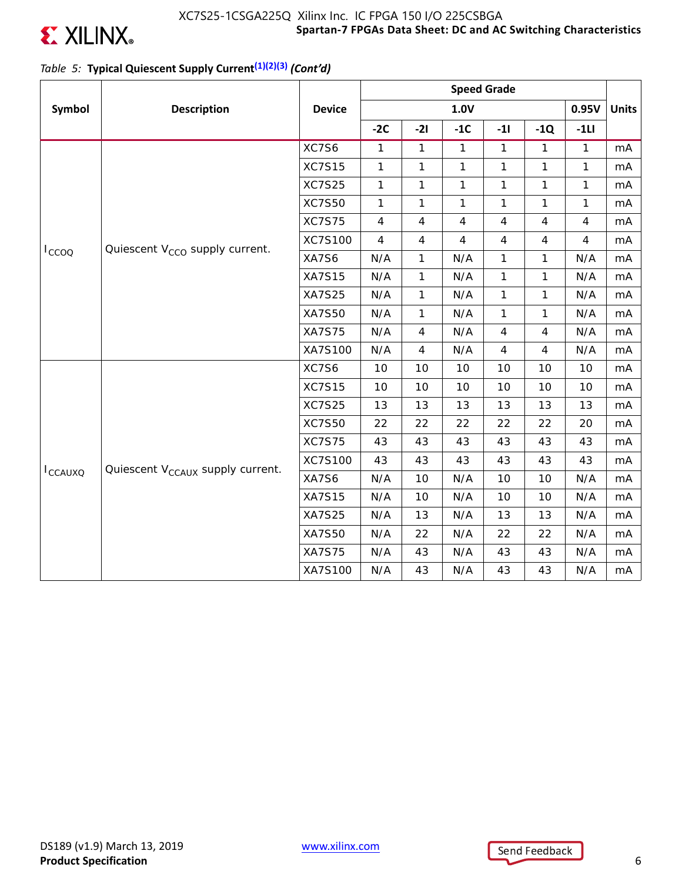*Table 5:* **Typical Quiescent Supply Current[(1)(2)(3)] *(Cont'd)***

| Symbol | Description | Device | Speed Grade | | | | | | Units |
|---|---|---|---|---|---|---|---|---|---|
| | | | 1.0V | | | | | 0.95V | |
| | | | -2C | -2I | -1C | -1I | -1Q | -1LI | |
| $I_{CCOQ}$ | Quiescent $V_{CCO}$ supply current. | XC7S6 | 1 | 1 | 1 | 1 | 1 | 1 | mA |
| | | XC7S15 | 1 | 1 | 1 | 1 | 1 | 1 | mA |
| | | XC7S25 | 1 | 1 | 1 | 1 | 1 | 1 | mA |
| | | XC7S50 | 1 | 1 | 1 | 1 | 1 | 1 | mA |
| | | XC7S75 | 4 | 4 | 4 | 4 | 4 | 4 | mA |
| | | XC7S100 | 4 | 4 | 4 | 4 | 4 | 4 | mA |
| | | XA7S6 | N/A | 1 | N/A | 1 | 1 | N/A | mA |
| | | XA7S15 | N/A | 1 | N/A | 1 | 1 | N/A | mA |
| | | XA7S25 | N/A | 1 | N/A | 1 | 1 | N/A | mA |
| | | XA7S50 | N/A | 1 | N/A | 1 | 1 | N/A | mA |
| | | XA7S75 | N/A | 4 | N/A | 4 | 4 | N/A | mA |
| | | XA7S100 | N/A | 4 | N/A | 4 | 4 | N/A | mA |
| $I_{CCAUXQ}$ | Quiescent $V_{CCAUX}$ supply current. | XC7S6 | 10 | 10 | 10 | 10 | 10 | 10 | mA |
| | | XC7S15 | 10 | 10 | 10 | 10 | 10 | 10 | mA |
| | | XC7S25 | 13 | 13 | 13 | 13 | 13 | 13 | mA |
| | | XC7S50 | 22 | 22 | 22 | 22 | 22 | 20 | mA |
| | | XC7S75 | 43 | 43 | 43 | 43 | 43 | 43 | mA |
| | | XC7S100 | 43 | 43 | 43 | 43 | 43 | 43 | mA |
| | | XA7S6 | N/A | 10 | N/A | 10 | 10 | N/A | mA |
| | | XA7S15 | N/A | 10 | N/A | 10 | 10 | N/A | mA |
| | | XA7S25 | N/A | 13 | N/A | 13 | 13 | N/A | mA |
| | | XA7S50 | N/A | 22 | N/A | 22 | 22 | N/A | mA |
| | | XA7S75 | N/A | 43 | N/A | 43 | 43 | N/A | mA |
| | | XA7S100 | N/A | 43 | N/A | 43 | 43 | N/A | mA |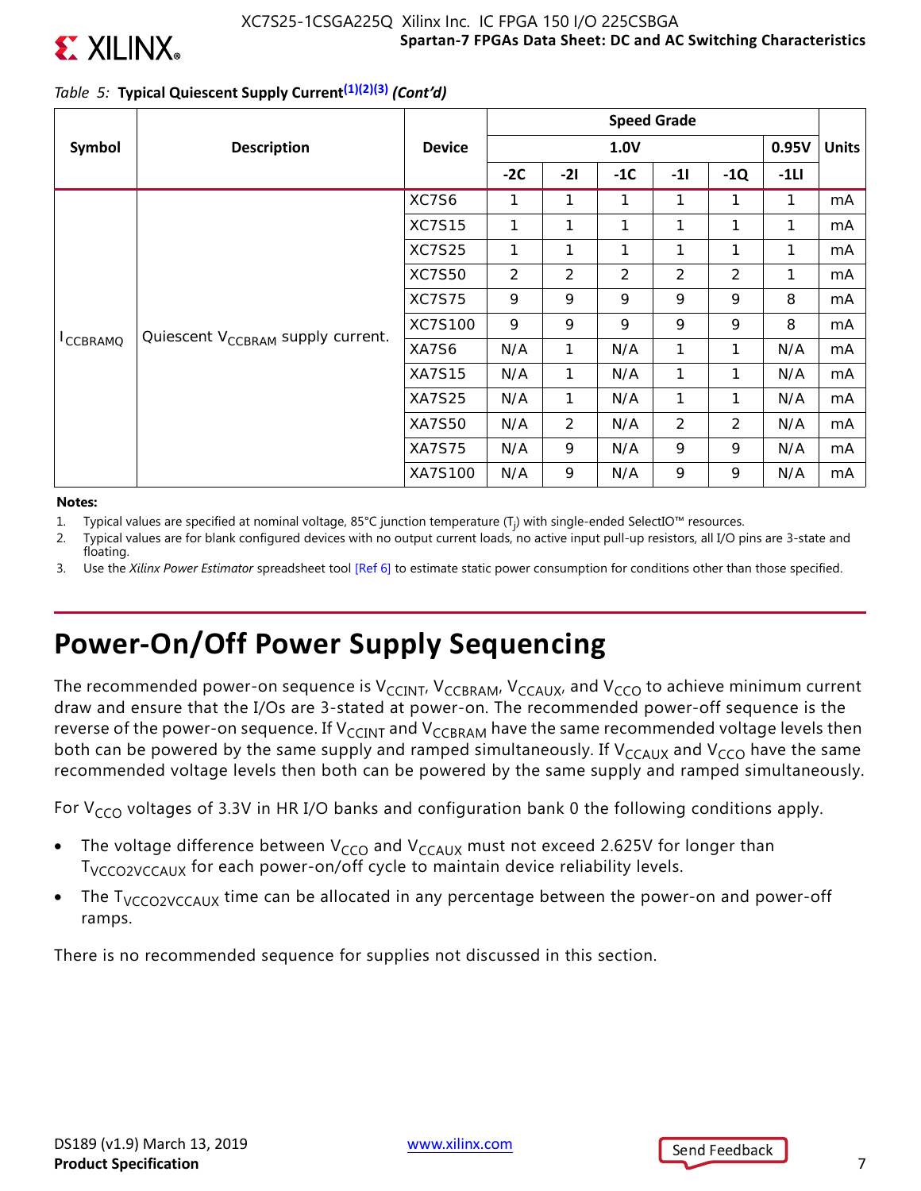Table 5: **Typical Quiescent Supply Current[1][2][3]** *(Cont'd)*

| Symbol | Description | Device | Speed Grade | | | | | | Units |
|---|---|---|---|---|---|---|---|---|---|
| | | | 1.0V | | | | | 0.95V | |
| | | | -2C | -2I | -1C | -1I | -1Q | -1LI | |
| $I_{CCBRAMQ}$ | Quiescent $V_{CCBRAM}$ supply current. | XC7S6 | 1 | 1 | 1 | 1 | 1 | 1 | mA |
| | | XC7S15 | 1 | 1 | 1 | 1 | 1 | 1 | mA |
| | | XC7S25 | 1 | 1 | 1 | 1 | 1 | 1 | mA |
| | | XC7S50 | 2 | 2 | 2 | 2 | 2 | 1 | mA |
| | | XC7S75 | 9 | 9 | 9 | 9 | 9 | 8 | mA |
| | | XC7S100 | 9 | 9 | 9 | 9 | 9 | 8 | mA |
| | | XA7S6 | N/A | 1 | N/A | 1 | 1 | N/A | mA |
| | | XA7S15 | N/A | 1 | N/A | 1 | 1 | N/A | mA |
| | | XA7S25 | N/A | 1 | N/A | 1 | 1 | N/A | mA |
| | | XA7S50 | N/A | 2 | N/A | 2 | 2 | N/A | mA |
| | | XA7S75 | N/A | 9 | N/A | 9 | 9 | N/A | mA |
| | | XA7S100 | N/A | 9 | N/A | 9 | 9 | N/A | mA |

**Notes:**

1. Typical values are specified at nominal voltage, 85°C junction temperature ($T_j$) with single-ended SelectIO™ resources.
2. Typical values are for blank configured devices with no output current loads, no active input pull-up resistors, all I/O pins are 3-state and floating.
3. Use the *Xilinx Power Estimator* spreadsheet tool [Ref 6] to estimate static power consumption for conditions other than those specified.

# Power-On/Off Power Supply Sequencing

The recommended power-on sequence is $V_{CCINT}$, $V_{CCBRAM}$, $V_{CCAUX}$, and $V_{CCO}$ to achieve minimum current draw and ensure that the I/Os are 3-stated at power-on. The recommended power-off sequence is the reverse of the power-on sequence. If $V_{CCINT}$ and $V_{CCBRAM}$ have the same recommended voltage levels then both can be powered by the same supply and ramped simultaneously. If $V_{CCAUX}$ and $V_{CCO}$ have the same recommended voltage levels then both can be powered by the same supply and ramped simultaneously.

For $V_{CCO}$ voltages of 3.3V in HR I/O banks and configuration bank 0 the following conditions apply.

- The voltage difference between $V_{CCO}$ and $V_{CCAUX}$ must not exceed 2.625V for longer than $T_{VCCO2VCCAUX}$ for each power-on/off cycle to maintain device reliability levels.
- The $T_{VCCO2VCCAUX}$ time can be allocated in any percentage between the power-on and power-off ramps.

There is no recommended sequence for supplies not discussed in this section.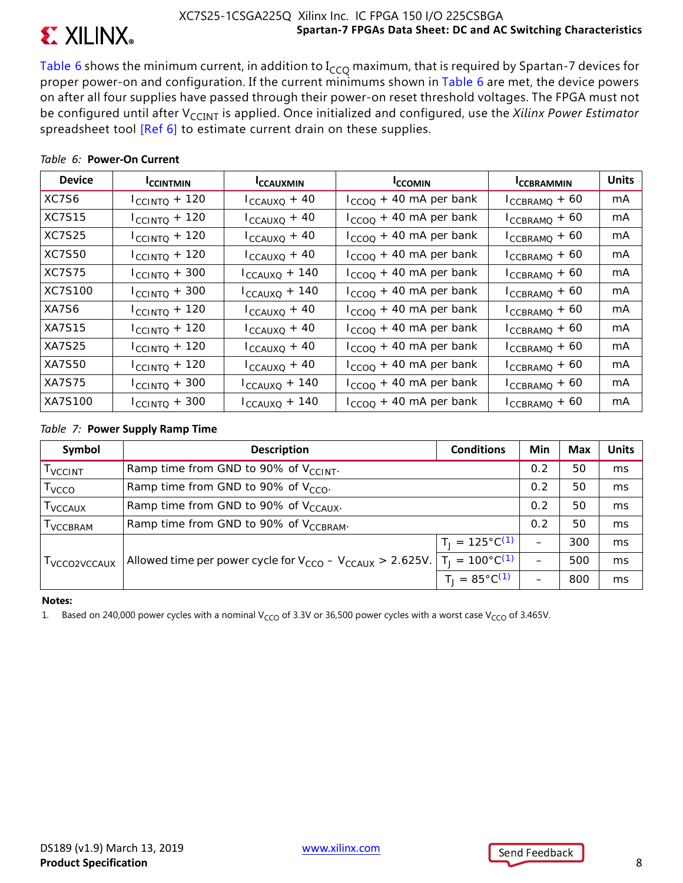Table 6 shows the minimum current, in addition to $I_{CCQ}$ maximum, that is required by Spartan-7 devices for proper power-on and configuration. If the current minimums shown in Table 6 are met, the device powers on after all four supplies have passed through their power-on reset threshold voltages. The FPGA must not be configured until after $V_{CCINT}$ is applied. Once initialized and configured, use the *Xilinx Power Estimator* spreadsheet tool [Ref 6] to estimate current drain on these supplies.

*Table 6:* **Power-On Current**

| Device | $I_{CCINTMIN}$ | $I_{CCAUXMIN}$ | $I_{CCOMIN}$ | $I_{CCBRAMMIN}$ | Units |
|---|---|---|---|---|---|
| XC7S6 | $I_{CCINTQ}$ + 120 | $I_{CCAUXQ}$ + 40 | $I_{CCOQ}$ + 40 mA per bank | $I_{CCBRAMQ}$ + 60 | mA |
| XC7S15 | $I_{CCINTQ}$ + 120 | $I_{CCAUXQ}$ + 40 | $I_{CCOQ}$ + 40 mA per bank | $I_{CCBRAMQ}$ + 60 | mA |
| XC7S25 | $I_{CCINTQ}$ + 120 | $I_{CCAUXQ}$ + 40 | $I_{CCOQ}$ + 40 mA per bank | $I_{CCBRAMQ}$ + 60 | mA |
| XC7S50 | $I_{CCINTQ}$ + 120 | $I_{CCAUXQ}$ + 40 | $I_{CCOQ}$ + 40 mA per bank | $I_{CCBRAMQ}$ + 60 | mA |
| XC7S75 | $I_{CCINTQ}$ + 300 | $I_{CCAUXQ}$ + 140 | $I_{CCOQ}$ + 40 mA per bank | $I_{CCBRAMQ}$ + 60 | mA |
| XC7S100 | $I_{CCINTQ}$ + 300 | $I_{CCAUXQ}$ + 140 | $I_{CCOQ}$ + 40 mA per bank | $I_{CCBRAMQ}$ + 60 | mA |
| XA7S6 | $I_{CCINTQ}$ + 120 | $I_{CCAUXQ}$ + 40 | $I_{CCOQ}$ + 40 mA per bank | $I_{CCBRAMQ}$ + 60 | mA |
| XA7S15 | $I_{CCINTQ}$ + 120 | $I_{CCAUXQ}$ + 40 | $I_{CCOQ}$ + 40 mA per bank | $I_{CCBRAMQ}$ + 60 | mA |
| XA7S25 | $I_{CCINTQ}$ + 120 | $I_{CCAUXQ}$ + 40 | $I_{CCOQ}$ + 40 mA per bank | $I_{CCBRAMQ}$ + 60 | mA |
| XA7S50 | $I_{CCINTQ}$ + 120 | $I_{CCAUXQ}$ + 40 | $I_{CCOQ}$ + 40 mA per bank | $I_{CCBRAMQ}$ + 60 | mA |
| XA7S75 | $I_{CCINTQ}$ + 300 | $I_{CCAUXQ}$ + 140 | $I_{CCOQ}$ + 40 mA per bank | $I_{CCBRAMQ}$ + 60 | mA |
| XA7S100 | $I_{CCINTQ}$ + 300 | $I_{CCAUXQ}$ + 140 | $I_{CCOQ}$ + 40 mA per bank | $I_{CCBRAMQ}$ + 60 | mA |

*Table 7:* **Power Supply Ramp Time**

| Symbol | Description | Conditions | Min | Max | Units |
|---|---|---|---|---|---|
| $T_{VCCINT}$ | Ramp time from GND to 90% of $V_{CCINT}$. | | 0.2 | 50 | ms |
| $T_{VCCO}$ | Ramp time from GND to 90% of $V_{CCO}$. | | 0.2 | 50 | ms |
| $T_{VCCAUX}$ | Ramp time from GND to 90% of $V_{CCAUX}$. | | 0.2 | 50 | ms |
| $T_{VCCBRAM}$ | Ramp time from GND to 90% of $V_{CCBRAM}$. | | 0.2 | 50 | ms |
| $T_{VCCO2VCCAUX}$ | Allowed time per power cycle for $V_{CCO}$ – $V_{CCAUX}$ > 2.625V. | $T_J$ = 125°C(1) | – | 300 | ms |
| | | $T_J$ = 100°C(1) | – | 500 | ms |
| | | $T_J$ = 85°C(1) | – | 800 | ms |

**Notes:**

1. Based on 240,000 power cycles with a nominal $V_{CCO}$ of 3.3V or 36,500 power cycles with a worst case $V_{CCO}$ of 3.465V.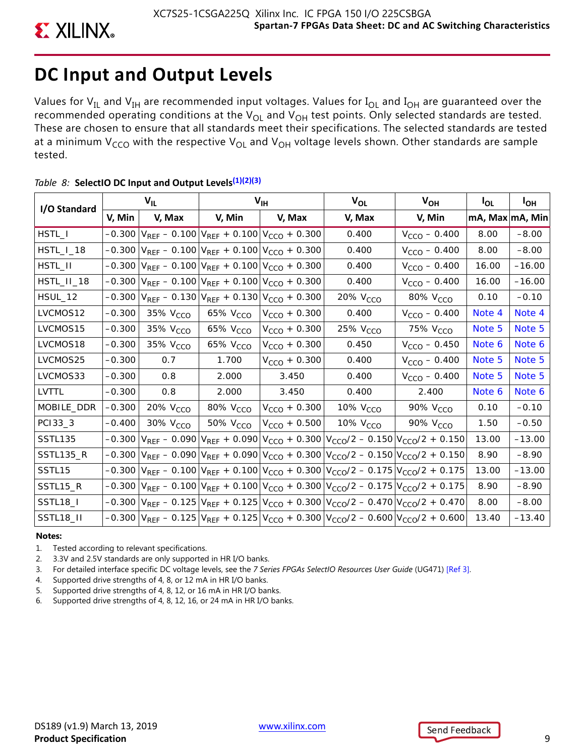# DC Input and Output Levels

Values for $V_{IL}$ and $V_{IH}$ are recommended input voltages. Values for $I_{OL}$ and $I_{OH}$ are guaranteed over the recommended operating conditions at the $V_{OL}$ and $V_{OH}$ test points. Only selected standards are tested. These are chosen to ensure that all standards meet their specifications. The selected standards are tested at a minimum $V_{CCO}$ with the respective $V_{OL}$ and $V_{OH}$ voltage levels shown. Other standards are sample tested.

*Table 8:* **SelectIO DC Input and Output Levels**(1)(2)(3)

| I/O Standard | $V_{IL}$ | | $V_{IH}$ | | $V_{OL}$ | $V_{OH}$ | $I_{OL}$ | $I_{OH}$ |
|---|---|---|---|---|---|---|---|---|
| | V, Min | V, Max | V, Min | V, Max | V, Max | V, Min | mA, Max | mA, Min |
| HSTL_I | –0.300 | $V_{REF}$ – 0.100 | $V_{REF}$ + 0.100 | $V_{CCO}$ + 0.300 | 0.400 | $V_{CCO}$ – 0.400 | 8.00 | –8.00 |
| HSTL_I_18 | –0.300 | $V_{REF}$ – 0.100 | $V_{REF}$ + 0.100 | $V_{CCO}$ + 0.300 | 0.400 | $V_{CCO}$ – 0.400 | 8.00 | –8.00 |
| HSTL_II | –0.300 | $V_{REF}$ – 0.100 | $V_{REF}$ + 0.100 | $V_{CCO}$ + 0.300 | 0.400 | $V_{CCO}$ – 0.400 | 16.00 | –16.00 |
| HSTL_II_18 | –0.300 | $V_{REF}$ – 0.100 | $V_{REF}$ + 0.100 | $V_{CCO}$ + 0.300 | 0.400 | $V_{CCO}$ – 0.400 | 16.00 | –16.00 |
| HSUL_12 | –0.300 | $V_{REF}$ – 0.130 | $V_{REF}$ + 0.130 | $V_{CCO}$ + 0.300 | 20% $V_{CCO}$ | 80% $V_{CCO}$ | 0.10 | –0.10 |
| LVCMOS12 | –0.300 | 35% $V_{CCO}$ | 65% $V_{CCO}$ | $V_{CCO}$ + 0.300 | 0.400 | $V_{CCO}$ – 0.400 | Note 4 | Note 4 |
| LVCMOS15 | –0.300 | 35% $V_{CCO}$ | 65% $V_{CCO}$ | $V_{CCO}$ + 0.300 | 25% $V_{CCO}$ | 75% $V_{CCO}$ | Note 5 | Note 5 |
| LVCMOS18 | –0.300 | 35% $V_{CCO}$ | 65% $V_{CCO}$ | $V_{CCO}$ + 0.300 | 0.450 | $V_{CCO}$ – 0.450 | Note 6 | Note 6 |
| LVCMOS25 | –0.300 | 0.7 | 1.700 | $V_{CCO}$ + 0.300 | 0.400 | $V_{CCO}$ – 0.400 | Note 5 | Note 5 |
| LVCMOS33 | –0.300 | 0.8 | 2.000 | 3.450 | 0.400 | $V_{CCO}$ – 0.400 | Note 5 | Note 5 |
| LVTTL | –0.300 | 0.8 | 2.000 | 3.450 | 0.400 | 2.400 | Note 6 | Note 6 |
| MOBILE_DDR | –0.300 | 20% $V_{CCO}$ | 80% $V_{CCO}$ | $V_{CCO}$ + 0.300 | 10% $V_{CCO}$ | 90% $V_{CCO}$ | 0.10 | –0.10 |
| PCI33_3 | –0.400 | 30% $V_{CCO}$ | 50% $V_{CCO}$ | $V_{CCO}$ + 0.500 | 10% $V_{CCO}$ | 90% $V_{CCO}$ | 1.50 | –0.50 |
| SSTL135 | –0.300 | $V_{REF}$ – 0.090 | $V_{REF}$ + 0.090 | $V_{CCO}$ + 0.300 | $V_{CCO}/2$ – 0.150 | $V_{CCO}/2$ + 0.150 | 13.00 | –13.00 |
| SSTL135_R | –0.300 | $V_{REF}$ – 0.090 | $V_{REF}$ + 0.090 | $V_{CCO}$ + 0.300 | $V_{CCO}/2$ – 0.150 | $V_{CCO}/2$ + 0.150 | 8.90 | –8.90 |
| SSTL15 | –0.300 | $V_{REF}$ – 0.100 | $V_{REF}$ + 0.100 | $V_{CCO}$ + 0.300 | $V_{CCO}/2$ – 0.175 | $V_{CCO}/2$ + 0.175 | 13.00 | –13.00 |
| SSTL15_R | –0.300 | $V_{REF}$ – 0.100 | $V_{REF}$ + 0.100 | $V_{CCO}$ + 0.300 | $V_{CCO}/2$ – 0.175 | $V_{CCO}/2$ + 0.175 | 8.90 | –8.90 |
| SSTL18_I | –0.300 | $V_{REF}$ – 0.125 | $V_{REF}$ + 0.125 | $V_{CCO}$ + 0.300 | $V_{CCO}/2$ – 0.470 | $V_{CCO}/2$ + 0.470 | 8.00 | –8.00 |
| SSTL18_II | –0.300 | $V_{REF}$ – 0.125 | $V_{REF}$ + 0.125 | $V_{CCO}$ + 0.300 | $V_{CCO}/2$ – 0.600 | $V_{CCO}/2$ + 0.600 | 13.40 | –13.40 |

**Notes:**

1. Tested according to relevant specifications.
2. 3.3V and 2.5V standards are only supported in HR I/O banks.
3. For detailed interface specific DC voltage levels, see the *7 Series FPGAs SelectIO Resources User Guide* (UG471) [Ref 3].
4. Supported drive strengths of 4, 8, or 12 mA in HR I/O banks.
5. Supported drive strengths of 4, 8, 12, or 16 mA in HR I/O banks.
6. Supported drive strengths of 4, 8, 12, 16, or 24 mA in HR I/O banks.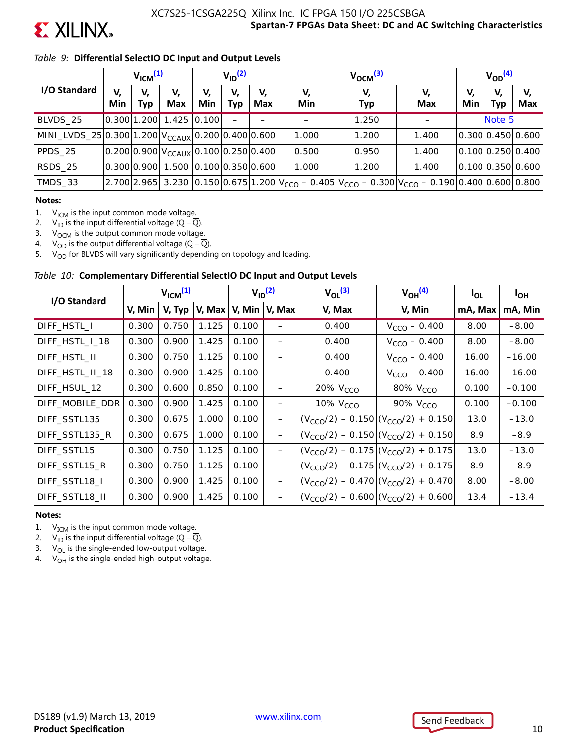*Table 9:* **Differential SelectIO DC Input and Output Levels**

| I/O Standard | $V_{ICM}$[(1)] | | | $V_{ID}$[(2)] | | | $V_{OCM}$[(3)] | | | $V_{OD}$[(4)] | | |
|---|---|---|---|---|---|---|---|---|---|---|---|---|
| | V, Min | V, Typ | V, Max | V, Min | V, Typ | V, Max | V, Min | V, Typ | V, Max | V, Min | V, Typ | V, Max |
| BLVDS_25 | 0.300 | 1.200 | 1.425 | 0.100 | – | – | – | 1.250 | – | Note 5 | | |
| MINI_LVDS_25 | 0.300 | 1.200 | $V_{CCAUX}$ | 0.200 | 0.400 | 0.600 | 1.000 | 1.200 | 1.400 | 0.300 | 0.450 | 0.600 |
| PPDS_25 | 0.200 | 0.900 | $V_{CCAUX}$ | 0.100 | 0.250 | 0.400 | 0.500 | 0.950 | 1.400 | 0.100 | 0.250 | 0.400 |
| RSDS_25 | 0.300 | 0.900 | 1.500 | 0.100 | 0.350 | 0.600 | 1.000 | 1.200 | 1.400 | 0.100 | 0.350 | 0.600 |
| TMDS_33 | 2.700 | 2.965 | 3.230 | 0.150 | 0.675 | 1.200 | $V_{CCO}$ – 0.405 | $V_{CCO}$ – 0.300 | $V_{CCO}$ – 0.190 | 0.400 | 0.600 | 0.800 |

**Notes:**

1. $V_{ICM}$ is the input common mode voltage.
2. $V_{ID}$ is the input differential voltage ($Q - \overline{Q}$).
3. $V_{OCM}$ is the output common mode voltage.
4. $V_{OD}$ is the output differential voltage ($Q - \overline{Q}$).
5. $V_{OD}$ for BLVDS will vary significantly depending on topology and loading.

*Table 10:* **Complementary Differential SelectIO DC Input and Output Levels**

| I/O Standard | $V_{ICM}$[(1)] | | | $V_{ID}$[(2)] | | $V_{OL}$[(3)] | $V_{OH}$[(4)] | $I_{OL}$ | $I_{OH}$ |
|---|---|---|---|---|---|---|---|---|---|
| | V, Min | V, Typ | V, Max | V, Min | V, Max | V, Max | V, Min | mA, Max | mA, Min |
| DIFF_HSTL_I | 0.300 | 0.750 | 1.125 | 0.100 | – | 0.400 | $V_{CCO}$ – 0.400 | 8.00 | –8.00 |
| DIFF_HSTL_I_18 | 0.300 | 0.900 | 1.425 | 0.100 | – | 0.400 | $V_{CCO}$ – 0.400 | 8.00 | –8.00 |
| DIFF_HSTL_II | 0.300 | 0.750 | 1.125 | 0.100 | – | 0.400 | $V_{CCO}$ – 0.400 | 16.00 | –16.00 |
| DIFF_HSTL_II_18 | 0.300 | 0.900 | 1.425 | 0.100 | – | 0.400 | $V_{CCO}$ – 0.400 | 16.00 | –16.00 |
| DIFF_HSUL_12 | 0.300 | 0.600 | 0.850 | 0.100 | – | 20% $V_{CCO}$ | 80% $V_{CCO}$ | 0.100 | –0.100 |
| DIFF_MOBILE_DDR | 0.300 | 0.900 | 1.425 | 0.100 | – | 10% $V_{CCO}$ | 90% $V_{CCO}$ | 0.100 | –0.100 |
| DIFF_SSTL135 | 0.300 | 0.675 | 1.000 | 0.100 | – | ($V_{CCO}$/2) – 0.150 | ($V_{CCO}$/2) + 0.150 | 13.0 | –13.0 |
| DIFF_SSTL135_R | 0.300 | 0.675 | 1.000 | 0.100 | – | ($V_{CCO}$/2) – 0.150 | ($V_{CCO}$/2) + 0.150 | 8.9 | –8.9 |
| DIFF_SSTL15 | 0.300 | 0.750 | 1.125 | 0.100 | – | ($V_{CCO}$/2) – 0.175 | ($V_{CCO}$/2) + 0.175 | 13.0 | –13.0 |
| DIFF_SSTL15_R | 0.300 | 0.750 | 1.125 | 0.100 | – | ($V_{CCO}$/2) – 0.175 | ($V_{CCO}$/2) + 0.175 | 8.9 | –8.9 |
| DIFF_SSTL18_I | 0.300 | 0.900 | 1.425 | 0.100 | – | ($V_{CCO}$/2) – 0.470 | ($V_{CCO}$/2) + 0.470 | 8.00 | –8.00 |
| DIFF_SSTL18_II | 0.300 | 0.900 | 1.425 | 0.100 | – | ($V_{CCO}$/2) – 0.600 | ($V_{CCO}$/2) + 0.600 | 13.4 | –13.4 |

**Notes:**

1. $V_{ICM}$ is the input common mode voltage.
2. $V_{ID}$ is the input differential voltage ($Q - \overline{Q}$).
3. $V_{OL}$ is the single-ended low-output voltage.
4. $V_{OH}$ is the single-ended high-output voltage.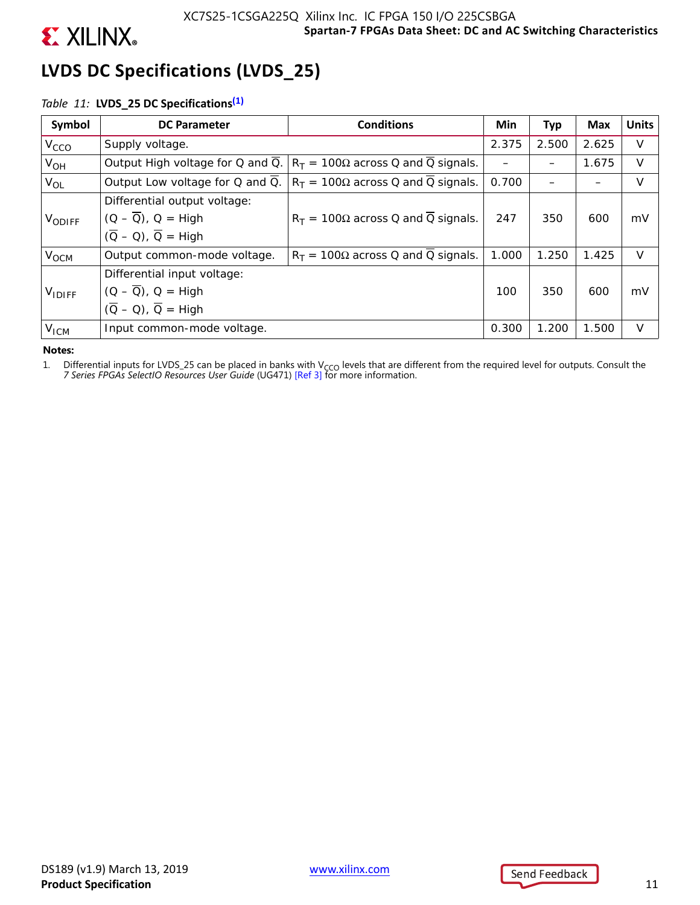## LVDS DC Specifications (LVDS_25)

*Table 11:* **LVDS_25 DC Specifications[1]**

| Symbol | DC Parameter | Conditions | Min | Typ | Max | Units |
|---|---|---|---|---|---|---|
| $V_{CCO}$ | Supply voltage. | | 2.375 | 2.500 | 2.625 | V |
| $V_{OH}$ | Output High voltage for Q and $\overline{Q}$. | $R_T$ = 100Ω across Q and $\overline{Q}$ signals. | – | – | 1.675 | V |
| $V_{OL}$ | Output Low voltage for Q and $\overline{Q}$. | $R_T$ = 100Ω across Q and $\overline{Q}$ signals. | 0.700 | – | – | V |
| $V_{ODIFF}$ | Differential output voltage: ($Q - \overline{Q}$), Q = High ($\overline{Q}$ – Q), $\overline{Q}$ = High | $R_T$ = 100Ω across Q and $\overline{Q}$ signals. | 247 | 350 | 600 | mV |
| $V_{OCM}$ | Output common-mode voltage. | $R_T$ = 100Ω across Q and $\overline{Q}$ signals. | 1.000 | 1.250 | 1.425 | V |
| $V_{IDIFF}$ | Differential input voltage: ($Q - \overline{Q}$), Q = High ($\overline{Q}$ – Q), $\overline{Q}$ = High | | 100 | 350 | 600 | mV |
| $V_{ICM}$ | Input common-mode voltage. | | 0.300 | 1.200 | 1.500 | V |

**Notes:**

1. Differential inputs for LVDS_25 can be placed in banks with $V_{CCO}$ levels that are different from the required level for outputs. Consult the *7 Series FPGAs SelectIO Resources User Guide* (UG471) [Ref 3] for more information.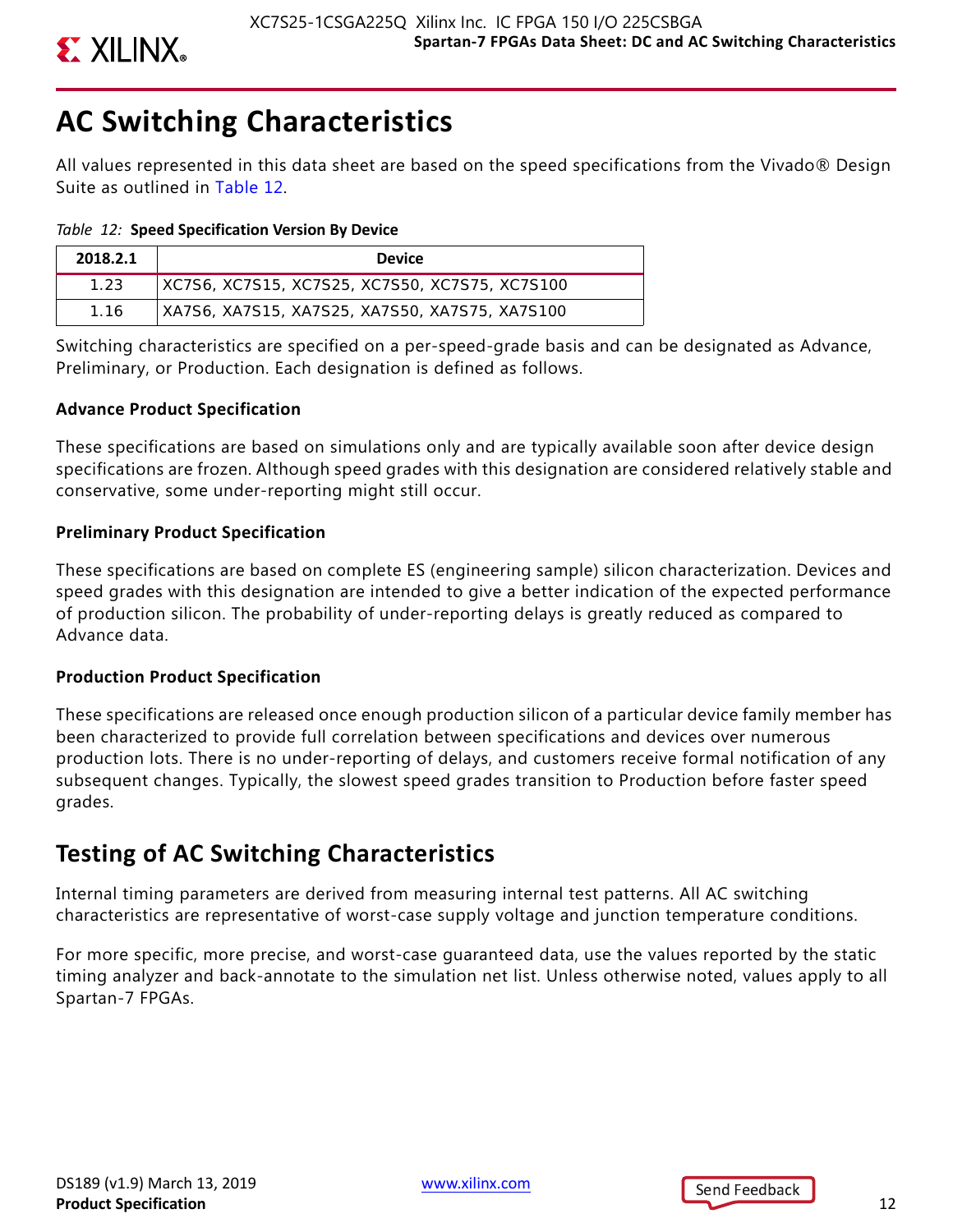# AC Switching Characteristics

All values represented in this data sheet are based on the speed specifications from the Vivado® Design Suite as outlined in Table 12.

*Table 12:* **Speed Specification Version By Device**

| 2018.2.1 | Device |
|---|---|
| 1.23 | XC7S6, XC7S15, XC7S25, XC7S50, XC7S75, XC7S100 |
| 1.16 | XA7S6, XA7S15, XA7S25, XA7S50, XA7S75, XA7S100 |

Switching characteristics are specified on a per-speed-grade basis and can be designated as Advance, Preliminary, or Production. Each designation is defined as follows.

### Advance Product Specification

These specifications are based on simulations only and are typically available soon after device design specifications are frozen. Although speed grades with this designation are considered relatively stable and conservative, some under-reporting might still occur.

### Preliminary Product Specification

These specifications are based on complete ES (engineering sample) silicon characterization. Devices and speed grades with this designation are intended to give a better indication of the expected performance of production silicon. The probability of under-reporting delays is greatly reduced as compared to Advance data.

### Production Product Specification

These specifications are released once enough production silicon of a particular device family member has been characterized to provide full correlation between specifications and devices over numerous production lots. There is no under-reporting of delays, and customers receive formal notification of any subsequent changes. Typically, the slowest speed grades transition to Production before faster speed grades.

## Testing of AC Switching Characteristics

Internal timing parameters are derived from measuring internal test patterns. All AC switching characteristics are representative of worst-case supply voltage and junction temperature conditions.

For more specific, more precise, and worst-case guaranteed data, use the values reported by the static timing analyzer and back-annotate to the simulation net list. Unless otherwise noted, values apply to all Spartan-7 FPGAs.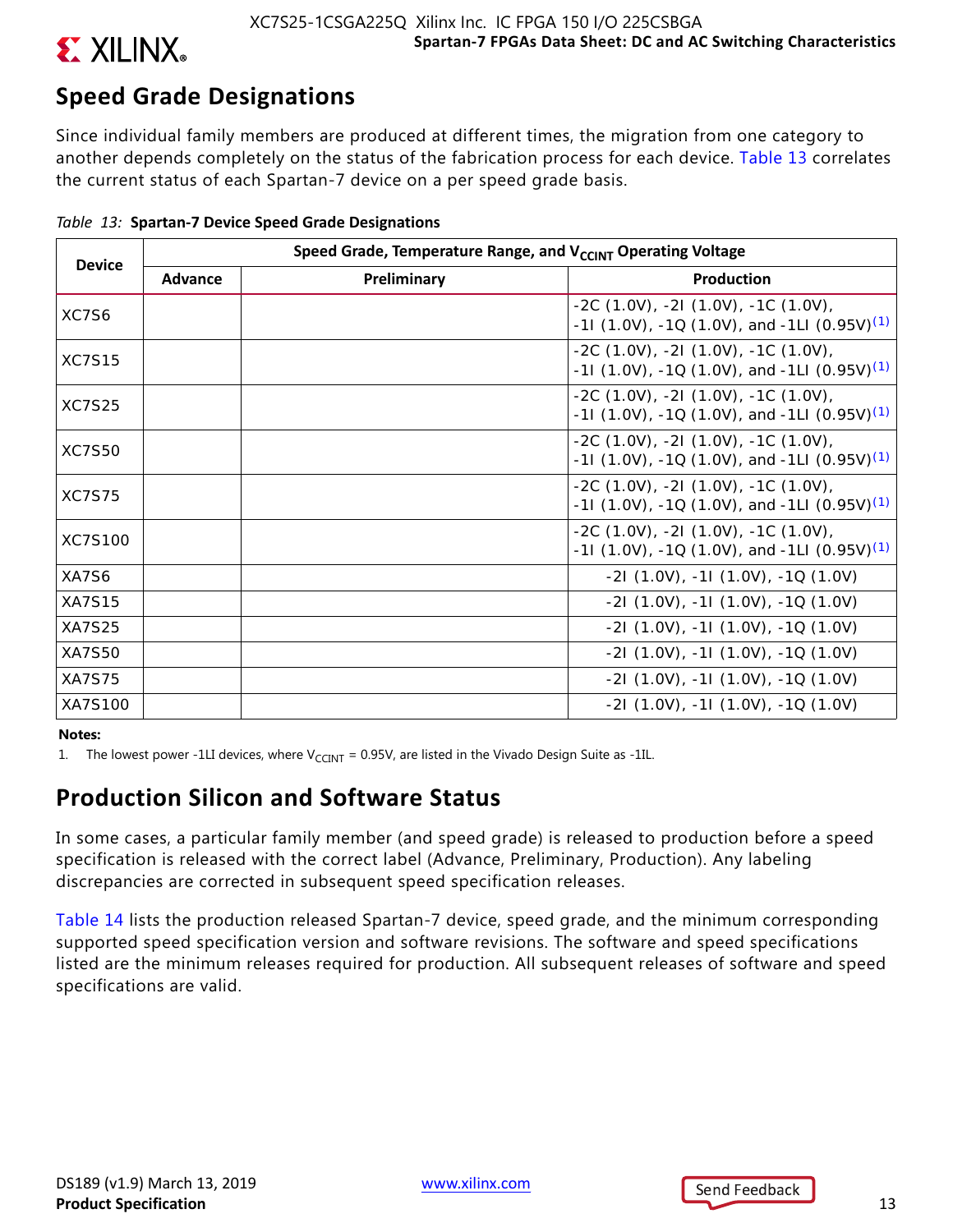## Speed Grade Designations

Since individual family members are produced at different times, the migration from one category to another depends completely on the status of the fabrication process for each device. Table 13 correlates the current status of each Spartan-7 device on a per speed grade basis.

*Table 13:* **Spartan-7 Device Speed Grade Designations**

| Device | Speed Grade, Temperature Range, and $V_{CCINT}$ Operating Voltage | | |
|---|---|---|---|
| | Advance | Preliminary | Production |
| XC7S6 | | | -2C (1.0V), -2I (1.0V), -1C (1.0V), -1I (1.0V), -1Q (1.0V), and -1LI (0.95V)[1] |
| XC7S15 | | | -2C (1.0V), -2I (1.0V), -1C (1.0V), -1I (1.0V), -1Q (1.0V), and -1LI (0.95V)[1] |
| XC7S25 | | | -2C (1.0V), -2I (1.0V), -1C (1.0V), -1I (1.0V), -1Q (1.0V), and -1LI (0.95V)[1] |
| XC7S50 | | | -2C (1.0V), -2I (1.0V), -1C (1.0V), -1I (1.0V), -1Q (1.0V), and -1LI (0.95V)[1] |
| XC7S75 | | | -2C (1.0V), -2I (1.0V), -1C (1.0V), -1I (1.0V), -1Q (1.0V), and -1LI (0.95V)[1] |
| XC7S100 | | | -2C (1.0V), -2I (1.0V), -1C (1.0V), -1I (1.0V), -1Q (1.0V), and -1LI (0.95V)[1] |
| XA7S6 | | | -2I (1.0V), -1I (1.0V), -1Q (1.0V) |
| XA7S15 | | | -2I (1.0V), -1I (1.0V), -1Q (1.0V) |
| XA7S25 | | | -2I (1.0V), -1I (1.0V), -1Q (1.0V) |
| XA7S50 | | | -2I (1.0V), -1I (1.0V), -1Q (1.0V) |
| XA7S75 | | | -2I (1.0V), -1I (1.0V), -1Q (1.0V) |
| XA7S100 | | | -2I (1.0V), -1I (1.0V), -1Q (1.0V) |

**Notes:**

1. The lowest power -1LI devices, where $V_{CCINT}$ = 0.95V, are listed in the Vivado Design Suite as -1IL.

## Production Silicon and Software Status

In some cases, a particular family member (and speed grade) is released to production before a speed specification is released with the correct label (Advance, Preliminary, Production). Any labeling discrepancies are corrected in subsequent speed specification releases.

Table 14 lists the production released Spartan-7 device, speed grade, and the minimum corresponding supported speed specification version and software revisions. The software and speed specifications listed are the minimum releases required for production. All subsequent releases of software and speed specifications are valid.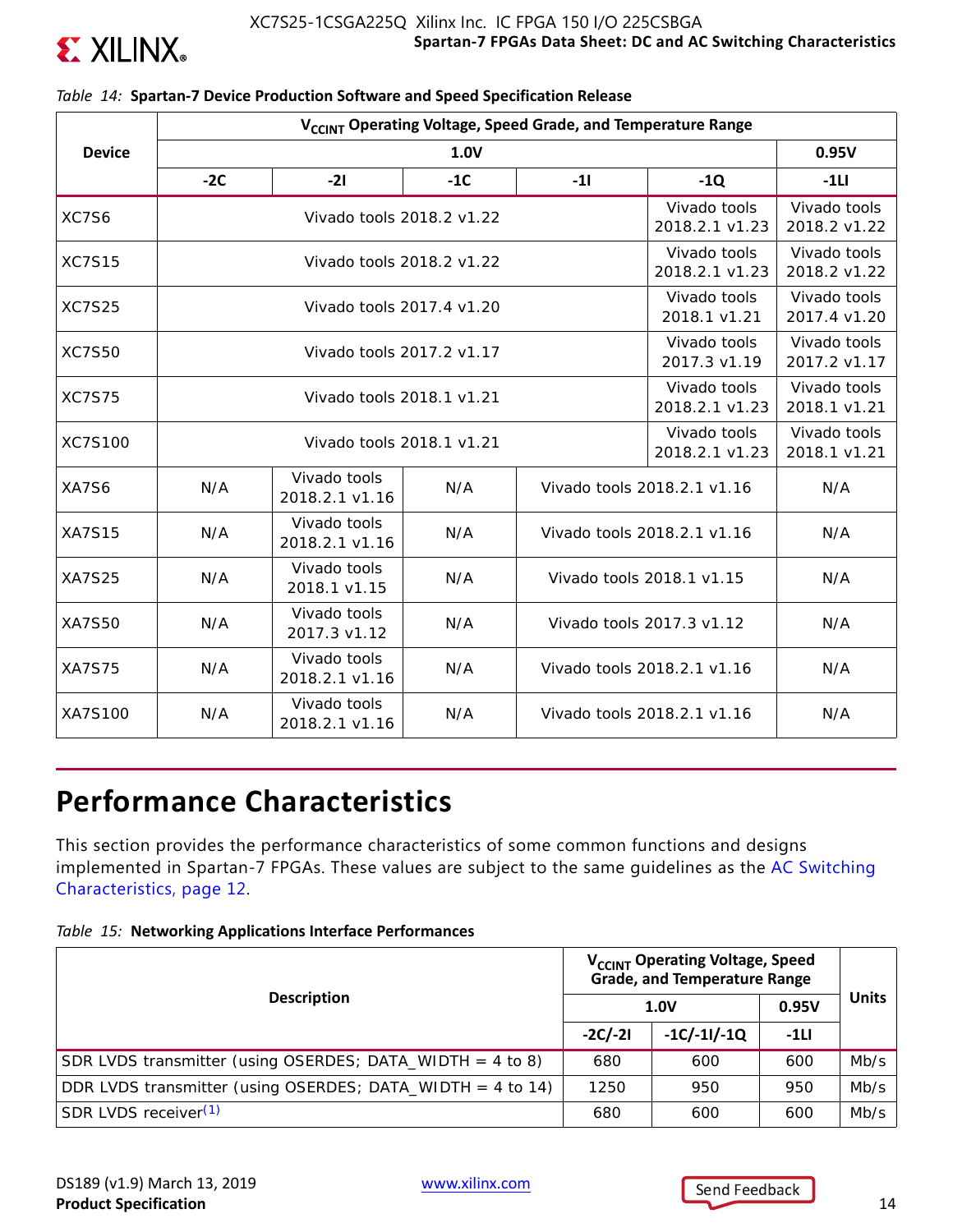*Table 14:* **Spartan-7 Device Production Software and Speed Specification Release**

| Device | $V_{CCINT}$ Operating Voltage, Speed Grade, and Temperature Range | | | | | |
|---|---|---|---|---|---|---|
| | 1.0V | | | | | 0.95V |
| | -2C | -2I | -1C | -1I | -1Q | -1LI |
| XC7S6 | Vivado tools 2018.2 v1.22 | | | | Vivado tools 2018.2.1 v1.23 | Vivado tools 2018.2 v1.22 |
| XC7S15 | Vivado tools 2018.2 v1.22 | | | | Vivado tools 2018.2.1 v1.23 | Vivado tools 2018.2 v1.22 |
| XC7S25 | Vivado tools 2017.4 v1.20 | | | | Vivado tools 2018.1 v1.21 | Vivado tools 2017.4 v1.20 |
| XC7S50 | Vivado tools 2017.2 v1.17 | | | | Vivado tools 2017.3 v1.19 | Vivado tools 2017.2 v1.17 |
| XC7S75 | Vivado tools 2018.1 v1.21 | | | | Vivado tools 2018.2.1 v1.23 | Vivado tools 2018.1 v1.21 |
| XC7S100 | Vivado tools 2018.1 v1.21 | | | | Vivado tools 2018.2.1 v1.23 | Vivado tools 2018.1 v1.21 |
| XA7S6 | N/A | Vivado tools 2018.2.1 v1.16 | N/A | Vivado tools 2018.2.1 v1.16 | | N/A |
| XA7S15 | N/A | Vivado tools 2018.2.1 v1.16 | N/A | Vivado tools 2018.2.1 v1.16 | | N/A |
| XA7S25 | N/A | Vivado tools 2018.1 v1.15 | N/A | Vivado tools 2018.1 v1.15 | | N/A |
| XA7S50 | N/A | Vivado tools 2017.3 v1.12 | N/A | Vivado tools 2017.3 v1.12 | | N/A |
| XA7S75 | N/A | Vivado tools 2018.2.1 v1.16 | N/A | Vivado tools 2018.2.1 v1.16 | | N/A |
| XA7S100 | N/A | Vivado tools 2018.2.1 v1.16 | N/A | Vivado tools 2018.2.1 v1.16 | | N/A |

# Performance Characteristics

This section provides the performance characteristics of some common functions and designs implemented in Spartan-7 FPGAs. These values are subject to the same guidelines as the AC Switching Characteristics, page 12.

*Table 15:* **Networking Applications Interface Performances**

| Description | $V_{CCINT}$ Operating Voltage, Speed Grade, and Temperature Range | | | Units |
|---|---|---|---|---|
| | 1.0V | | 0.95V | |
| | -2C/-2I | -1C/-1I/-1Q | -1LI | |
| SDR LVDS transmitter (using OSERDES; DATA_WIDTH = 4 to 8) | 680 | 600 | 600 | Mb/s |
| DDR LVDS transmitter (using OSERDES; DATA_WIDTH = 4 to 14) | 1250 | 950 | 950 | Mb/s |
| SDR LVDS receiver(1) | 680 | 600 | 600 | Mb/s |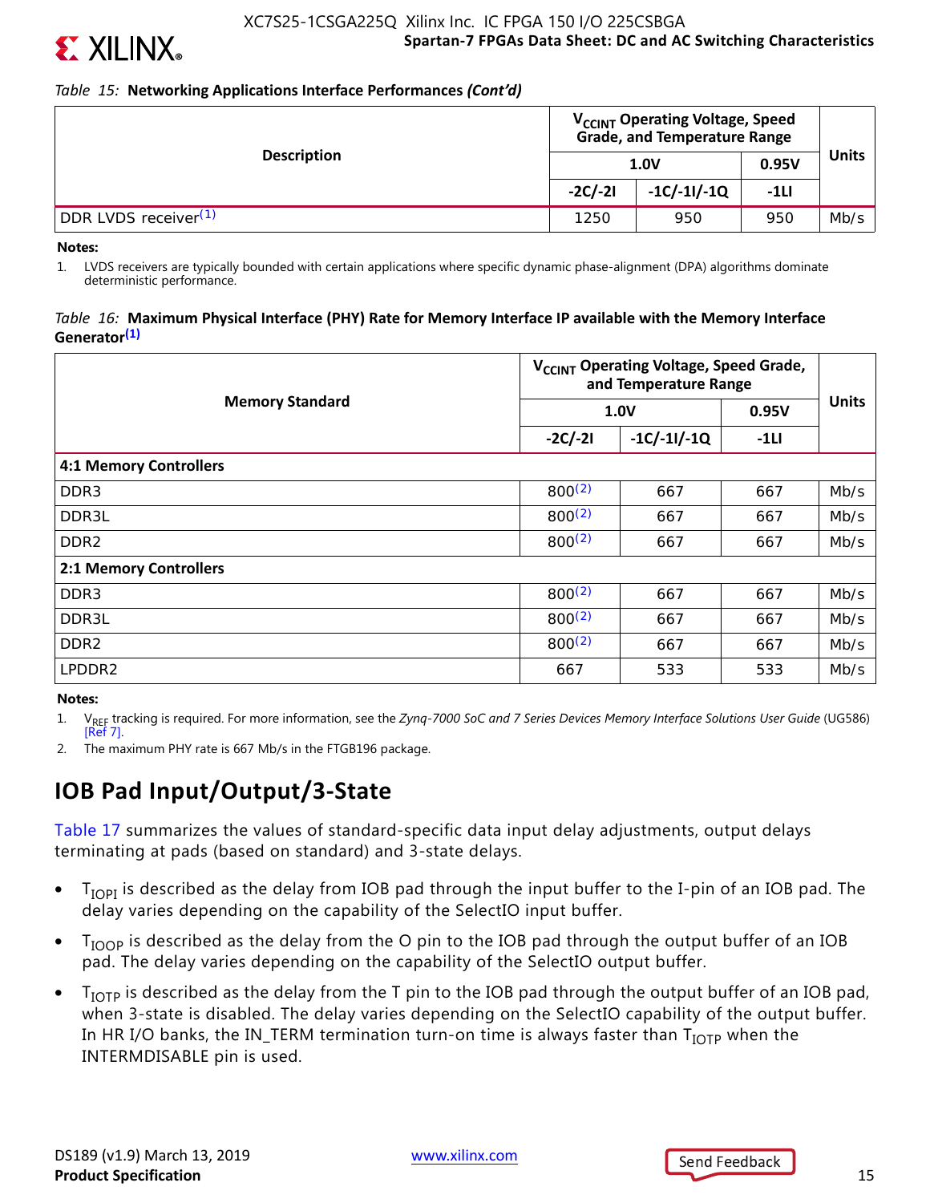*Table 15:* **Networking Applications Interface Performances *(Cont'd)***

| Description | $V_{CCINT}$ Operating Voltage, Speed Grade, and Temperature Range | | | Units |
|---|---|---|---|---|
| | 1.0V | | 0.95V | |
| | -2C/-2I | -1C/-1I/-1Q | -1LI | |
| DDR LVDS receiver[(1)] | 1250 | 950 | 950 | Mb/s |

**Notes:**

1. LVDS receivers are typically bounded with certain applications where specific dynamic phase-alignment (DPA) algorithms dominate deterministic performance.

*Table 16:* **Maximum Physical Interface (PHY) Rate for Memory Interface IP available with the Memory Interface Generator[(1)]**

| Memory Standard | $V_{CCINT}$ Operating Voltage, Speed Grade, and Temperature Range | | | Units |
|---|---|---|---|---|
| | 1.0V | | 0.95V | |
| | -2C/-2I | -1C/-1I/-1Q | -1LI | |
| **4:1 Memory Controllers** | | | | |
| DDR3 | 800[(2)] | 667 | 667 | Mb/s |
| DDR3L | 800[(2)] | 667 | 667 | Mb/s |
| DDR2 | 800[(2)] | 667 | 667 | Mb/s |
| **2:1 Memory Controllers** | | | | |
| DDR3 | 800[(2)] | 667 | 667 | Mb/s |
| DDR3L | 800[(2)] | 667 | 667 | Mb/s |
| DDR2 | 800[(2)] | 667 | 667 | Mb/s |
| LPDDR2 | 667 | 533 | 533 | Mb/s |

**Notes:**

1. $V_{REF}$ tracking is required. For more information, see the *Zynq-7000 SoC and 7 Series Devices Memory Interface Solutions User Guide* (UG586) [Ref 7].
2. The maximum PHY rate is 667 Mb/s in the FTGB196 package.

## IOB Pad Input/Output/3-State

Table 17 summarizes the values of standard-specific data input delay adjustments, output delays terminating at pads (based on standard) and 3-state delays.

- $T_{IOPI}$ is described as the delay from IOB pad through the input buffer to the I-pin of an IOB pad. The delay varies depending on the capability of the SelectIO input buffer.
- $T_{IOOP}$ is described as the delay from the O pin to the IOB pad through the output buffer of an IOB pad. The delay varies depending on the capability of the SelectIO output buffer.
- $T_{IOTP}$ is described as the delay from the T pin to the IOB pad through the output buffer of an IOB pad, when 3-state is disabled. The delay varies depending on the SelectIO capability of the output buffer. In HR I/O banks, the IN_TERM termination turn-on time is always faster than $T_{IOTP}$ when the INTERMDISABLE pin is used.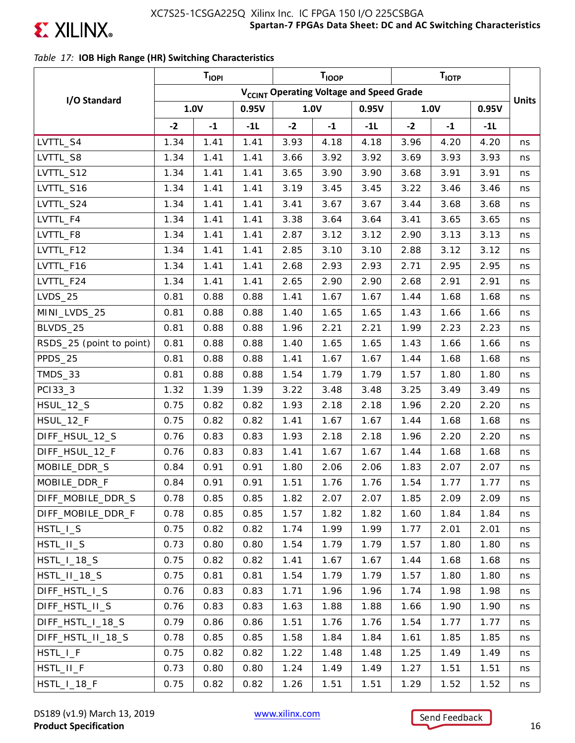*Table 17:* **IOB High Range (HR) Switching Characteristics**

| I/O Standard | $T_{IOPI}$ | | | $T_{IOOP}$ | | | $T_{IOTP}$ | | | Units |
|---|---|---|---|---|---|---|---|---|---|---|
| | $V_{CCINT}$ Operating Voltage and Speed Grade | | | | | | | | | |
| | 1.0V | | 0.95V | 1.0V | | 0.95V | 1.0V | | 0.95V | |
| | -2 | -1 | -1L | -2 | -1 | -1L | -2 | -1 | -1L | |
| LVTTL_S4 | 1.34 | 1.41 | 1.41 | 3.93 | 4.18 | 4.18 | 3.96 | 4.20 | 4.20 | ns |
| LVTTL_S8 | 1.34 | 1.41 | 1.41 | 3.66 | 3.92 | 3.92 | 3.69 | 3.93 | 3.93 | ns |
| LVTTL_S12 | 1.34 | 1.41 | 1.41 | 3.65 | 3.90 | 3.90 | 3.68 | 3.91 | 3.91 | ns |
| LVTTL_S16 | 1.34 | 1.41 | 1.41 | 3.19 | 3.45 | 3.45 | 3.22 | 3.46 | 3.46 | ns |
| LVTTL_S24 | 1.34 | 1.41 | 1.41 | 3.41 | 3.67 | 3.67 | 3.44 | 3.68 | 3.68 | ns |
| LVTTL_F4 | 1.34 | 1.41 | 1.41 | 3.38 | 3.64 | 3.64 | 3.41 | 3.65 | 3.65 | ns |
| LVTTL_F8 | 1.34 | 1.41 | 1.41 | 2.87 | 3.12 | 3.12 | 2.90 | 3.13 | 3.13 | ns |
| LVTTL_F12 | 1.34 | 1.41 | 1.41 | 2.85 | 3.10 | 3.10 | 2.88 | 3.12 | 3.12 | ns |
| LVTTL_F16 | 1.34 | 1.41 | 1.41 | 2.68 | 2.93 | 2.93 | 2.71 | 2.95 | 2.95 | ns |
| LVTTL_F24 | 1.34 | 1.41 | 1.41 | 2.65 | 2.90 | 2.90 | 2.68 | 2.91 | 2.91 | ns |
| LVDS_25 | 0.81 | 0.88 | 0.88 | 1.41 | 1.67 | 1.67 | 1.44 | 1.68 | 1.68 | ns |
| MINI_LVDS_25 | 0.81 | 0.88 | 0.88 | 1.40 | 1.65 | 1.65 | 1.43 | 1.66 | 1.66 | ns |
| BLVDS_25 | 0.81 | 0.88 | 0.88 | 1.96 | 2.21 | 2.21 | 1.99 | 2.23 | 2.23 | ns |
| RSDS_25 (point to point) | 0.81 | 0.88 | 0.88 | 1.40 | 1.65 | 1.65 | 1.43 | 1.66 | 1.66 | ns |
| PPDS_25 | 0.81 | 0.88 | 0.88 | 1.41 | 1.67 | 1.67 | 1.44 | 1.68 | 1.68 | ns |
| TMDS_33 | 0.81 | 0.88 | 0.88 | 1.54 | 1.79 | 1.79 | 1.57 | 1.80 | 1.80 | ns |
| PCI33_3 | 1.32 | 1.39 | 1.39 | 3.22 | 3.48 | 3.48 | 3.25 | 3.49 | 3.49 | ns |
| HSUL_12_S | 0.75 | 0.82 | 0.82 | 1.93 | 2.18 | 2.18 | 1.96 | 2.20 | 2.20 | ns |
| HSUL_12_F | 0.75 | 0.82 | 0.82 | 1.41 | 1.67 | 1.67 | 1.44 | 1.68 | 1.68 | ns |
| DIFF_HSUL_12_S | 0.76 | 0.83 | 0.83 | 1.93 | 2.18 | 2.18 | 1.96 | 2.20 | 2.20 | ns |
| DIFF_HSUL_12_F | 0.76 | 0.83 | 0.83 | 1.41 | 1.67 | 1.67 | 1.44 | 1.68 | 1.68 | ns |
| MOBILE_DDR_S | 0.84 | 0.91 | 0.91 | 1.80 | 2.06 | 2.06 | 1.83 | 2.07 | 2.07 | ns |
| MOBILE_DDR_F | 0.84 | 0.91 | 0.91 | 1.51 | 1.76 | 1.76 | 1.54 | 1.77 | 1.77 | ns |
| DIFF_MOBILE_DDR_S | 0.78 | 0.85 | 0.85 | 1.82 | 2.07 | 2.07 | 1.85 | 2.09 | 2.09 | ns |
| DIFF_MOBILE_DDR_F | 0.78 | 0.85 | 0.85 | 1.57 | 1.82 | 1.82 | 1.60 | 1.84 | 1.84 | ns |
| HSTL_I_S | 0.75 | 0.82 | 0.82 | 1.74 | 1.99 | 1.99 | 1.77 | 2.01 | 2.01 | ns |
| HSTL_II_S | 0.73 | 0.80 | 0.80 | 1.54 | 1.79 | 1.79 | 1.57 | 1.80 | 1.80 | ns |
| HSTL_I_18_S | 0.75 | 0.82 | 0.82 | 1.41 | 1.67 | 1.67 | 1.44 | 1.68 | 1.68 | ns |
| HSTL_II_18_S | 0.75 | 0.81 | 0.81 | 1.54 | 1.79 | 1.79 | 1.57 | 1.80 | 1.80 | ns |
| DIFF_HSTL_I_S | 0.76 | 0.83 | 0.83 | 1.71 | 1.96 | 1.96 | 1.74 | 1.98 | 1.98 | ns |
| DIFF_HSTL_II_S | 0.76 | 0.83 | 0.83 | 1.63 | 1.88 | 1.88 | 1.66 | 1.90 | 1.90 | ns |
| DIFF_HSTL_I_18_S | 0.79 | 0.86 | 0.86 | 1.51 | 1.76 | 1.76 | 1.54 | 1.77 | 1.77 | ns |
| DIFF_HSTL_II_18_S | 0.78 | 0.85 | 0.85 | 1.58 | 1.84 | 1.84 | 1.61 | 1.85 | 1.85 | ns |
| HSTL_I_F | 0.75 | 0.82 | 0.82 | 1.22 | 1.48 | 1.48 | 1.25 | 1.49 | 1.49 | ns |
| HSTL_II_F | 0.73 | 0.80 | 0.80 | 1.24 | 1.49 | 1.49 | 1.27 | 1.51 | 1.51 | ns |
| HSTL_I_18_F | 0.75 | 0.82 | 0.82 | 1.26 | 1.51 | 1.51 | 1.29 | 1.52 | 1.52 | ns |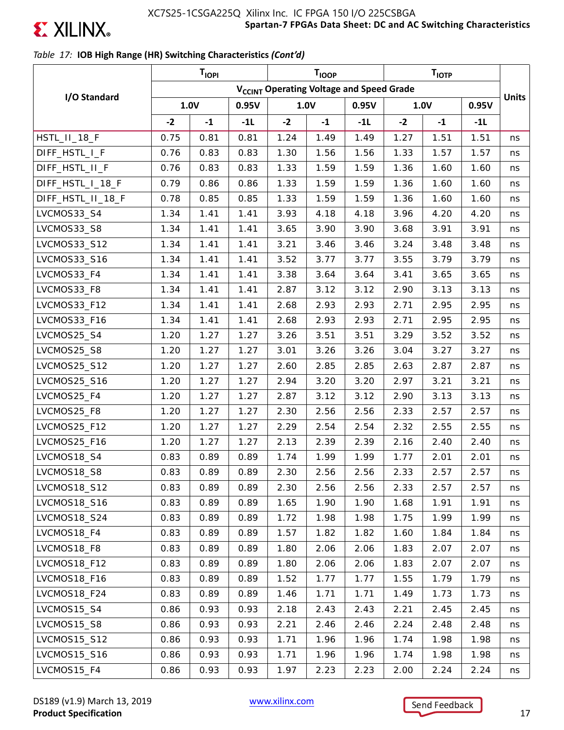*Table 17:* **IOB High Range (HR) Switching Characteristics *(Cont'd)***

| I/O Standard | $T_{IOPI}$ | | | $T_{IOOP}$ | | | $T_{IOTP}$ | | | Units |
|---|---|---|---|---|---|---|---|---|---|---|
| | $V_{CCINT}$ Operating Voltage and Speed Grade | | | | | | | | | |
| | 1.0V | | 0.95V | 1.0V | | 0.95V | 1.0V | | 0.95V | |
| | -2 | -1 | -1L | -2 | -1 | -1L | -2 | -1 | -1L | |
| HSTL_II_18_F | 0.75 | 0.81 | 0.81 | 1.24 | 1.49 | 1.49 | 1.27 | 1.51 | 1.51 | ns |
| DIFF_HSTL_I_F | 0.76 | 0.83 | 0.83 | 1.30 | 1.56 | 1.56 | 1.33 | 1.57 | 1.57 | ns |
| DIFF_HSTL_II_F | 0.76 | 0.83 | 0.83 | 1.33 | 1.59 | 1.59 | 1.36 | 1.60 | 1.60 | ns |
| DIFF_HSTL_I_18_F | 0.79 | 0.86 | 0.86 | 1.33 | 1.59 | 1.59 | 1.36 | 1.60 | 1.60 | ns |
| DIFF_HSTL_II_18_F | 0.78 | 0.85 | 0.85 | 1.33 | 1.59 | 1.59 | 1.36 | 1.60 | 1.60 | ns |
| LVCMOS33_S4 | 1.34 | 1.41 | 1.41 | 3.93 | 4.18 | 4.18 | 3.96 | 4.20 | 4.20 | ns |
| LVCMOS33_S8 | 1.34 | 1.41 | 1.41 | 3.65 | 3.90 | 3.90 | 3.68 | 3.91 | 3.91 | ns |
| LVCMOS33_S12 | 1.34 | 1.41 | 1.41 | 3.21 | 3.46 | 3.46 | 3.24 | 3.48 | 3.48 | ns |
| LVCMOS33_S16 | 1.34 | 1.41 | 1.41 | 3.52 | 3.77 | 3.77 | 3.55 | 3.79 | 3.79 | ns |
| LVCMOS33_F4 | 1.34 | 1.41 | 1.41 | 3.38 | 3.64 | 3.64 | 3.41 | 3.65 | 3.65 | ns |
| LVCMOS33_F8 | 1.34 | 1.41 | 1.41 | 2.87 | 3.12 | 3.12 | 2.90 | 3.13 | 3.13 | ns |
| LVCMOS33_F12 | 1.34 | 1.41 | 1.41 | 2.68 | 2.93 | 2.93 | 2.71 | 2.95 | 2.95 | ns |
| LVCMOS33_F16 | 1.34 | 1.41 | 1.41 | 2.68 | 2.93 | 2.93 | 2.71 | 2.95 | 2.95 | ns |
| LVCMOS25_S4 | 1.20 | 1.27 | 1.27 | 3.26 | 3.51 | 3.51 | 3.29 | 3.52 | 3.52 | ns |
| LVCMOS25_S8 | 1.20 | 1.27 | 1.27 | 3.01 | 3.26 | 3.26 | 3.04 | 3.27 | 3.27 | ns |
| LVCMOS25_S12 | 1.20 | 1.27 | 1.27 | 2.60 | 2.85 | 2.85 | 2.63 | 2.87 | 2.87 | ns |
| LVCMOS25_S16 | 1.20 | 1.27 | 1.27 | 2.94 | 3.20 | 3.20 | 2.97 | 3.21 | 3.21 | ns |
| LVCMOS25_F4 | 1.20 | 1.27 | 1.27 | 2.87 | 3.12 | 3.12 | 2.90 | 3.13 | 3.13 | ns |
| LVCMOS25_F8 | 1.20 | 1.27 | 1.27 | 2.30 | 2.56 | 2.56 | 2.33 | 2.57 | 2.57 | ns |
| LVCMOS25_F12 | 1.20 | 1.27 | 1.27 | 2.29 | 2.54 | 2.54 | 2.32 | 2.55 | 2.55 | ns |
| LVCMOS25_F16 | 1.20 | 1.27 | 1.27 | 2.13 | 2.39 | 2.39 | 2.16 | 2.40 | 2.40 | ns |
| LVCMOS18_S4 | 0.83 | 0.89 | 0.89 | 1.74 | 1.99 | 1.99 | 1.77 | 2.01 | 2.01 | ns |
| LVCMOS18_S8 | 0.83 | 0.89 | 0.89 | 2.30 | 2.56 | 2.56 | 2.33 | 2.57 | 2.57 | ns |
| LVCMOS18_S12 | 0.83 | 0.89 | 0.89 | 2.30 | 2.56 | 2.56 | 2.33 | 2.57 | 2.57 | ns |
| LVCMOS18_S16 | 0.83 | 0.89 | 0.89 | 1.65 | 1.90 | 1.90 | 1.68 | 1.91 | 1.91 | ns |
| LVCMOS18_S24 | 0.83 | 0.89 | 0.89 | 1.72 | 1.98 | 1.98 | 1.75 | 1.99 | 1.99 | ns |
| LVCMOS18_F4 | 0.83 | 0.89 | 0.89 | 1.57 | 1.82 | 1.82 | 1.60 | 1.84 | 1.84 | ns |
| LVCMOS18_F8 | 0.83 | 0.89 | 0.89 | 1.80 | 2.06 | 2.06 | 1.83 | 2.07 | 2.07 | ns |
| LVCMOS18_F12 | 0.83 | 0.89 | 0.89 | 1.80 | 2.06 | 2.06 | 1.83 | 2.07 | 2.07 | ns |
| LVCMOS18_F16 | 0.83 | 0.89 | 0.89 | 1.52 | 1.77 | 1.77 | 1.55 | 1.79 | 1.79 | ns |
| LVCMOS18_F24 | 0.83 | 0.89 | 0.89 | 1.46 | 1.71 | 1.71 | 1.49 | 1.73 | 1.73 | ns |
| LVCMOS15_S4 | 0.86 | 0.93 | 0.93 | 2.18 | 2.43 | 2.43 | 2.21 | 2.45 | 2.45 | ns |
| LVCMOS15_S8 | 0.86 | 0.93 | 0.93 | 2.21 | 2.46 | 2.46 | 2.24 | 2.48 | 2.48 | ns |
| LVCMOS15_S12 | 0.86 | 0.93 | 0.93 | 1.71 | 1.96 | 1.96 | 1.74 | 1.98 | 1.98 | ns |
| LVCMOS15_S16 | 0.86 | 0.93 | 0.93 | 1.71 | 1.96 | 1.96 | 1.74 | 1.98 | 1.98 | ns |
| LVCMOS15_F4 | 0.86 | 0.93 | 0.93 | 1.97 | 2.23 | 2.23 | 2.00 | 2.24 | 2.24 | ns |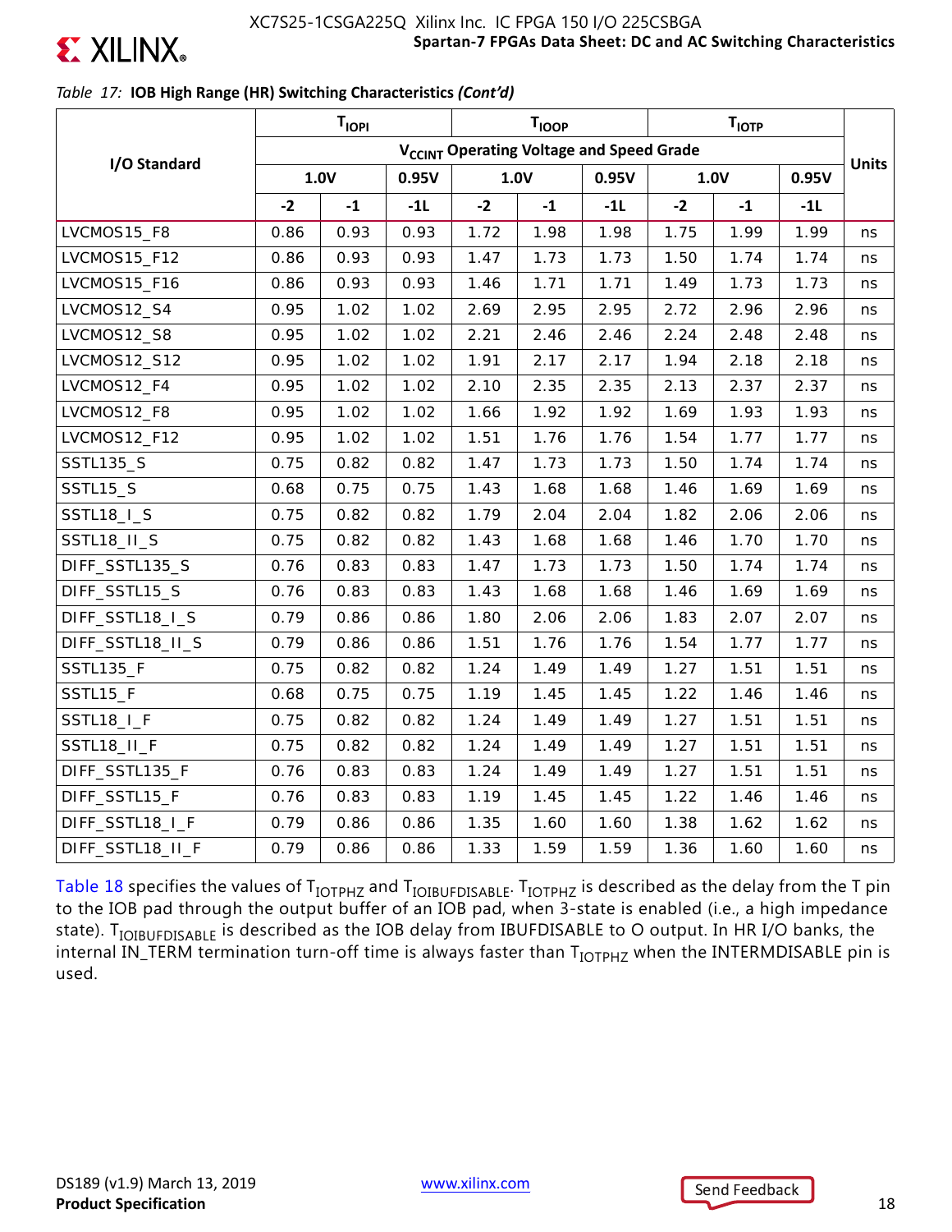*Table 17:* **IOB High Range (HR) Switching Characteristics *(Cont'd)***

| I/O Standard | $T_{IOPI}$ | | | $T_{IOOP}$ | | | $T_{IOTP}$ | | | Units |
|---|---|---|---|---|---|---|---|---|---|---|
| | $V_{CCINT}$ Operating Voltage and Speed Grade | | | | | | | | | |
| | 1.0V | | 0.95V | 1.0V | | 0.95V | 1.0V | | 0.95V | |
| | -2 | -1 | -1L | -2 | -1 | -1L | -2 | -1 | -1L | |
| LVCMOS15_F8 | 0.86 | 0.93 | 0.93 | 1.72 | 1.98 | 1.98 | 1.75 | 1.99 | 1.99 | ns |
| LVCMOS15_F12 | 0.86 | 0.93 | 0.93 | 1.47 | 1.73 | 1.73 | 1.50 | 1.74 | 1.74 | ns |
| LVCMOS15_F16 | 0.86 | 0.93 | 0.93 | 1.46 | 1.71 | 1.71 | 1.49 | 1.73 | 1.73 | ns |
| LVCMOS12_S4 | 0.95 | 1.02 | 1.02 | 2.69 | 2.95 | 2.95 | 2.72 | 2.96 | 2.96 | ns |
| LVCMOS12_S8 | 0.95 | 1.02 | 1.02 | 2.21 | 2.46 | 2.46 | 2.24 | 2.48 | 2.48 | ns |
| LVCMOS12_S12 | 0.95 | 1.02 | 1.02 | 1.91 | 2.17 | 2.17 | 1.94 | 2.18 | 2.18 | ns |
| LVCMOS12_F4 | 0.95 | 1.02 | 1.02 | 2.10 | 2.35 | 2.35 | 2.13 | 2.37 | 2.37 | ns |
| LVCMOS12_F8 | 0.95 | 1.02 | 1.02 | 1.66 | 1.92 | 1.92 | 1.69 | 1.93 | 1.93 | ns |
| LVCMOS12_F12 | 0.95 | 1.02 | 1.02 | 1.51 | 1.76 | 1.76 | 1.54 | 1.77 | 1.77 | ns |
| SSTL135_S | 0.75 | 0.82 | 0.82 | 1.47 | 1.73 | 1.73 | 1.50 | 1.74 | 1.74 | ns |
| SSTL15_S | 0.68 | 0.75 | 0.75 | 1.43 | 1.68 | 1.68 | 1.46 | 1.69 | 1.69 | ns |
| SSTL18_I_S | 0.75 | 0.82 | 0.82 | 1.79 | 2.04 | 2.04 | 1.82 | 2.06 | 2.06 | ns |
| SSTL18_II_S | 0.75 | 0.82 | 0.82 | 1.43 | 1.68 | 1.68 | 1.46 | 1.70 | 1.70 | ns |
| DIFF_SSTL135_S | 0.76 | 0.83 | 0.83 | 1.47 | 1.73 | 1.73 | 1.50 | 1.74 | 1.74 | ns |
| DIFF_SSTL15_S | 0.76 | 0.83 | 0.83 | 1.43 | 1.68 | 1.68 | 1.46 | 1.69 | 1.69 | ns |
| DIFF_SSTL18_I_S | 0.79 | 0.86 | 0.86 | 1.80 | 2.06 | 2.06 | 1.83 | 2.07 | 2.07 | ns |
| DIFF_SSTL18_II_S | 0.79 | 0.86 | 0.86 | 1.51 | 1.76 | 1.76 | 1.54 | 1.77 | 1.77 | ns |
| SSTL135_F | 0.75 | 0.82 | 0.82 | 1.24 | 1.49 | 1.49 | 1.27 | 1.51 | 1.51 | ns |
| SSTL15_F | 0.68 | 0.75 | 0.75 | 1.19 | 1.45 | 1.45 | 1.22 | 1.46 | 1.46 | ns |
| SSTL18_I_F | 0.75 | 0.82 | 0.82 | 1.24 | 1.49 | 1.49 | 1.27 | 1.51 | 1.51 | ns |
| SSTL18_II_F | 0.75 | 0.82 | 0.82 | 1.24 | 1.49 | 1.49 | 1.27 | 1.51 | 1.51 | ns |
| DIFF_SSTL135_F | 0.76 | 0.83 | 0.83 | 1.24 | 1.49 | 1.49 | 1.27 | 1.51 | 1.51 | ns |
| DIFF_SSTL15_F | 0.76 | 0.83 | 0.83 | 1.19 | 1.45 | 1.45 | 1.22 | 1.46 | 1.46 | ns |
| DIFF_SSTL18_I_F | 0.79 | 0.86 | 0.86 | 1.35 | 1.60 | 1.60 | 1.38 | 1.62 | 1.62 | ns |
| DIFF_SSTL18_II_F | 0.79 | 0.86 | 0.86 | 1.33 | 1.59 | 1.59 | 1.36 | 1.60 | 1.60 | ns |

Table 18 specifies the values of $T_{IOTPHZ}$ and $T_{IOIBUFDISABLE}$. $T_{IOTPHZ}$ is described as the delay from the T pin to the IOB pad through the output buffer of an IOB pad, when 3-state is enabled (i.e., a high impedance state). $T_{IOIBUFDISABLE}$ is described as the IOB delay from IBUFDISABLE to O output. In HR I/O banks, the internal IN_TERM termination turn-off time is always faster than $T_{IOTPHZ}$ when the INTERMDISABLE pin is used.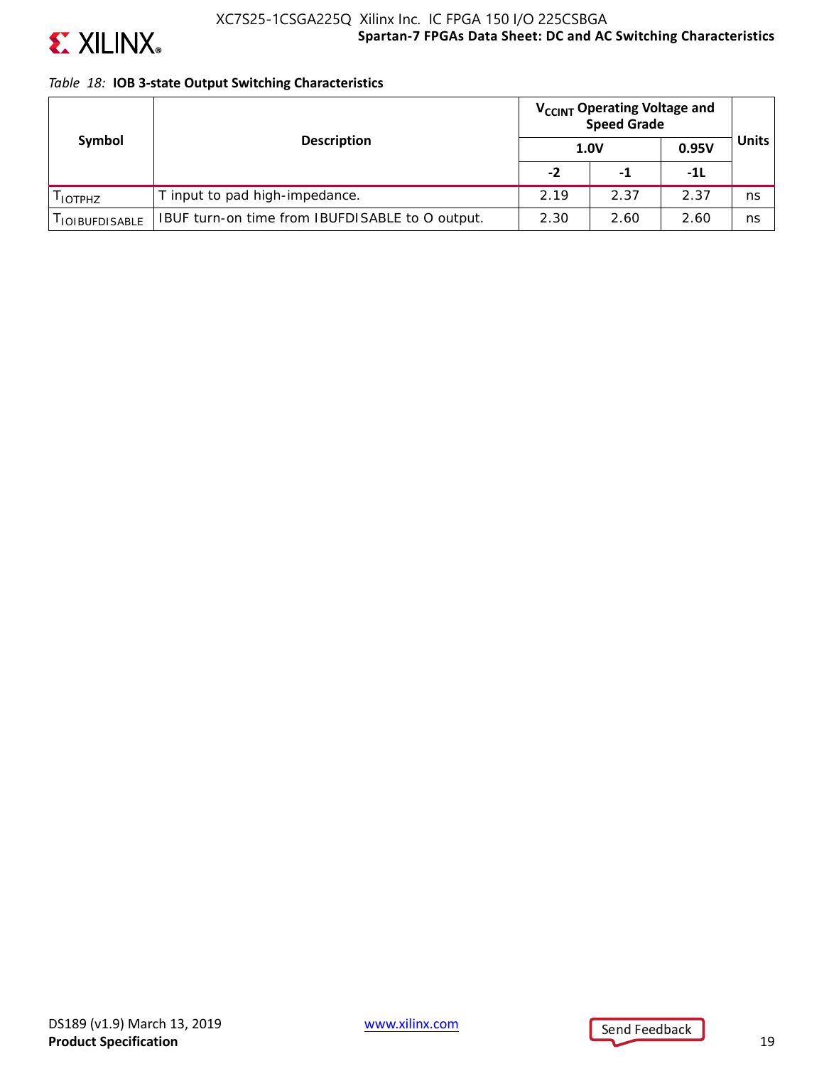*Table 18:* **IOB 3-state Output Switching Characteristics**

| Symbol | Description | $V_{CCINT}$ Operating Voltage and Speed Grade | | | Units |
|---|---|---|---|---|---|
| | | 1.0V | | 0.95V | |
| | | -2 | -1 | -1L | |
| $T_{IOTPHZ}$ | T input to pad high-impedance. | 2.19 | 2.37 | 2.37 | ns |
| $T_{IOIBUFDISABLE}$ | IBUF turn-on time from IBUFDISABLE to O output. | 2.30 | 2.60 | 2.60 | ns |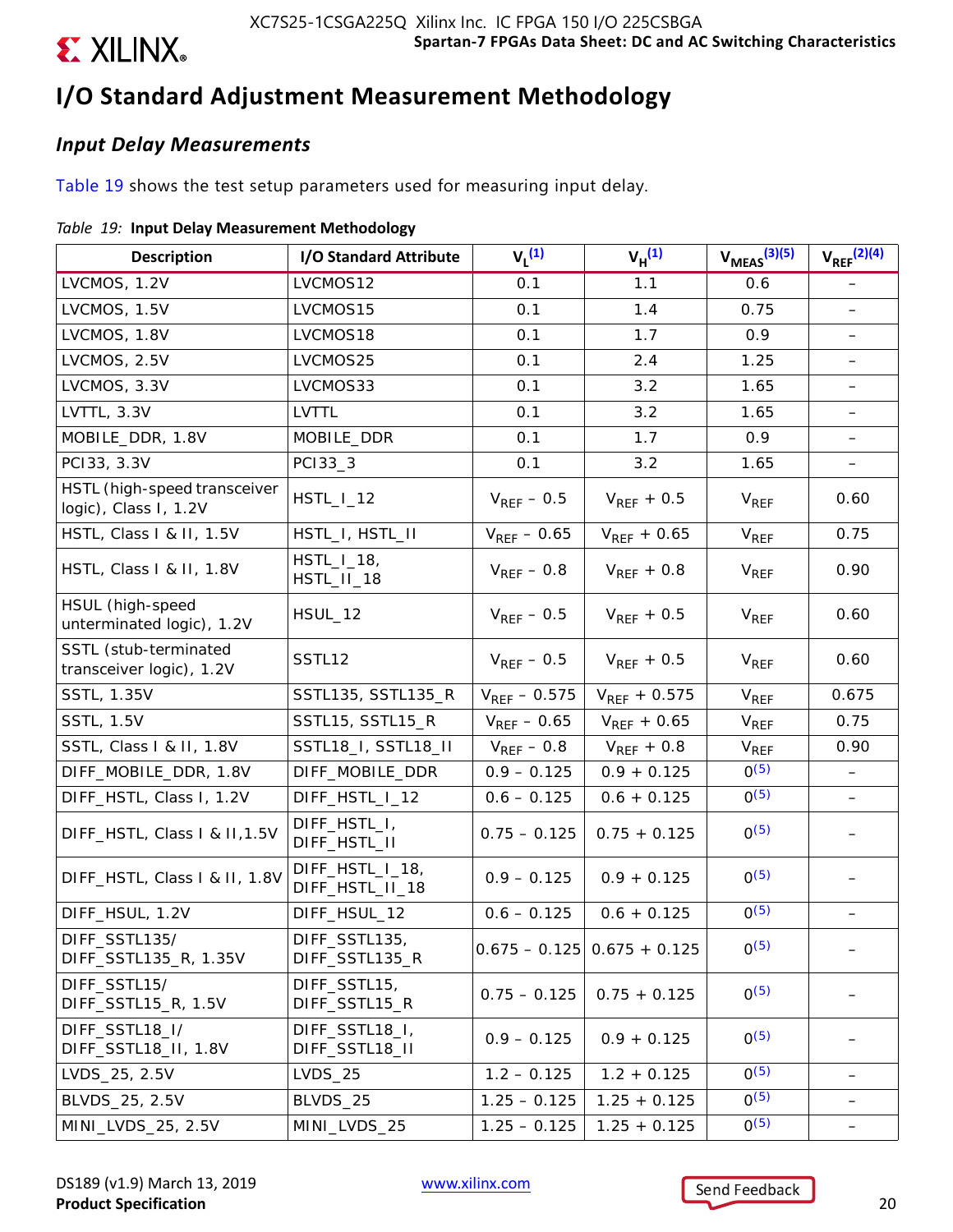## I/O Standard Adjustment Measurement Methodology

### *Input Delay Measurements*

Table 19 shows the test setup parameters used for measuring input delay.

*Table 19:* **Input Delay Measurement Methodology**

| Description | I/O Standard Attribute | $V_L$[1] | $V_H$[1] | $V_{MEAS}$[3][5] | $V_{REF}$[2][4] |
|---|---|---|---|---|---|
| LVCMOS, 1.2V | LVCMOS12 | 0.1 | 1.1 | 0.6 | – |
| LVCMOS, 1.5V | LVCMOS15 | 0.1 | 1.4 | 0.75 | – |
| LVCMOS, 1.8V | LVCMOS18 | 0.1 | 1.7 | 0.9 | – |
| LVCMOS, 2.5V | LVCMOS25 | 0.1 | 2.4 | 1.25 | – |
| LVCMOS, 3.3V | LVCMOS33 | 0.1 | 3.2 | 1.65 | – |
| LVTTL, 3.3V | LVTTL | 0.1 | 3.2 | 1.65 | – |
| MOBILE_DDR, 1.8V | MOBILE_DDR | 0.1 | 1.7 | 0.9 | – |
| PCI33, 3.3V | PCI33_3 | 0.1 | 3.2 | 1.65 | – |
| HSTL (high-speed transceiver logic), Class I, 1.2V | HSTL_I_12 | $V_{REF}$ – 0.5 | $V_{REF}$ + 0.5 | $V_{REF}$ | 0.60 |
| HSTL, Class I & II, 1.5V | HSTL_I, HSTL_II | $V_{REF}$ – 0.65 | $V_{REF}$ + 0.65 | $V_{REF}$ | 0.75 |
| HSTL, Class I & II, 1.8V | HSTL_I_18, HSTL_II_18 | $V_{REF}$ – 0.8 | $V_{REF}$ + 0.8 | $V_{REF}$ | 0.90 |
| HSUL (high-speed unterminated logic), 1.2V | HSUL_12 | $V_{REF}$ – 0.5 | $V_{REF}$ + 0.5 | $V_{REF}$ | 0.60 |
| SSTL (stub-terminated transceiver logic), 1.2V | SSTL12 | $V_{REF}$ – 0.5 | $V_{REF}$ + 0.5 | $V_{REF}$ | 0.60 |
| SSTL, 1.35V | SSTL135, SSTL135_R | $V_{REF}$ – 0.575 | $V_{REF}$ + 0.575 | $V_{REF}$ | 0.675 |
| SSTL, 1.5V | SSTL15, SSTL15_R | $V_{REF}$ – 0.65 | $V_{REF}$ + 0.65 | $V_{REF}$ | 0.75 |
| SSTL, Class I & II, 1.8V | SSTL18_I, SSTL18_II | $V_{REF}$ – 0.8 | $V_{REF}$ + 0.8 | $V_{REF}$ | 0.90 |
| DIFF_MOBILE_DDR, 1.8V | DIFF_MOBILE_DDR | 0.9 – 0.125 | 0.9 + 0.125 | 0[5] | – |
| DIFF_HSTL, Class I, 1.2V | DIFF_HSTL_I_12 | 0.6 – 0.125 | 0.6 + 0.125 | 0[5] | – |
| DIFF_HSTL, Class I & II,1.5V | DIFF_HSTL_I, DIFF_HSTL_II | 0.75 – 0.125 | 0.75 + 0.125 | 0[5] | – |
| DIFF_HSTL, Class I & II, 1.8V | DIFF_HSTL_I_18, DIFF_HSTL_II_18 | 0.9 – 0.125 | 0.9 + 0.125 | 0[5] | – |
| DIFF_HSUL, 1.2V | DIFF_HSUL_12 | 0.6 – 0.125 | 0.6 + 0.125 | 0[5] | – |
| DIFF_SSTL135/ DIFF_SSTL135_R, 1.35V | DIFF_SSTL135, DIFF_SSTL135_R | 0.675 – 0.125 | 0.675 + 0.125 | 0[5] | – |
| DIFF_SSTL15/ DIFF_SSTL15_R, 1.5V | DIFF_SSTL15, DIFF_SSTL15_R | 0.75 – 0.125 | 0.75 + 0.125 | 0[5] | – |
| DIFF_SSTL18_I/ DIFF_SSTL18_II, 1.8V | DIFF_SSTL18_I, DIFF_SSTL18_II | 0.9 – 0.125 | 0.9 + 0.125 | 0[5] | – |
| LVDS_25, 2.5V | LVDS_25 | 1.2 – 0.125 | 1.2 + 0.125 | 0[5] | – |
| BLVDS_25, 2.5V | BLVDS_25 | 1.25 – 0.125 | 1.25 + 0.125 | 0[5] | – |
| MINI_LVDS_25, 2.5V | MINI_LVDS_25 | 1.25 – 0.125 | 1.25 + 0.125 | 0[5] | – |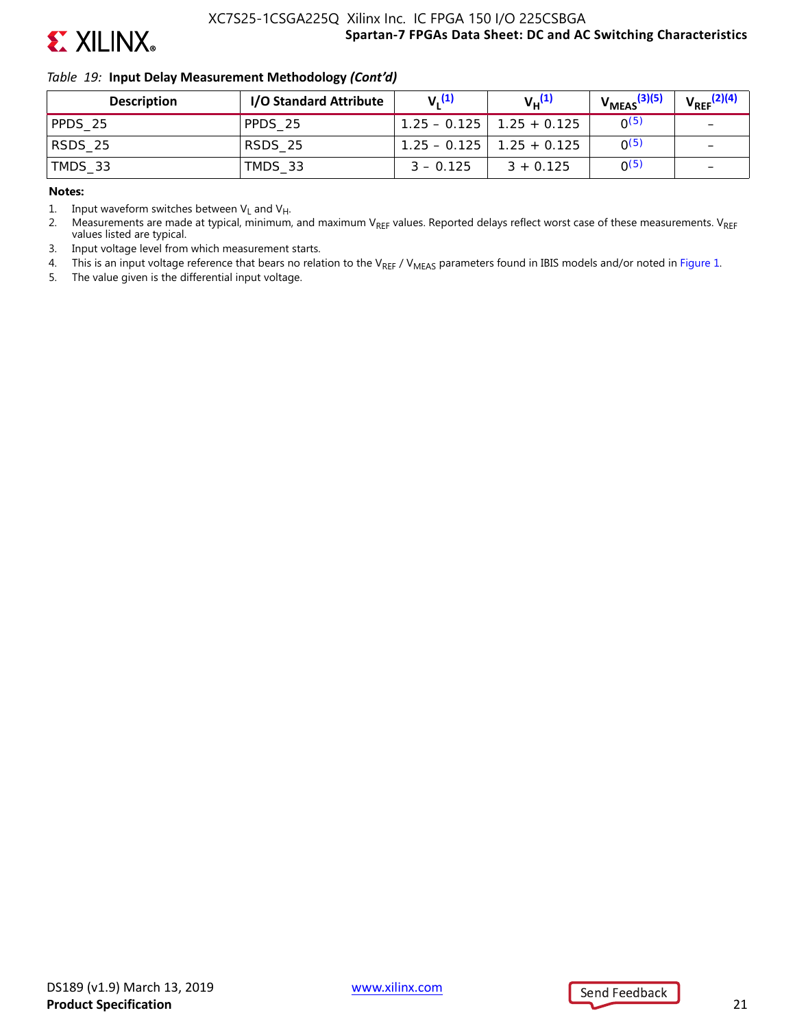*Table 19:* **Input Delay Measurement Methodology *(Cont'd)***

| Description | I/O Standard Attribute | $V_L$[1] | $V_H$[1] | $V_{MEAS}$[3][5] | $V_{REF}$[2][4] |
|---|---|---|---|---|---|
| PPDS_25 | PPDS_25 | 1.25 – 0.125 | 1.25 + 0.125 | 0[5] | – |
| RSDS_25 | RSDS_25 | 1.25 – 0.125 | 1.25 + 0.125 | 0[5] | – |
| TMDS_33 | TMDS_33 | 3 – 0.125 | 3 + 0.125 | 0[5] | – |

**Notes:**

1. Input waveform switches between $V_L$ and $V_H$.
2. Measurements are made at typical, minimum, and maximum $V_{REF}$ values. Reported delays reflect worst case of these measurements. $V_{REF}$ values listed are typical.
3. Input voltage level from which measurement starts.
4. This is an input voltage reference that bears no relation to the $V_{REF}$ / $V_{MEAS}$ parameters found in IBIS models and/or noted in Figure 1.
5. The value given is the differential input voltage.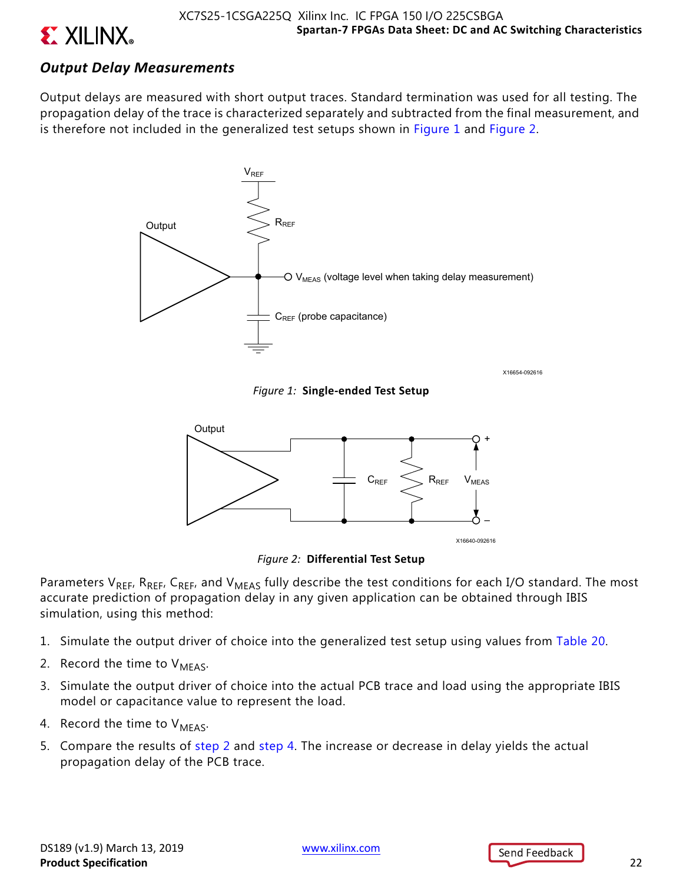### *Output Delay Measurements*

Output delays are measured with short output traces. Standard termination was used for all testing. The propagation delay of the trace is characterized separately and subtracted from the final measurement, and is therefore not included in the generalized test setups shown in Figure 1 and Figure 2.

$V_{REF}$

Output

$R_{REF}$

$V_{MEAS}$ (voltage level when taking delay measurement)

$C_{REF}$ (probe capacitance)

X16654-092616

*Figure 1:* **Single-ended Test Setup**

Output

$C_{REF}$

$R_{REF}$

$V_{MEAS}$

+

–

X16640-092616

*Figure 2:* **Differential Test Setup**

Parameters $V_{REF}$, $R_{REF}$, $C_{REF}$, and $V_{MEAS}$ fully describe the test conditions for each I/O standard. The most accurate prediction of propagation delay in any given application can be obtained through IBIS simulation, using this method:

1. Simulate the output driver of choice into the generalized test setup using values from Table 20.
2. Record the time to $V_{MEAS}$.
3. Simulate the output driver of choice into the actual PCB trace and load using the appropriate IBIS model or capacitance value to represent the load.
4. Record the time to $V_{MEAS}$.
5. Compare the results of step 2 and step 4. The increase or decrease in delay yields the actual propagation delay of the PCB trace.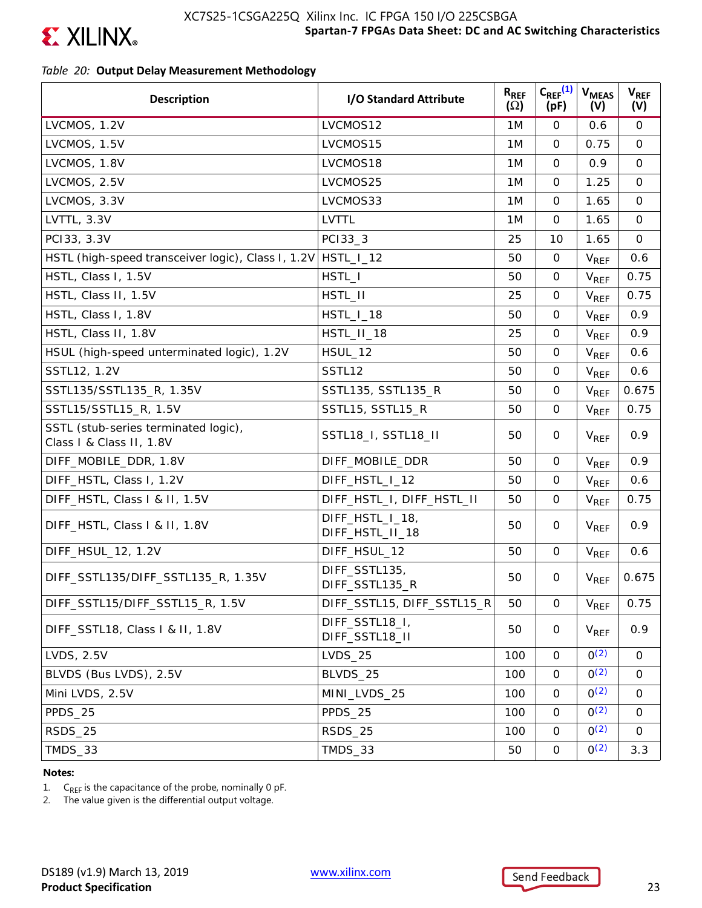*Table 20:* **Output Delay Measurement Methodology**

| Description | I/O Standard Attribute | $R_{REF}$ (Ω) | $C_{REF}$[(1)] (pF) | $V_{MEAS}$ (V) | $V_{REF}$ (V) |
|---|---|---|---|---|---|
| LVCMOS, 1.2V | LVCMOS12 | 1M | 0 | 0.6 | 0 |
| LVCMOS, 1.5V | LVCMOS15 | 1M | 0 | 0.75 | 0 |
| LVCMOS, 1.8V | LVCMOS18 | 1M | 0 | 0.9 | 0 |
| LVCMOS, 2.5V | LVCMOS25 | 1M | 0 | 1.25 | 0 |
| LVCMOS, 3.3V | LVCMOS33 | 1M | 0 | 1.65 | 0 |
| LVTTL, 3.3V | LVTTL | 1M | 0 | 1.65 | 0 |
| PCI33, 3.3V | PCI33_3 | 25 | 10 | 1.65 | 0 |
| HSTL (high-speed transceiver logic), Class I, 1.2V | HSTL_I_12 | 50 | 0 | $V_{REF}$ | 0.6 |
| HSTL, Class I, 1.5V | HSTL_I | 50 | 0 | $V_{REF}$ | 0.75 |
| HSTL, Class II, 1.5V | HSTL_II | 25 | 0 | $V_{REF}$ | 0.75 |
| HSTL, Class I, 1.8V | HSTL_I_18 | 50 | 0 | $V_{REF}$ | 0.9 |
| HSTL, Class II, 1.8V | HSTL_II_18 | 25 | 0 | $V_{REF}$ | 0.9 |
| HSUL (high-speed unterminated logic), 1.2V | HSUL_12 | 50 | 0 | $V_{REF}$ | 0.6 |
| SSTL12, 1.2V | SSTL12 | 50 | 0 | $V_{REF}$ | 0.6 |
| SSTL135/SSTL135_R, 1.35V | SSTL135, SSTL135_R | 50 | 0 | $V_{REF}$ | 0.675 |
| SSTL15/SSTL15_R, 1.5V | SSTL15, SSTL15_R | 50 | 0 | $V_{REF}$ | 0.75 |
| SSTL (stub-series terminated logic), Class I & Class II, 1.8V | SSTL18_I, SSTL18_II | 50 | 0 | $V_{REF}$ | 0.9 |
| DIFF_MOBILE_DDR, 1.8V | DIFF_MOBILE_DDR | 50 | 0 | $V_{REF}$ | 0.9 |
| DIFF_HSTL, Class I, 1.2V | DIFF_HSTL_I_12 | 50 | 0 | $V_{REF}$ | 0.6 |
| DIFF_HSTL, Class I & II, 1.5V | DIFF_HSTL_I, DIFF_HSTL_II | 50 | 0 | $V_{REF}$ | 0.75 |
| DIFF_HSTL, Class I & II, 1.8V | DIFF_HSTL_I_18, DIFF_HSTL_II_18 | 50 | 0 | $V_{REF}$ | 0.9 |
| DIFF_HSUL_12, 1.2V | DIFF_HSUL_12 | 50 | 0 | $V_{REF}$ | 0.6 |
| DIFF_SSTL135/DIFF_SSTL135_R, 1.35V | DIFF_SSTL135, DIFF_SSTL135_R | 50 | 0 | $V_{REF}$ | 0.675 |
| DIFF_SSTL15/DIFF_SSTL15_R, 1.5V | DIFF_SSTL15, DIFF_SSTL15_R | 50 | 0 | $V_{REF}$ | 0.75 |
| DIFF_SSTL18, Class I & II, 1.8V | DIFF_SSTL18_I, DIFF_SSTL18_II | 50 | 0 | $V_{REF}$ | 0.9 |
| LVDS, 2.5V | LVDS_25 | 100 | 0 | 0[(2)] | 0 |
| BLVDS (Bus LVDS), 2.5V | BLVDS_25 | 100 | 0 | 0[(2)] | 0 |
| Mini LVDS, 2.5V | MINI_LVDS_25 | 100 | 0 | 0[(2)] | 0 |
| PPDS_25 | PPDS_25 | 100 | 0 | 0[(2)] | 0 |
| RSDS_25 | RSDS_25 | 100 | 0 | 0[(2)] | 0 |
| TMDS_33 | TMDS_33 | 50 | 0 | 0[(2)] | 3.3 |

**Notes:**

1. $C_{REF}$ is the capacitance of the probe, nominally 0 pF.
2. The value given is the differential output voltage.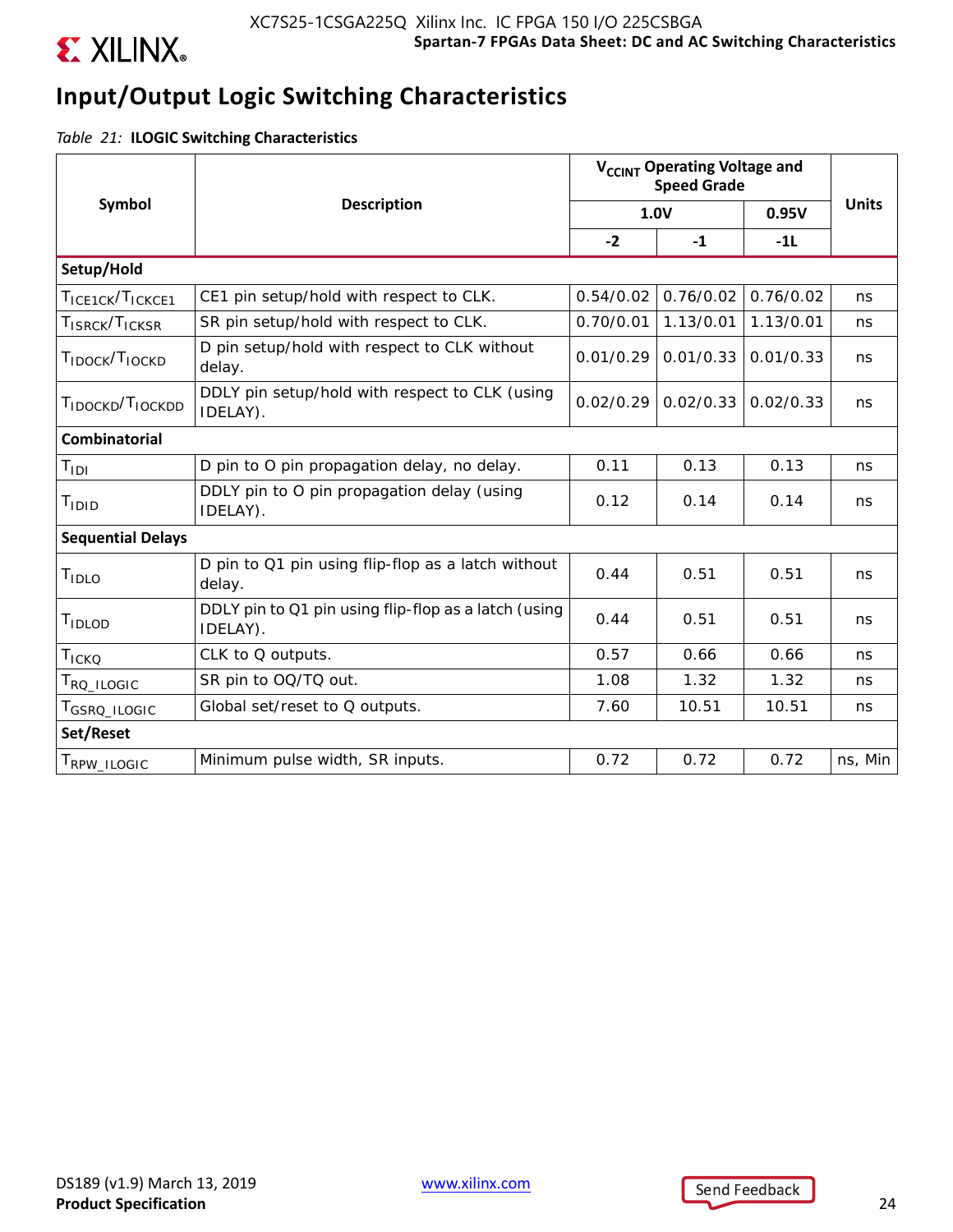## Input/Output Logic Switching Characteristics

*Table 21:* **ILOGIC Switching Characteristics**

| Symbol | Description | $V_{CCINT}$ Operating Voltage and Speed Grade | | | Units |
|---|---|---|---|---|---|
| | | 1.0V | | 0.95V | |
| | | -2 | -1 | -1L | |
| **Setup/Hold** | | | | | |
| $T_{ICE1CK}/T_{ICKCE1}$ | CE1 pin setup/hold with respect to CLK. | 0.54/0.02 | 0.76/0.02 | 0.76/0.02 | ns |
| $T_{ISRCK}/T_{ICKSR}$ | SR pin setup/hold with respect to CLK. | 0.70/0.01 | 1.13/0.01 | 1.13/0.01 | ns |
| $T_{IDOCK}/T_{IOCKD}$ | D pin setup/hold with respect to CLK without delay. | 0.01/0.29 | 0.01/0.33 | 0.01/0.33 | ns |
| $T_{IDOCKD}/T_{IOCKDD}$ | DDLY pin setup/hold with respect to CLK (using IDELAY). | 0.02/0.29 | 0.02/0.33 | 0.02/0.33 | ns |
| **Combinatorial** | | | | | |
| $T_{IDI}$ | D pin to O pin propagation delay, no delay. | 0.11 | 0.13 | 0.13 | ns |
| $T_{IDID}$ | DDLY pin to O pin propagation delay (using IDELAY). | 0.12 | 0.14 | 0.14 | ns |
| **Sequential Delays** | | | | | |
| $T_{IDLO}$ | D pin to Q1 pin using flip-flop as a latch without delay. | 0.44 | 0.51 | 0.51 | ns |
| $T_{IDLOD}$ | DDLY pin to Q1 pin using flip-flop as a latch (using IDELAY). | 0.44 | 0.51 | 0.51 | ns |
| $T_{ICKQ}$ | CLK to Q outputs. | 0.57 | 0.66 | 0.66 | ns |
| $T_{RQ\_ILOGIC}$ | SR pin to OQ/TQ out. | 1.08 | 1.32 | 1.32 | ns |
| $T_{GSRQ\_ILOGIC}$ | Global set/reset to Q outputs. | 7.60 | 10.51 | 10.51 | ns |
| **Set/Reset** | | | | | |
| $T_{RPW\_ILOGIC}$ | Minimum pulse width, SR inputs. | 0.72 | 0.72 | 0.72 | ns, Min |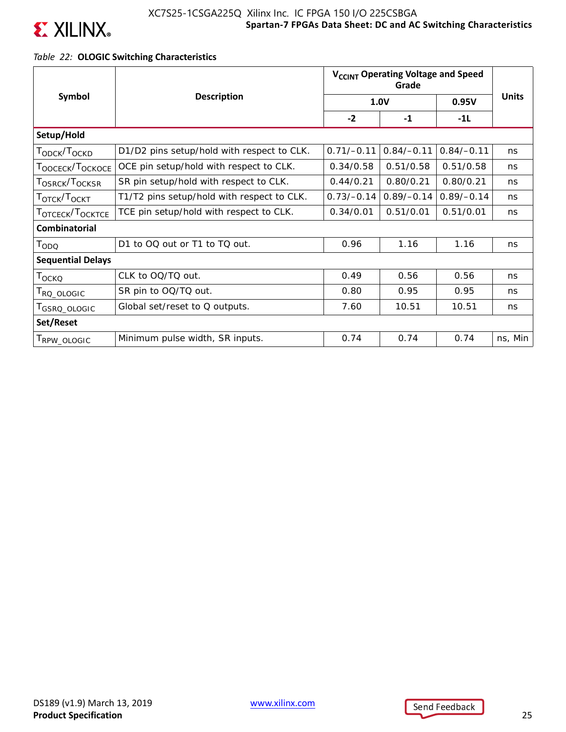*Table 22:* **OLOGIC Switching Characteristics**

| Symbol | Description | $V_{CCINT}$ Operating Voltage and Speed Grade | | | Units |
|---|---|---|---|---|---|
| | | 1.0V | | 0.95V | |
| | | -2 | -1 | -1L | |
| **Setup/Hold** | | | | | |
| $T_{ODCK}/T_{OCKD}$ | D1/D2 pins setup/hold with respect to CLK. | 0.71/–0.11 | 0.84/–0.11 | 0.84/–0.11 | ns |
| $T_{OOCECK}/T_{OCKOCE}$ | OCE pin setup/hold with respect to CLK. | 0.34/0.58 | 0.51/0.58 | 0.51/0.58 | ns |
| $T_{OSRCK}/T_{OCKSR}$ | SR pin setup/hold with respect to CLK. | 0.44/0.21 | 0.80/0.21 | 0.80/0.21 | ns |
| $T_{OTCK}/T_{OCKT}$ | T1/T2 pins setup/hold with respect to CLK. | 0.73/–0.14 | 0.89/–0.14 | 0.89/–0.14 | ns |
| $T_{OTCECK}/T_{OCKTCE}$ | TCE pin setup/hold with respect to CLK. | 0.34/0.01 | 0.51/0.01 | 0.51/0.01 | ns |
| **Combinatorial** | | | | | |
| $T_{ODQ}$ | D1 to OQ out or T1 to TQ out. | 0.96 | 1.16 | 1.16 | ns |
| **Sequential Delays** | | | | | |
| $T_{OCKQ}$ | CLK to OQ/TQ out. | 0.49 | 0.56 | 0.56 | ns |
| $T_{RQ\_OLOGIC}$ | SR pin to OQ/TQ out. | 0.80 | 0.95 | 0.95 | ns |
| $T_{GSRQ\_OLOGIC}$ | Global set/reset to Q outputs. | 7.60 | 10.51 | 10.51 | ns |
| **Set/Reset** | | | | | |
| $T_{RPW\_OLOGIC}$ | Minimum pulse width, SR inputs. | 0.74 | 0.74 | 0.74 | ns, Min |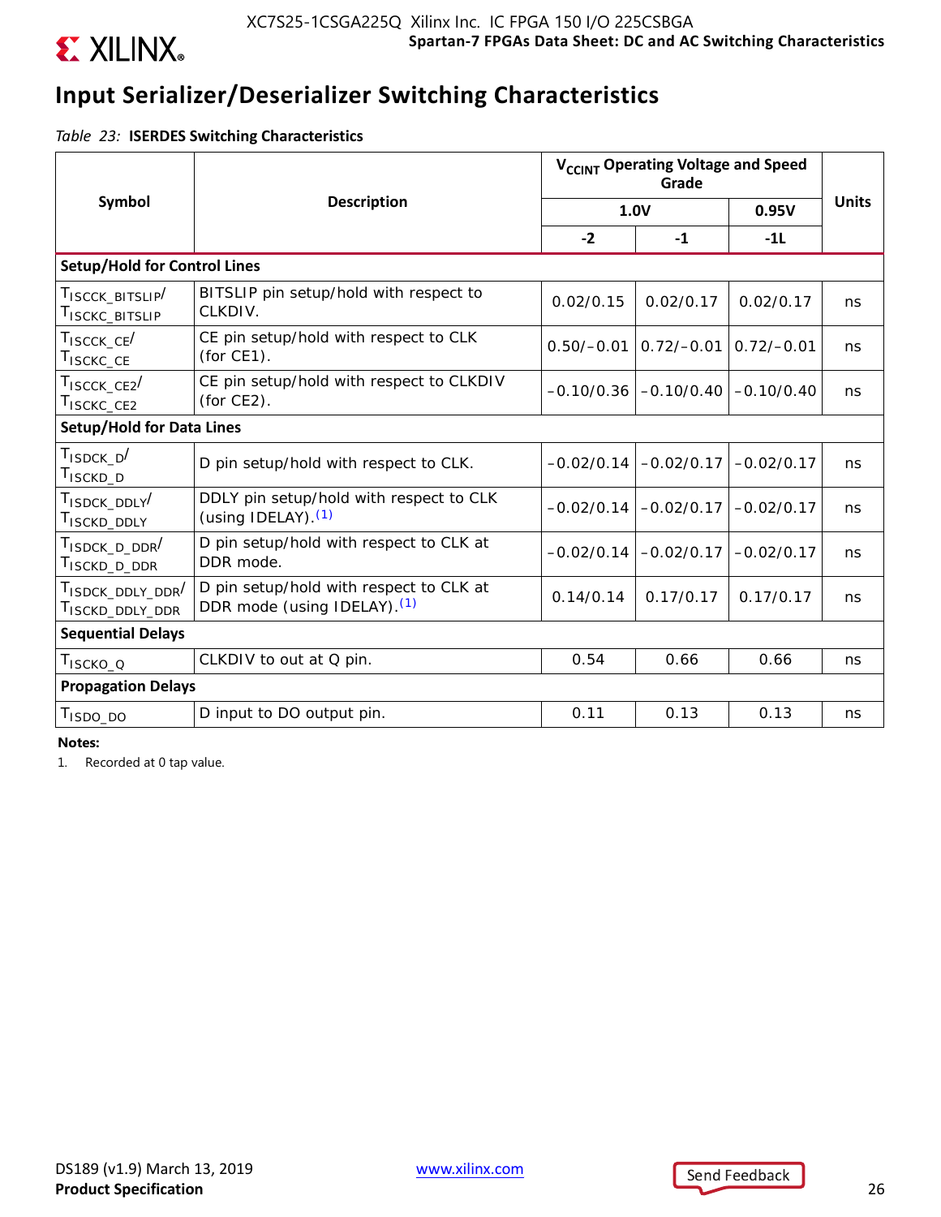## Input Serializer/Deserializer Switching Characteristics

*Table 23:* **ISERDES Switching Characteristics**

| Symbol | Description | $V_{CCINT}$ Operating Voltage and Speed Grade | | | Units |
|---|---|---|---|---|---|
| | | 1.0V | | 0.95V | |
| | | -2 | -1 | -1L | |
| **Setup/Hold for Control Lines** | | | | | |
| $T_{ISCCK\_BITSLIP}$/ $T_{ISCKC\_BITSLIP}$ | BITSLIP pin setup/hold with respect to CLKDIV. | 0.02/0.15 | 0.02/0.17 | 0.02/0.17 | ns |
| $T_{ISCCK\_CE}$/ $T_{ISCKC\_CE}$ | CE pin setup/hold with respect to CLK (for CE1). | 0.50/–0.01 | 0.72/–0.01 | 0.72/–0.01 | ns |
| $T_{ISCCK\_CE2}$/ $T_{ISCKC\_CE2}$ | CE pin setup/hold with respect to CLKDIV (for CE2). | –0.10/0.36 | –0.10/0.40 | –0.10/0.40 | ns |
| **Setup/Hold for Data Lines** | | | | | |
| $T_{ISDCK\_D}$/ $T_{ISCKD\_D}$ | D pin setup/hold with respect to CLK. | –0.02/0.14 | –0.02/0.17 | –0.02/0.17 | ns |
| $T_{ISDCK\_DDLY}$/ $T_{ISCKD\_DDLY}$ | DDLY pin setup/hold with respect to CLK (using IDELAY).[1] | –0.02/0.14 | –0.02/0.17 | –0.02/0.17 | ns |
| $T_{ISDCK\_D\_DDR}$/ $T_{ISCKD\_D\_DDR}$ | D pin setup/hold with respect to CLK at DDR mode. | –0.02/0.14 | –0.02/0.17 | –0.02/0.17 | ns |
| $T_{ISDCK\_DDLY\_DDR}$/ $T_{ISCKD\_DDLY\_DDR}$ | D pin setup/hold with respect to CLK at DDR mode (using IDELAY).[1] | 0.14/0.14 | 0.17/0.17 | 0.17/0.17 | ns |
| **Sequential Delays** | | | | | |
| $T_{ISCKO\_Q}$ | CLKDIV to out at Q pin. | 0.54 | 0.66 | 0.66 | ns |
| **Propagation Delays** | | | | | |
| $T_{ISDO\_DO}$ | D input to DO output pin. | 0.11 | 0.13 | 0.13 | ns |

**Notes:**

1. Recorded at 0 tap value.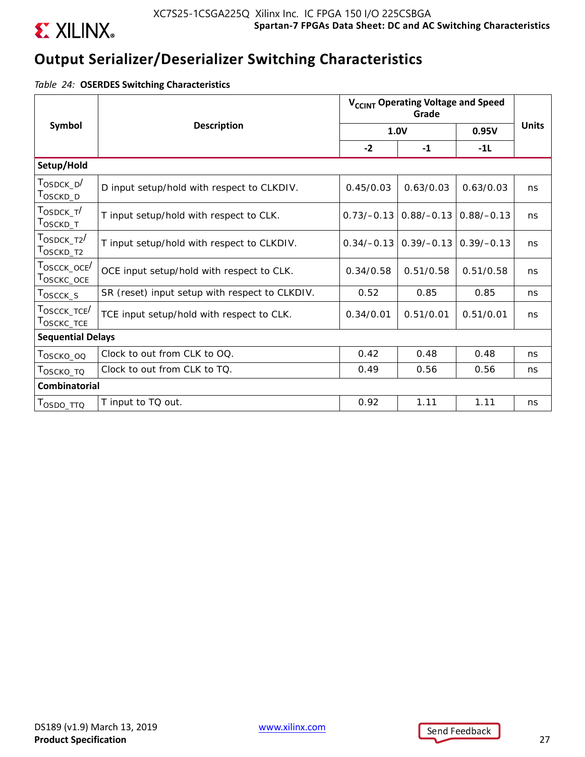## Output Serializer/Deserializer Switching Characteristics

*Table 24:* **OSERDES Switching Characteristics**

| Symbol | Description | $V_{CCINT}$ Operating Voltage and Speed Grade | | | Units |
|---|---|---|---|---|---|
| | | 1.0V | | 0.95V | |
| | | -2 | -1 | -1L | |
| **Setup/Hold** | | | | | |
| $T_{OSDCK\_D}$/ $T_{OSCKD\_D}$ | D input setup/hold with respect to CLKDIV. | 0.45/0.03 | 0.63/0.03 | 0.63/0.03 | ns |
| $T_{OSDCK\_T}$/ $T_{OSCKD\_T}$ | T input setup/hold with respect to CLK. | 0.73/–0.13 | 0.88/–0.13 | 0.88/–0.13 | ns |
| $T_{OSDCK\_T2}$/ $T_{OSCKD\_T2}$ | T input setup/hold with respect to CLKDIV. | 0.34/–0.13 | 0.39/–0.13 | 0.39/–0.13 | ns |
| $T_{OSCCK\_OCE}$/ $T_{OSCKC\_OCE}$ | OCE input setup/hold with respect to CLK. | 0.34/0.58 | 0.51/0.58 | 0.51/0.58 | ns |
| $T_{OSCCK\_S}$ | SR (reset) input setup with respect to CLKDIV. | 0.52 | 0.85 | 0.85 | ns |
| $T_{OSCCK\_TCE}$/ $T_{OSCKC\_TCE}$ | TCE input setup/hold with respect to CLK. | 0.34/0.01 | 0.51/0.01 | 0.51/0.01 | ns |
| **Sequential Delays** | | | | | |
| $T_{OSCKO\_OQ}$ | Clock to out from CLK to OQ. | 0.42 | 0.48 | 0.48 | ns |
| $T_{OSCKO\_TQ}$ | Clock to out from CLK to TQ. | 0.49 | 0.56 | 0.56 | ns |
| **Combinatorial** | | | | | |
| $T_{OSDO\_TTQ}$ | T input to TQ out. | 0.92 | 1.11 | 1.11 | ns |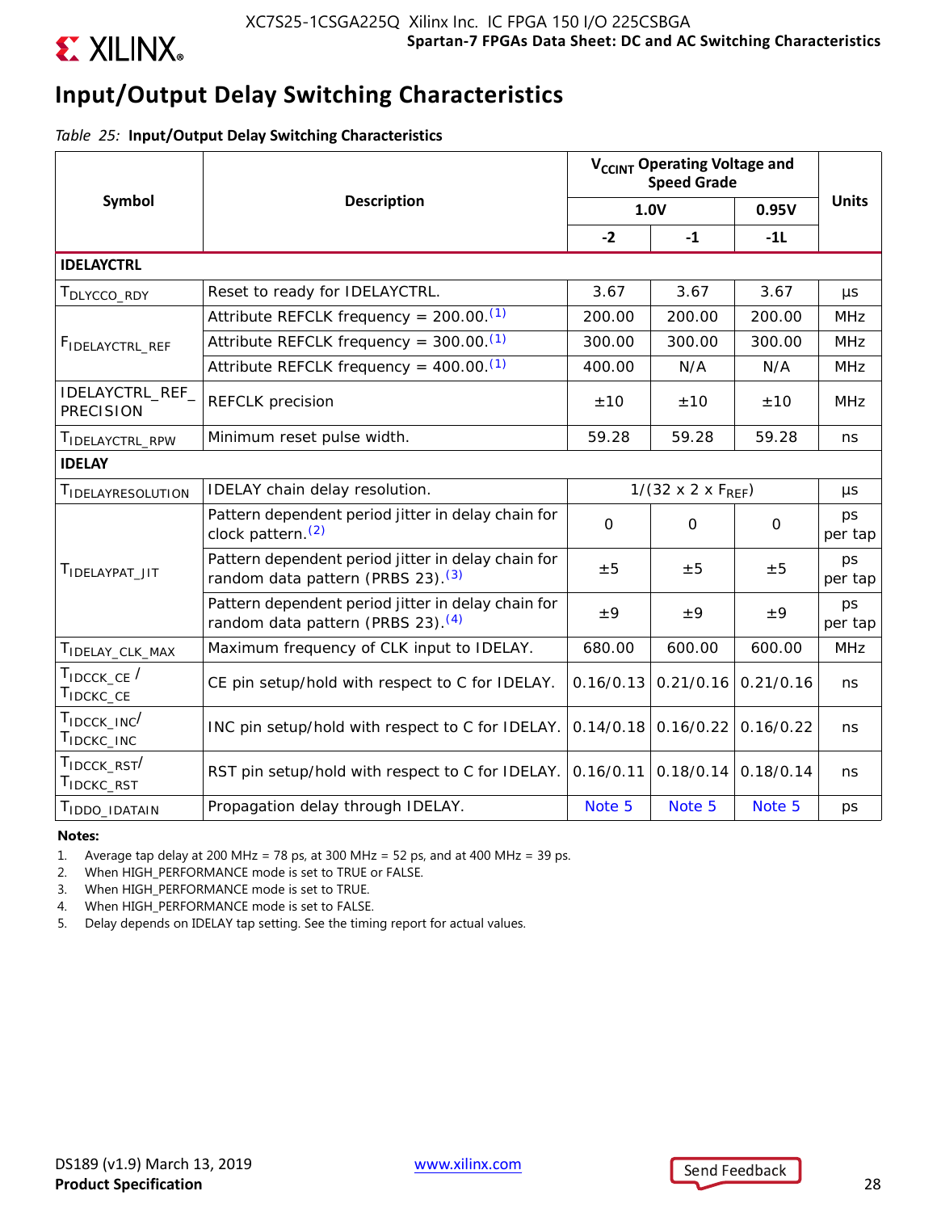## Input/Output Delay Switching Characteristics

*Table 25:* **Input/Output Delay Switching Characteristics**

| Symbol | Description | $V_{CCINT}$ Operating Voltage and Speed Grade | | | Units |
|---|---|---|---|---|---|
| | | 1.0V | | 0.95V | |
| | | -2 | -1 | -1L | |
| **IDELAYCTRL** | | | | | |
| $T_{DLYCCO\_RDY}$ | Reset to ready for IDELAYCTRL. | 3.67 | 3.67 | 3.67 | µs |
| $F_{IDELAYCTRL\_REF}$ | Attribute REFCLK frequency = 200.00.[1] | 200.00 | 200.00 | 200.00 | MHz |
| | Attribute REFCLK frequency = 300.00.[1] | 300.00 | 300.00 | 300.00 | MHz |
| | Attribute REFCLK frequency = 400.00.[1] | 400.00 | N/A | N/A | MHz |
| IDELAYCTRL_REF_PRECISION | REFCLK precision | ±10 | ±10 | ±10 | MHz |
| $T_{IDELAYCTRL\_RPW}$ | Minimum reset pulse width. | 59.28 | 59.28 | 59.28 | ns |
| **IDELAY** | | | | | |
| $T_{IDELAYRESOLUTION}$ | IDELAY chain delay resolution. | $1/(32 \times 2 \times F_{REF})$ | | | µs |
| $T_{IDELAYPAT\_JIT}$ | Pattern dependent period jitter in delay chain for clock pattern.[2] | 0 | 0 | 0 | ps per tap |
| | Pattern dependent period jitter in delay chain for random data pattern (PRBS 23).[3] | ±5 | ±5 | ±5 | ps per tap |
| | Pattern dependent period jitter in delay chain for random data pattern (PRBS 23).[4] | ±9 | ±9 | ±9 | ps per tap |
| $T_{IDELAY\_CLK\_MAX}$ | Maximum frequency of CLK input to IDELAY. | 680.00 | 600.00 | 600.00 | MHz |
| $T_{IDCCK\_CE}$ / $T_{IDCKC\_CE}$ | CE pin setup/hold with respect to C for IDELAY. | 0.16/0.13 | 0.21/0.16 | 0.21/0.16 | ns |
| $T_{IDCCK\_INC}$/ $T_{IDCKC\_INC}$ | INC pin setup/hold with respect to C for IDELAY. | 0.14/0.18 | 0.16/0.22 | 0.16/0.22 | ns |
| $T_{IDCCK\_RST}$/ $T_{IDCKC\_RST}$ | RST pin setup/hold with respect to C for IDELAY. | 0.16/0.11 | 0.18/0.14 | 0.18/0.14 | ns |
| $T_{IDDO\_IDATAIN}$ | Propagation delay through IDELAY. | Note 5 | Note 5 | Note 5 | ps |

**Notes:**

1. Average tap delay at 200 MHz = 78 ps, at 300 MHz = 52 ps, and at 400 MHz = 39 ps.
2. When HIGH_PERFORMANCE mode is set to TRUE or FALSE.
3. When HIGH_PERFORMANCE mode is set to TRUE.
4. When HIGH_PERFORMANCE mode is set to FALSE.
5. Delay depends on IDELAY tap setting. See the timing report for actual values.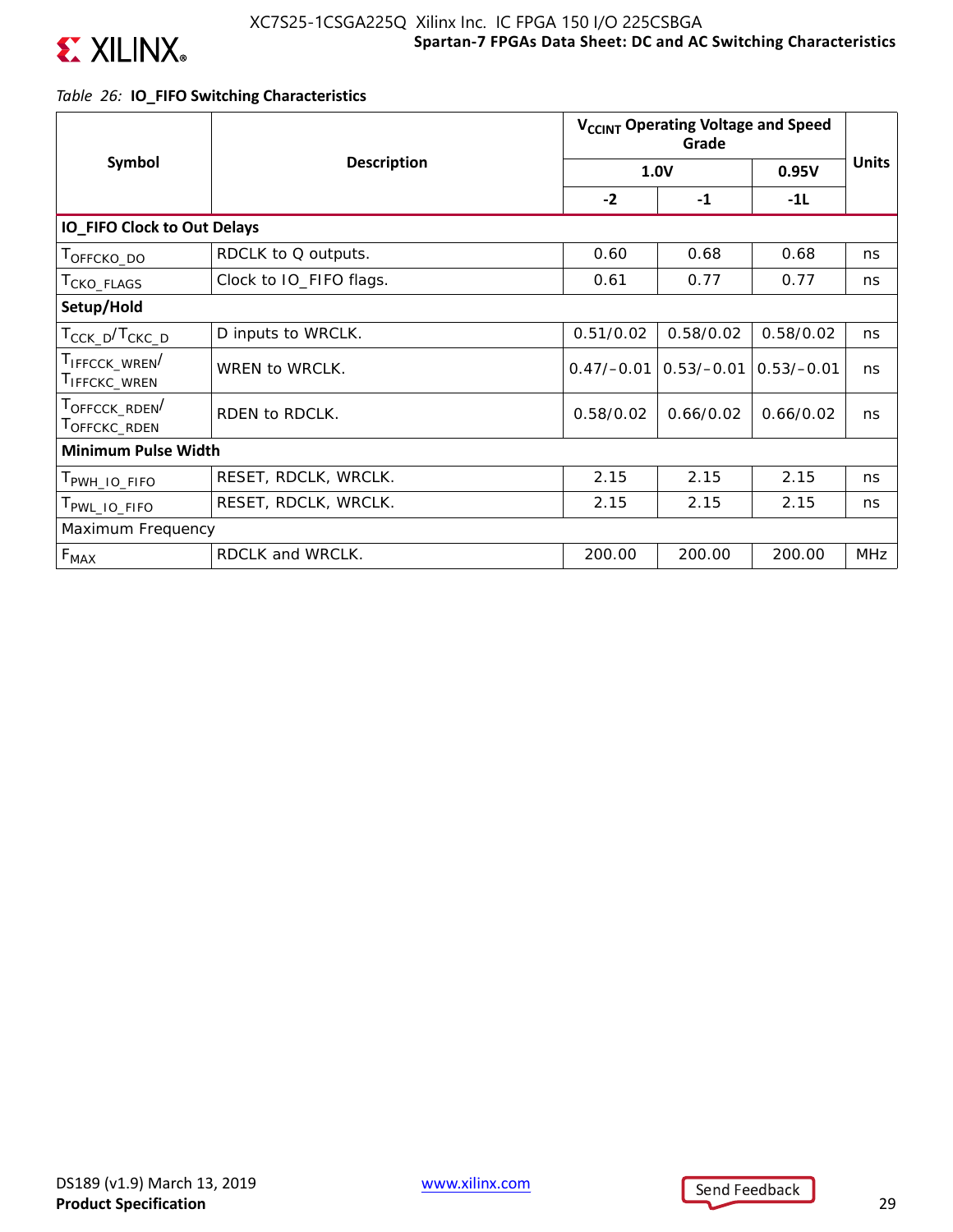*Table 26:* **IO_FIFO Switching Characteristics**

| Symbol | Description | $V_{CCINT}$ Operating Voltage and Speed Grade | | | Units |
|---|---|---|---|---|---|
| | | 1.0V | | 0.95V | |
| | | -2 | -1 | -1L | |
| **IO_FIFO Clock to Out Delays** | | | | | |
| $T_{OFFCKO\_DO}$ | RDCLK to Q outputs. | 0.60 | 0.68 | 0.68 | ns |
| $T_{CKO\_FLAGS}$ | Clock to IO_FIFO flags. | 0.61 | 0.77 | 0.77 | ns |
| **Setup/Hold** | | | | | |
| $T_{CCK\_D}/T_{CKC\_D}$ | D inputs to WRCLK. | 0.51/0.02 | 0.58/0.02 | 0.58/0.02 | ns |
| $T_{IFFCCK\_WREN}/T_{IFFCKC\_WREN}$ | WREN to WRCLK. | 0.47/–0.01 | 0.53/–0.01 | 0.53/–0.01 | ns |
| $T_{OFFCCK\_RDEN}/T_{OFFCKC\_RDEN}$ | RDEN to RDCLK. | 0.58/0.02 | 0.66/0.02 | 0.66/0.02 | ns |
| **Minimum Pulse Width** | | | | | |
| $T_{PWH\_IO\_FIFO}$ | RESET, RDCLK, WRCLK. | 2.15 | 2.15 | 2.15 | ns |
| $T_{PWL\_IO\_FIFO}$ | RESET, RDCLK, WRCLK. | 2.15 | 2.15 | 2.15 | ns |
| Maximum Frequency | | | | | |
| $F_{MAX}$ | RDCLK and WRCLK. | 200.00 | 200.00 | 200.00 | MHz |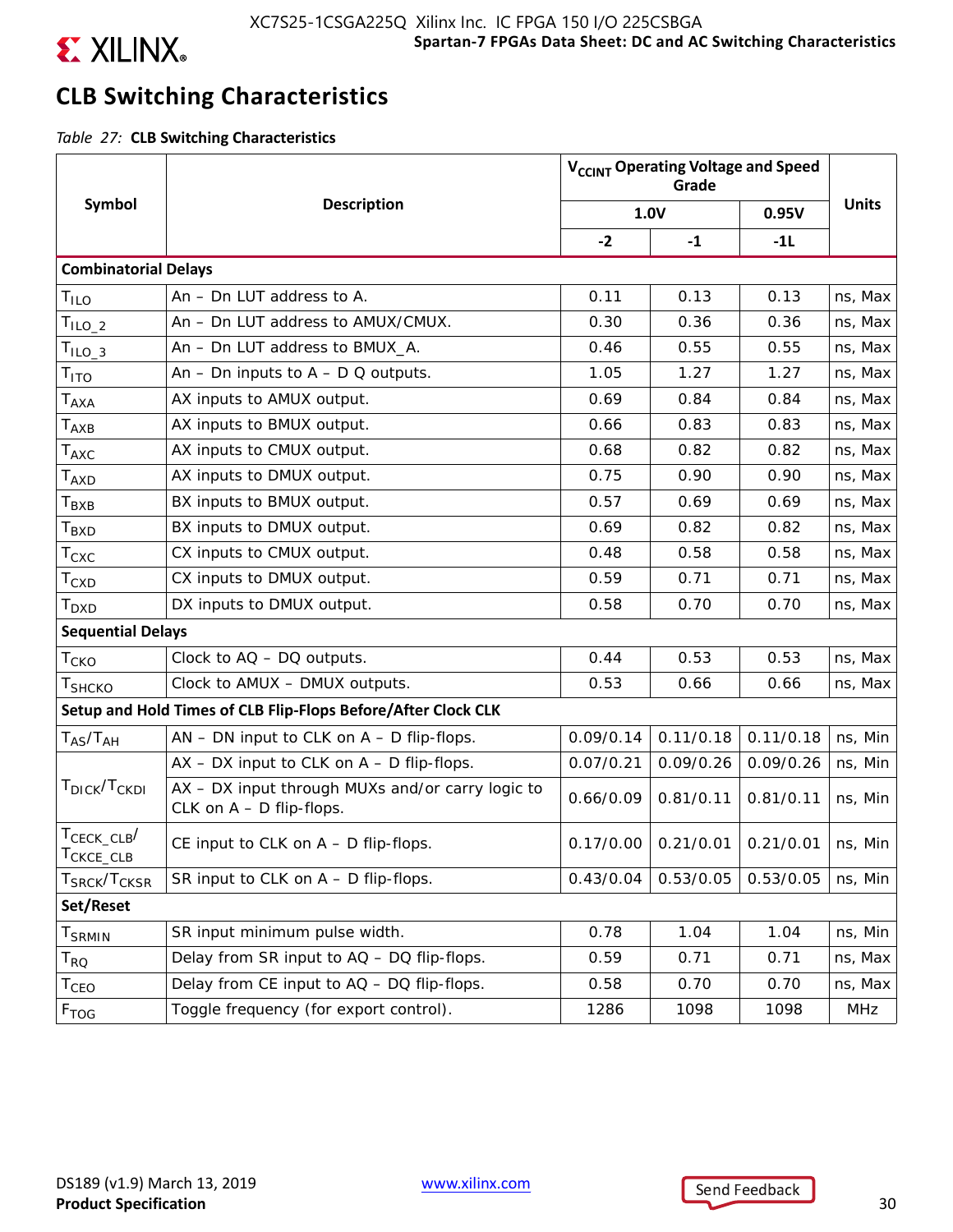## CLB Switching Characteristics

*Table 27:* **CLB Switching Characteristics**

| Symbol | Description | $V_{CCINT}$ Operating Voltage and Speed Grade | | | Units |
|---|---|---|---|---|---|
| | | 1.0V | | 0.95V | |
| | | -2 | -1 | -1L | |
| **Combinatorial Delays** | | | | | |
| $T_{ILO}$ | An – Dn LUT address to A. | 0.11 | 0.13 | 0.13 | ns, Max |
| $T_{ILO\_2}$ | An – Dn LUT address to AMUX/CMUX. | 0.30 | 0.36 | 0.36 | ns, Max |
| $T_{ILO\_3}$ | An – Dn LUT address to BMUX_A. | 0.46 | 0.55 | 0.55 | ns, Max |
| $T_{ITO}$ | An – Dn inputs to A – D Q outputs. | 1.05 | 1.27 | 1.27 | ns, Max |
| $T_{AXA}$ | AX inputs to AMUX output. | 0.69 | 0.84 | 0.84 | ns, Max |
| $T_{AXB}$ | AX inputs to BMUX output. | 0.66 | 0.83 | 0.83 | ns, Max |
| $T_{AXC}$ | AX inputs to CMUX output. | 0.68 | 0.82 | 0.82 | ns, Max |
| $T_{AXD}$ | AX inputs to DMUX output. | 0.75 | 0.90 | 0.90 | ns, Max |
| $T_{BXB}$ | BX inputs to BMUX output. | 0.57 | 0.69 | 0.69 | ns, Max |
| $T_{BXD}$ | BX inputs to DMUX output. | 0.69 | 0.82 | 0.82 | ns, Max |
| $T_{CXC}$ | CX inputs to CMUX output. | 0.48 | 0.58 | 0.58 | ns, Max |
| $T_{CXD}$ | CX inputs to DMUX output. | 0.59 | 0.71 | 0.71 | ns, Max |
| $T_{DXD}$ | DX inputs to DMUX output. | 0.58 | 0.70 | 0.70 | ns, Max |
| **Sequential Delays** | | | | | |
| $T_{CKO}$ | Clock to AQ – DQ outputs. | 0.44 | 0.53 | 0.53 | ns, Max |
| $T_{SHCKO}$ | Clock to AMUX – DMUX outputs. | 0.53 | 0.66 | 0.66 | ns, Max |
| **Setup and Hold Times of CLB Flip-Flops Before/After Clock CLK** | | | | | |
| $T_{AS}/T_{AH}$ | AN – DN input to CLK on A – D flip-flops. | 0.09/0.14 | 0.11/0.18 | 0.11/0.18 | ns, Min |
| $T_{DICK}/T_{CKDI}$ | AX – DX input to CLK on A – D flip-flops. | 0.07/0.21 | 0.09/0.26 | 0.09/0.26 | ns, Min |
| | AX – DX input through MUXs and/or carry logic to CLK on A – D flip-flops. | 0.66/0.09 | 0.81/0.11 | 0.81/0.11 | ns, Min |
| $T_{CECK\_CLB}/T_{CKCE\_CLB}$ | CE input to CLK on A – D flip-flops. | 0.17/0.00 | 0.21/0.01 | 0.21/0.01 | ns, Min |
| $T_{SRCK}/T_{CKSR}$ | SR input to CLK on A – D flip-flops. | 0.43/0.04 | 0.53/0.05 | 0.53/0.05 | ns, Min |
| **Set/Reset** | | | | | |
| $T_{SRMIN}$ | SR input minimum pulse width. | 0.78 | 1.04 | 1.04 | ns, Min |
| $T_{RQ}$ | Delay from SR input to AQ – DQ flip-flops. | 0.59 | 0.71 | 0.71 | ns, Max |
| $T_{CEO}$ | Delay from CE input to AQ – DQ flip-flops. | 0.58 | 0.70 | 0.70 | ns, Max |
| $F_{TOG}$ | Toggle frequency (for export control). | 1286 | 1098 | 1098 | MHz |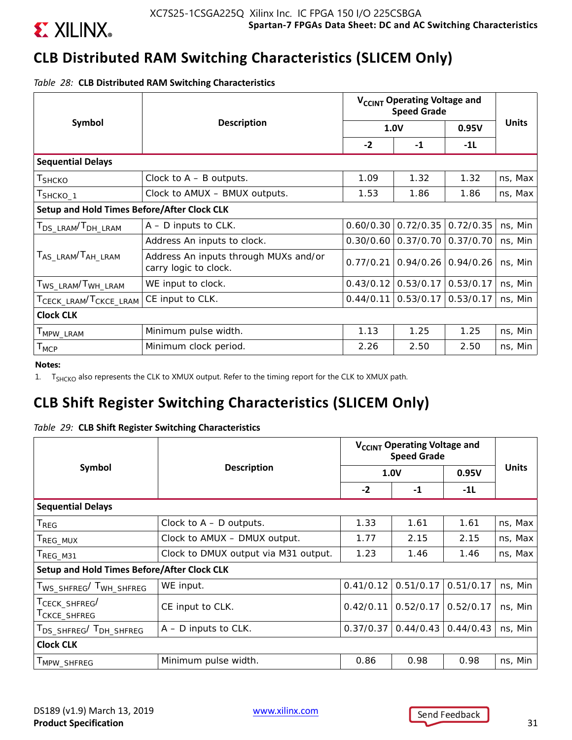## CLB Distributed RAM Switching Characteristics (SLICEM Only)

*Table 28:* **CLB Distributed RAM Switching Characteristics**

| Symbol | Description | $V_{CCINT}$ Operating Voltage and Speed Grade | | | Units |
|---|---|---|---|---|---|
| | | 1.0V | | 0.95V | |
| | | -2 | -1 | -1L | |
| **Sequential Delays** | | | | | |
| $T_{SHCKO}$ | Clock to A – B outputs. | 1.09 | 1.32 | 1.32 | ns, Max |
| $T_{SHCKO\_1}$ | Clock to AMUX – BMUX outputs. | 1.53 | 1.86 | 1.86 | ns, Max |
| **Setup and Hold Times Before/After Clock CLK** | | | | | |
| $T_{DS\_LRAM}/T_{DH\_LRAM}$ | A – D inputs to CLK. | 0.60/0.30 | 0.72/0.35 | 0.72/0.35 | ns, Min |
| $T_{AS\_LRAM}/T_{AH\_LRAM}$ | Address An inputs to clock. | 0.30/0.60 | 0.37/0.70 | 0.37/0.70 | ns, Min |
| | Address An inputs through MUXs and/or carry logic to clock. | 0.77/0.21 | 0.94/0.26 | 0.94/0.26 | ns, Min |
| $T_{WS\_LRAM}/T_{WH\_LRAM}$ | WE input to clock. | 0.43/0.12 | 0.53/0.17 | 0.53/0.17 | ns, Min |
| $T_{CECK\_LRAM}/T_{CKCE\_LRAM}$ | CE input to CLK. | 0.44/0.11 | 0.53/0.17 | 0.53/0.17 | ns, Min |
| **Clock CLK** | | | | | |
| $T_{MPW\_LRAM}$ | Minimum pulse width. | 1.13 | 1.25 | 1.25 | ns, Min |
| $T_{MCP}$ | Minimum clock period. | 2.26 | 2.50 | 2.50 | ns, Min |

**Notes:**

1. $T_{SHCKO}$ also represents the CLK to XMUX output. Refer to the timing report for the CLK to XMUX path.

## CLB Shift Register Switching Characteristics (SLICEM Only)

*Table 29:* **CLB Shift Register Switching Characteristics**

| Symbol | Description | $V_{CCINT}$ Operating Voltage and Speed Grade | | | Units |
|---|---|---|---|---|---|
| | | 1.0V | | 0.95V | |
| | | -2 | -1 | -1L | |
| **Sequential Delays** | | | | | |
| $T_{REG}$ | Clock to A – D outputs. | 1.33 | 1.61 | 1.61 | ns, Max |
| $T_{REG\_MUX}$ | Clock to AMUX – DMUX output. | 1.77 | 2.15 | 2.15 | ns, Max |
| $T_{REG\_M31}$ | Clock to DMUX output via M31 output. | 1.23 | 1.46 | 1.46 | ns, Max |
| **Setup and Hold Times Before/After Clock CLK** | | | | | |
| $T_{WS\_SHFREG}/T_{WH\_SHFREG}$ | WE input. | 0.41/0.12 | 0.51/0.17 | 0.51/0.17 | ns, Min |
| $T_{CECK\_SHFREG}/T_{CKCE\_SHFREG}$ | CE input to CLK. | 0.42/0.11 | 0.52/0.17 | 0.52/0.17 | ns, Min |
| $T_{DS\_SHFREG}/T_{DH\_SHFREG}$ | A – D inputs to CLK. | 0.37/0.37 | 0.44/0.43 | 0.44/0.43 | ns, Min |
| **Clock CLK** | | | | | |
| $T_{MPW\_SHFREG}$ | Minimum pulse width. | 0.86 | 0.98 | 0.98 | ns, Min |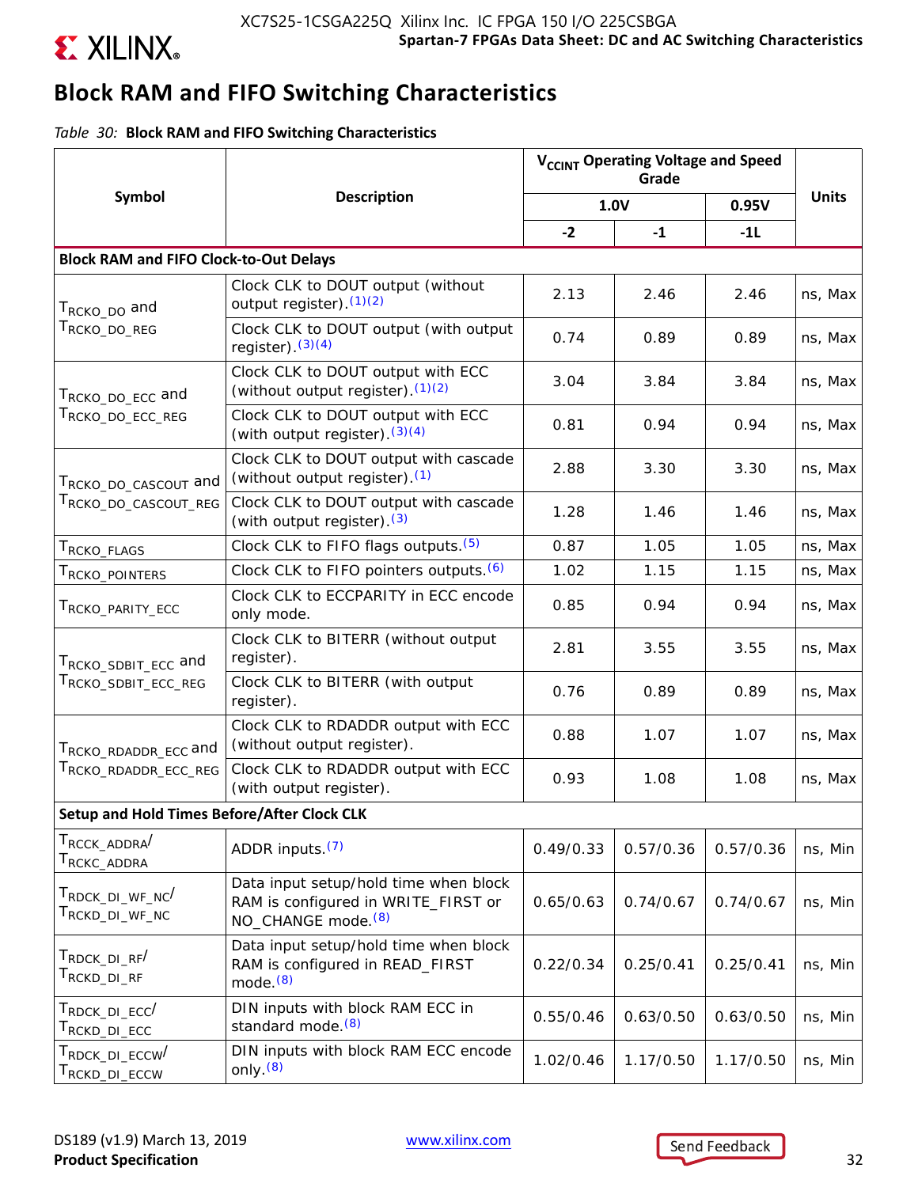## Block RAM and FIFO Switching Characteristics

*Table 30:* **Block RAM and FIFO Switching Characteristics**

| Symbol | Description | $V_{CCINT}$ Operating Voltage and Speed Grade | | | Units |
|---|---|---|---|---|---|
| | | 1.0V | | 0.95V | |
| | | -2 | -1 | -1L | |
| **Block RAM and FIFO Clock-to-Out Delays** | | | | | |
| $T_{RCKO\_DO}$ and $T_{RCKO\_DO\_REG}$ | Clock CLK to DOUT output (without output register).(1)(2) | 2.13 | 2.46 | 2.46 | ns, Max |
| | Clock CLK to DOUT output (with output register).(3)(4) | 0.74 | 0.89 | 0.89 | ns, Max |
| $T_{RCKO\_DO\_ECC}$ and $T_{RCKO\_DO\_ECC\_REG}$ | Clock CLK to DOUT output with ECC (without output register).(1)(2) | 3.04 | 3.84 | 3.84 | ns, Max |
| | Clock CLK to DOUT output with ECC (with output register).(3)(4) | 0.81 | 0.94 | 0.94 | ns, Max |
| $T_{RCKO\_DO\_CASCOUT}$ and $T_{RCKO\_DO\_CASCOUT\_REG}$ | Clock CLK to DOUT output with cascade (without output register).(1) | 2.88 | 3.30 | 3.30 | ns, Max |
| | Clock CLK to DOUT output with cascade (with output register).(3) | 1.28 | 1.46 | 1.46 | ns, Max |
| $T_{RCKO\_FLAGS}$ | Clock CLK to FIFO flags outputs.(5) | 0.87 | 1.05 | 1.05 | ns, Max |
| $T_{RCKO\_POINTERS}$ | Clock CLK to FIFO pointers outputs.(6) | 1.02 | 1.15 | 1.15 | ns, Max |
| $T_{RCKO\_PARITY\_ECC}$ | Clock CLK to ECCPARITY in ECC encode only mode. | 0.85 | 0.94 | 0.94 | ns, Max |
| $T_{RCKO\_SDBIT\_ECC}$ and $T_{RCKO\_SDBIT\_ECC\_REG}$ | Clock CLK to BITERR (without output register). | 2.81 | 3.55 | 3.55 | ns, Max |
| | Clock CLK to BITERR (with output register). | 0.76 | 0.89 | 0.89 | ns, Max |
| $T_{RCKO\_RDADDR\_ECC}$ and $T_{RCKO\_RDADDR\_ECC\_REG}$ | Clock CLK to RDADDR output with ECC (without output register). | 0.88 | 1.07 | 1.07 | ns, Max |
| | Clock CLK to RDADDR output with ECC (with output register). | 0.93 | 1.08 | 1.08 | ns, Max |
| **Setup and Hold Times Before/After Clock CLK** | | | | | |
| $T_{RCCK\_ADDRA}$/ $T_{RCKC\_ADDRA}$ | ADDR inputs.(7) | 0.49/0.33 | 0.57/0.36 | 0.57/0.36 | ns, Min |
| $T_{RDCK\_DI\_WF\_NC}$/ $T_{RCKD\_DI\_WF\_NC}$ | Data input setup/hold time when block RAM is configured in WRITE_FIRST or NO_CHANGE mode.(8) | 0.65/0.63 | 0.74/0.67 | 0.74/0.67 | ns, Min |
| $T_{RDCK\_DI\_RF}$/ $T_{RCKD\_DI\_RF}$ | Data input setup/hold time when block RAM is configured in READ_FIRST mode.(8) | 0.22/0.34 | 0.25/0.41 | 0.25/0.41 | ns, Min |
| $T_{RDCK\_DI\_ECC}$/ $T_{RCKD\_DI\_ECC}$ | DIN inputs with block RAM ECC in standard mode.(8) | 0.55/0.46 | 0.63/0.50 | 0.63/0.50 | ns, Min |
| $T_{RDCK\_DI\_ECCW}$/ $T_{RCKD\_DI\_ECCW}$ | DIN inputs with block RAM ECC encode only.(8) | 1.02/0.46 | 1.17/0.50 | 1.17/0.50 | ns, Min |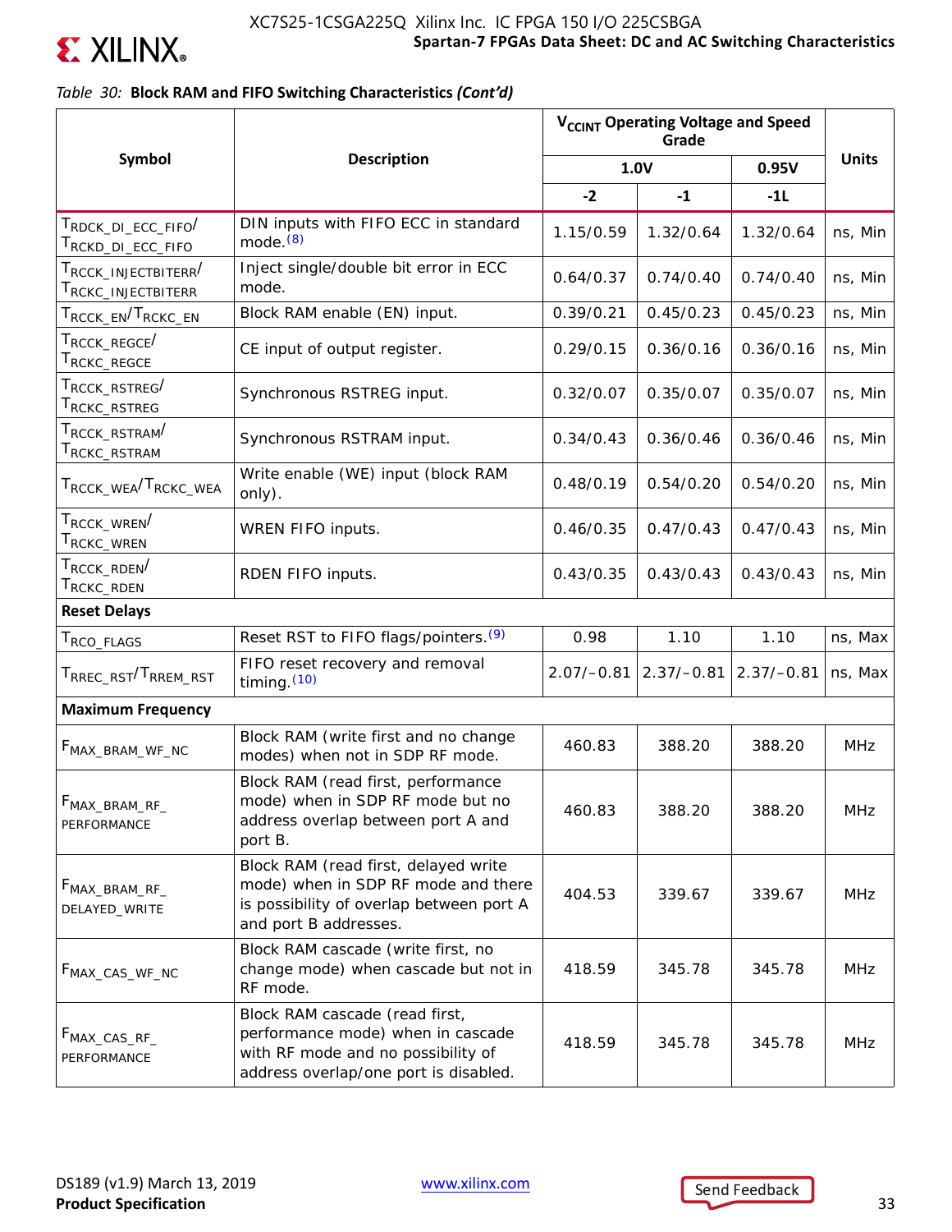*Table 30:* **Block RAM and FIFO Switching Characteristics *(Cont'd)***

| Symbol | Description | $V_{CCINT}$ Operating Voltage and Speed Grade | | | Units |
|---|---|---|---|---|---|
| | | 1.0V | | 0.95V | |
| | | -2 | -1 | -1L | |
| $T_{RDCK\_DI\_ECC\_FIFO}$/ $T_{RCKD\_DI\_ECC\_FIFO}$ | DIN inputs with FIFO ECC in standard mode.[8] | 1.15/0.59 | 1.32/0.64 | 1.32/0.64 | ns, Min |
| $T_{RCCK\_INJECTBITERR}$/ $T_{RCKC\_INJECTBITERR}$ | Inject single/double bit error in ECC mode. | 0.64/0.37 | 0.74/0.40 | 0.74/0.40 | ns, Min |
| $T_{RCCK\_EN}$/$T_{RCKC\_EN}$ | Block RAM enable (EN) input. | 0.39/0.21 | 0.45/0.23 | 0.45/0.23 | ns, Min |
| $T_{RCCK\_REGCE}$/ $T_{RCKC\_REGCE}$ | CE input of output register. | 0.29/0.15 | 0.36/0.16 | 0.36/0.16 | ns, Min |
| $T_{RCCK\_RSTREG}$/ $T_{RCKC\_RSTREG}$ | Synchronous RSTREG input. | 0.32/0.07 | 0.35/0.07 | 0.35/0.07 | ns, Min |
| $T_{RCCK\_RSTRAM}$/ $T_{RCKC\_RSTRAM}$ | Synchronous RSTRAM input. | 0.34/0.43 | 0.36/0.46 | 0.36/0.46 | ns, Min |
| $T_{RCCK\_WEA}$/$T_{RCKC\_WEA}$ | Write enable (WE) input (block RAM only). | 0.48/0.19 | 0.54/0.20 | 0.54/0.20 | ns, Min |
| $T_{RCCK\_WREN}$/ $T_{RCKC\_WREN}$ | WREN FIFO inputs. | 0.46/0.35 | 0.47/0.43 | 0.47/0.43 | ns, Min |
| $T_{RCCK\_RDEN}$/ $T_{RCKC\_RDEN}$ | RDEN FIFO inputs. | 0.43/0.35 | 0.43/0.43 | 0.43/0.43 | ns, Min |
| **Reset Delays** | | | | | |
| $T_{RCO\_FLAGS}$ | Reset RST to FIFO flags/pointers.[9] | 0.98 | 1.10 | 1.10 | ns, Max |
| $T_{RREC\_RST}$/$T_{RREM\_RST}$ | FIFO reset recovery and removal timing.[10] | 2.07/–0.81 | 2.37/–0.81 | 2.37/–0.81 | ns, Max |
| **Maximum Frequency** | | | | | |
| $F_{MAX\_BRAM\_WF\_NC}$ | Block RAM (write first and no change modes) when not in SDP RF mode. | 460.83 | 388.20 | 388.20 | MHz |
| $F_{MAX\_BRAM\_RF\_PERFORMANCE}$ | Block RAM (read first, performance mode) when in SDP RF mode but no address overlap between port A and port B. | 460.83 | 388.20 | 388.20 | MHz |
| $F_{MAX\_BRAM\_RF\_DELAYED\_WRITE}$ | Block RAM (read first, delayed write mode) when in SDP RF mode and there is possibility of overlap between port A and port B addresses. | 404.53 | 339.67 | 339.67 | MHz |
| $F_{MAX\_CAS\_WF\_NC}$ | Block RAM cascade (write first, no change mode) when cascade but not in RF mode. | 418.59 | 345.78 | 345.78 | MHz |
| $F_{MAX\_CAS\_RF\_PERFORMANCE}$ | Block RAM cascade (read first, performance mode) when in cascade with RF mode and no possibility of address overlap/one port is disabled. | 418.59 | 345.78 | 345.78 | MHz |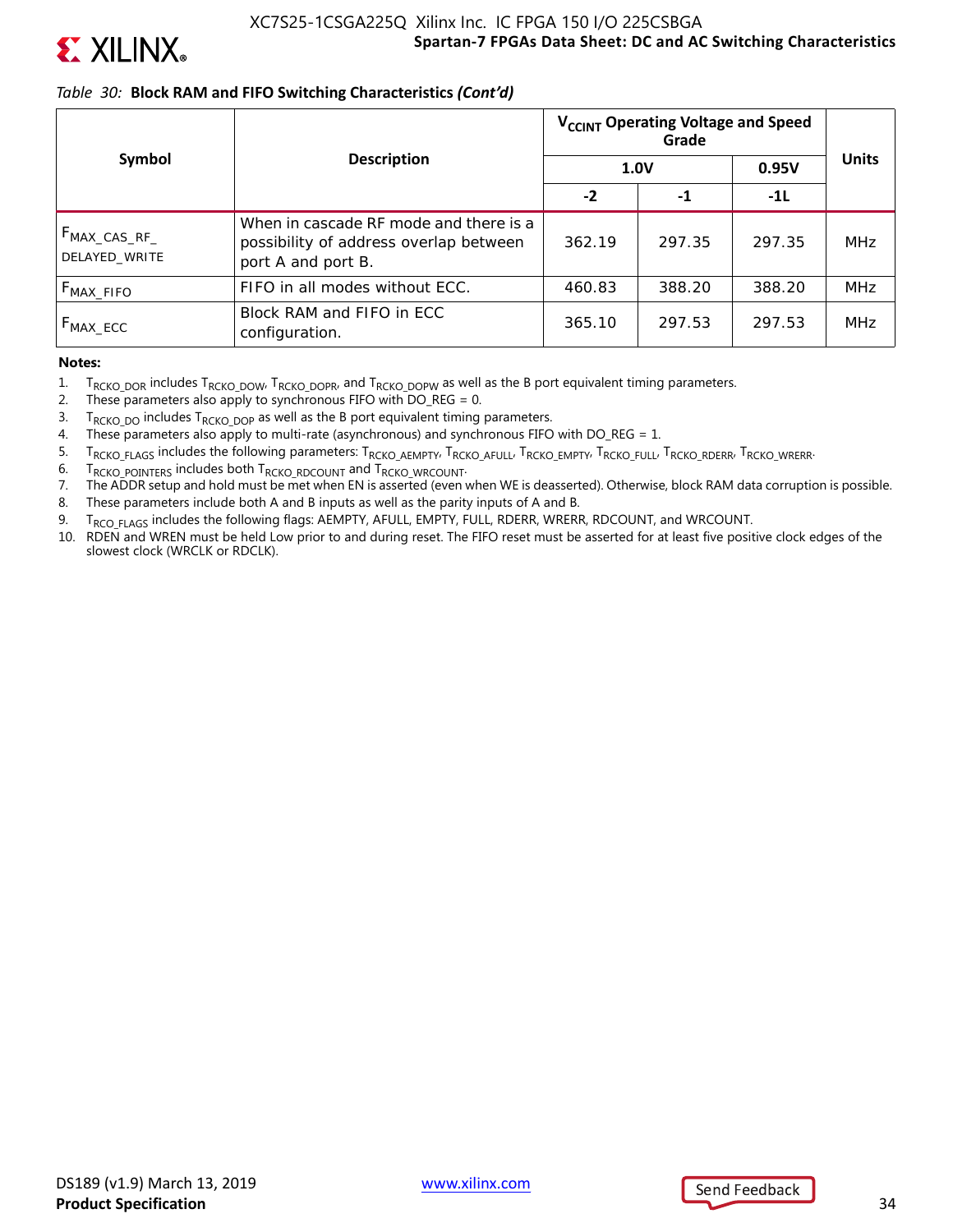*Table 30:* **Block RAM and FIFO Switching Characteristics *(Cont'd)***

| Symbol | Description | $V_{CCINT}$ Operating Voltage and Speed Grade | | | Units |
|---|---|---|---|---|---|
| | | 1.0V | | 0.95V | |
| | | -2 | -1 | -1L | |
| $F_{MAX\_CAS\_RF\_DELAYED\_WRITE}$ | When in cascade RF mode and there is a possibility of address overlap between port A and port B. | 362.19 | 297.35 | 297.35 | MHz |
| $F_{MAX\_FIFO}$ | FIFO in all modes without ECC. | 460.83 | 388.20 | 388.20 | MHz |
| $F_{MAX\_ECC}$ | Block RAM and FIFO in ECC configuration. | 365.10 | 297.53 | 297.53 | MHz |

**Notes:**

1. $T_{RCKO\_DOR}$ includes $T_{RCKO\_DOW}$, $T_{RCKO\_DOPR}$, and $T_{RCKO\_DOPW}$ as well as the B port equivalent timing parameters.
2. These parameters also apply to synchronous FIFO with DO_REG = 0.
3. $T_{RCKO\_DO}$ includes $T_{RCKO\_DOP}$ as well as the B port equivalent timing parameters.
4. These parameters also apply to multi-rate (asynchronous) and synchronous FIFO with DO_REG = 1.
5. $T_{RCKO\_FLAGS}$ includes the following parameters: $T_{RCKO\_AEMPTY}$, $T_{RCKO\_AFULL}$, $T_{RCKO\_EMPTY}$, $T_{RCKO\_FULL}$, $T_{RCKO\_RDERR}$, $T_{RCKO\_WRERR}$.
6. $T_{RCKO\_POINTERS}$ includes both $T_{RCKO\_RDCOUNT}$ and $T_{RCKO\_WRCOUNT}$.
7. The ADDR setup and hold must be met when EN is asserted (even when WE is deasserted). Otherwise, block RAM data corruption is possible.
8. These parameters include both A and B inputs as well as the parity inputs of A and B.
9. $T_{RCO\_FLAGS}$ includes the following flags: AEMPTY, AFULL, EMPTY, FULL, RDERR, WRERR, RDCOUNT, and WRCOUNT.
10. RDEN and WREN must be held Low prior to and during reset. The FIFO reset must be asserted for at least five positive clock edges of the slowest clock (WRCLK or RDCLK).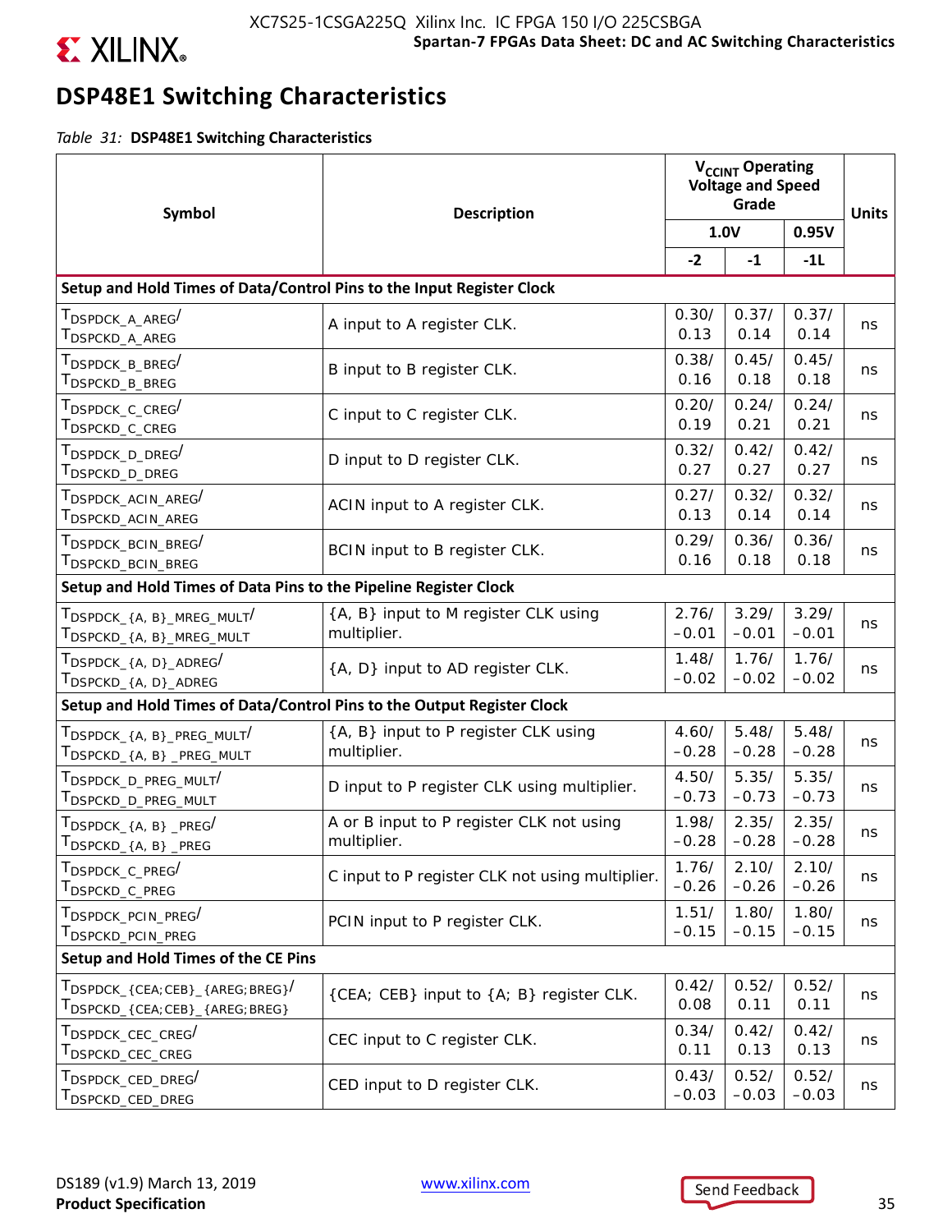## DSP48E1 Switching Characteristics

*Table 31:* **DSP48E1 Switching Characteristics**

| Symbol | Description | $V_{CCINT}$ Operating Voltage and Speed Grade | | | Units |
|---|---|---|---|---|---|
| | | 1.0V | | 0.95V | |
| | | -2 | -1 | -1L | |
| **Setup and Hold Times of Data/Control Pins to the Input Register Clock** | | | | | |
| $T_{DSPDCK\_A\_AREG}$/ $T_{DSPCKD\_A\_AREG}$ | A input to A register CLK. | 0.30/ 0.13 | 0.37/ 0.14 | 0.37/ 0.14 | ns |
| $T_{DSPDCK\_B\_BREG}$/ $T_{DSPCKD\_B\_BREG}$ | B input to B register CLK. | 0.38/ 0.16 | 0.45/ 0.18 | 0.45/ 0.18 | ns |
| $T_{DSPDCK\_C\_CREG}$/ $T_{DSPCKD\_C\_CREG}$ | C input to C register CLK. | 0.20/ 0.19 | 0.24/ 0.21 | 0.24/ 0.21 | ns |
| $T_{DSPDCK\_D\_DREG}$/ $T_{DSPCKD\_D\_DREG}$ | D input to D register CLK. | 0.32/ 0.27 | 0.42/ 0.27 | 0.42/ 0.27 | ns |
| $T_{DSPDCK\_ACIN\_AREG}$/ $T_{DSPCKD\_ACIN\_AREG}$ | ACIN input to A register CLK. | 0.27/ 0.13 | 0.32/ 0.14 | 0.32/ 0.14 | ns |
| $T_{DSPDCK\_BCIN\_BREG}$/ $T_{DSPCKD\_BCIN\_BREG}$ | BCIN input to B register CLK. | 0.29/ 0.16 | 0.36/ 0.18 | 0.36/ 0.18 | ns |
| **Setup and Hold Times of Data Pins to the Pipeline Register Clock** | | | | | |
| $T_{DSPDCK\_\{A, B\}\_MREG\_MULT}$/ $T_{DSPCKD\_\{A, B\}\_MREG\_MULT}$ | {A, B} input to M register CLK using multiplier. | 2.76/ –0.01 | 3.29/ –0.01 | 3.29/ –0.01 | ns |
| $T_{DSPDCK\_\{A, D\}\_ADREG}$/ $T_{DSPCKD\_\{A, D\}\_ADREG}$ | {A, D} input to AD register CLK. | 1.48/ –0.02 | 1.76/ –0.02 | 1.76/ –0.02 | ns |
| **Setup and Hold Times of Data/Control Pins to the Output Register Clock** | | | | | |
| $T_{DSPDCK\_\{A, B\}\_PREG\_MULT}$/ $T_{DSPCKD\_\{A, B\}\_PREG\_MULT}$ | {A, B} input to P register CLK using multiplier. | 4.60/ –0.28 | 5.48/ –0.28 | 5.48/ –0.28 | ns |
| $T_{DSPDCK\_D\_PREG\_MULT}$/ $T_{DSPCKD\_D\_PREG\_MULT}$ | D input to P register CLK using multiplier. | 4.50/ –0.73 | 5.35/ –0.73 | 5.35/ –0.73 | ns |
| $T_{DSPDCK\_\{A, B\}\_PREG}$/ $T_{DSPCKD\_\{A, B\}\_PREG}$ | A or B input to P register CLK not using multiplier. | 1.98/ –0.28 | 2.35/ –0.28 | 2.35/ –0.28 | ns |
| $T_{DSPDCK\_C\_PREG}$/ $T_{DSPCKD\_C\_PREG}$ | C input to P register CLK not using multiplier. | 1.76/ –0.26 | 2.10/ –0.26 | 2.10/ –0.26 | ns |
| $T_{DSPDCK\_PCIN\_PREG}$/ $T_{DSPCKD\_PCIN\_PREG}$ | PCIN input to P register CLK. | 1.51/ –0.15 | 1.80/ –0.15 | 1.80/ –0.15 | ns |
| **Setup and Hold Times of the CE Pins** | | | | | |
| $T_{DSPDCK\_\{CEA;CEB\}\_\{AREG;BREG\}}$/ $T_{DSPCKD\_\{CEA;CEB\}\_\{AREG;BREG\}}$ | {CEA; CEB} input to {A; B} register CLK. | 0.42/ 0.08 | 0.52/ 0.11 | 0.52/ 0.11 | ns |
| $T_{DSPDCK\_CEC\_CREG}$/ $T_{DSPCKD\_CEC\_CREG}$ | CEC input to C register CLK. | 0.34/ 0.11 | 0.42/ 0.13 | 0.42/ 0.13 | ns |
| $T_{DSPDCK\_CED\_DREG}$/ $T_{DSPCKD\_CED\_DREG}$ | CED input to D register CLK. | 0.43/ –0.03 | 0.52/ –0.03 | 0.52/ –0.03 | ns |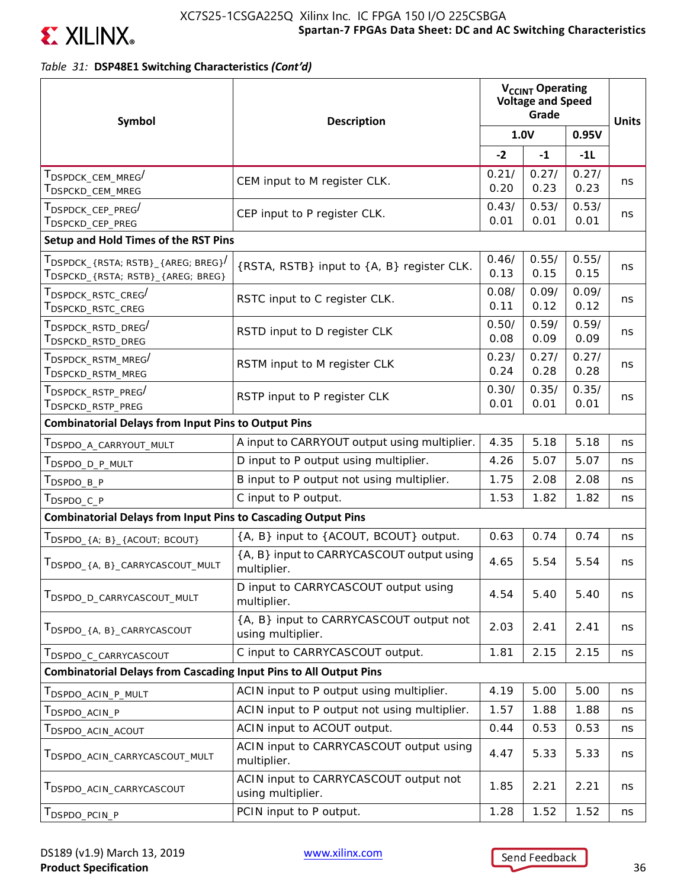*Table 31:* **DSP48E1 Switching Characteristics *(Cont'd)***

| Symbol | Description | $V_{CCINT}$ Operating Voltage and Speed Grade | | | Units |
|---|---|---|---|---|---|
| | | 1.0V | | 0.95V | |
| | | -2 | -1 | -1L | |
| $T_{DSPDCK\_CEM\_MREG}$/ $T_{DSPCKD\_CEM\_MREG}$ | CEM input to M register CLK. | 0.21/ 0.20 | 0.27/ 0.23 | 0.27/ 0.23 | ns |
| $T_{DSPDCK\_CEP\_PREG}$/ $T_{DSPCKD\_CEP\_PREG}$ | CEP input to P register CLK. | 0.43/ 0.01 | 0.53/ 0.01 | 0.53/ 0.01 | ns |
| **Setup and Hold Times of the RST Pins** | | | | | |
| $T_{DSPDCK\_\{RSTA; RSTB\}\_\{AREG; BREG\}}$/ $T_{DSPCKD\_\{RSTA; RSTB\}\_\{AREG; BREG\}}$ | {RSTA, RSTB} input to {A, B} register CLK. | 0.46/ 0.13 | 0.55/ 0.15 | 0.55/ 0.15 | ns |
| $T_{DSPDCK\_RSTC\_CREG}$/ $T_{DSPCKD\_RSTC\_CREG}$ | RSTC input to C register CLK. | 0.08/ 0.11 | 0.09/ 0.12 | 0.09/ 0.12 | ns |
| $T_{DSPDCK\_RSTD\_DREG}$/ $T_{DSPCKD\_RSTD\_DREG}$ | RSTD input to D register CLK | 0.50/ 0.08 | 0.59/ 0.09 | 0.59/ 0.09 | ns |
| $T_{DSPDCK\_RSTM\_MREG}$/ $T_{DSPCKD\_RSTM\_MREG}$ | RSTM input to M register CLK | 0.23/ 0.24 | 0.27/ 0.28 | 0.27/ 0.28 | ns |
| $T_{DSPDCK\_RSTP\_PREG}$/ $T_{DSPCKD\_RSTP\_PREG}$ | RSTP input to P register CLK | 0.30/ 0.01 | 0.35/ 0.01 | 0.35/ 0.01 | ns |
| **Combinatorial Delays from Input Pins to Output Pins** | | | | | |
| $T_{DSPDO\_A\_CARRYOUT\_MULT}$ | A input to CARRYOUT output using multiplier. | 4.35 | 5.18 | 5.18 | ns |
| $T_{DSPDO\_D\_P\_MULT}$ | D input to P output using multiplier. | 4.26 | 5.07 | 5.07 | ns |
| $T_{DSPDO\_B\_P}$ | B input to P output not using multiplier. | 1.75 | 2.08 | 2.08 | ns |
| $T_{DSPDO\_C\_P}$ | C input to P output. | 1.53 | 1.82 | 1.82 | ns |
| **Combinatorial Delays from Input Pins to Cascading Output Pins** | | | | | |
| $T_{DSPDO\_\{A; B\}\_\{ACOUT; BCOUT\}}$ | {A, B} input to {ACOUT, BCOUT} output. | 0.63 | 0.74 | 0.74 | ns |
| $T_{DSPDO\_\{A, B\}\_CARRYCASCOUT\_MULT}$ | {A, B} input to CARRYCASCOUT output using multiplier. | 4.65 | 5.54 | 5.54 | ns |
| $T_{DSPDO\_D\_CARRYCASCOUT\_MULT}$ | D input to CARRYCASCOUT output using multiplier. | 4.54 | 5.40 | 5.40 | ns |
| $T_{DSPDO\_\{A, B\}\_CARRYCASCOUT}$ | {A, B} input to CARRYCASCOUT output not using multiplier. | 2.03 | 2.41 | 2.41 | ns |
| $T_{DSPDO\_C\_CARRYCASCOUT}$ | C input to CARRYCASCOUT output. | 1.81 | 2.15 | 2.15 | ns |
| **Combinatorial Delays from Cascading Input Pins to All Output Pins** | | | | | |
| $T_{DSPDO\_ACIN\_P\_MULT}$ | ACIN input to P output using multiplier. | 4.19 | 5.00 | 5.00 | ns |
| $T_{DSPDO\_ACIN\_P}$ | ACIN input to P output not using multiplier. | 1.57 | 1.88 | 1.88 | ns |
| $T_{DSPDO\_ACIN\_ACOUT}$ | ACIN input to ACOUT output. | 0.44 | 0.53 | 0.53 | ns |
| $T_{DSPDO\_ACIN\_CARRYCASCOUT\_MULT}$ | ACIN input to CARRYCASCOUT output using multiplier. | 4.47 | 5.33 | 5.33 | ns |
| $T_{DSPDO\_ACIN\_CARRYCASCOUT}$ | ACIN input to CARRYCASCOUT output not using multiplier. | 1.85 | 2.21 | 2.21 | ns |
| $T_{DSPDO\_PCIN\_P}$ | PCIN input to P output. | 1.28 | 1.52 | 1.52 | ns |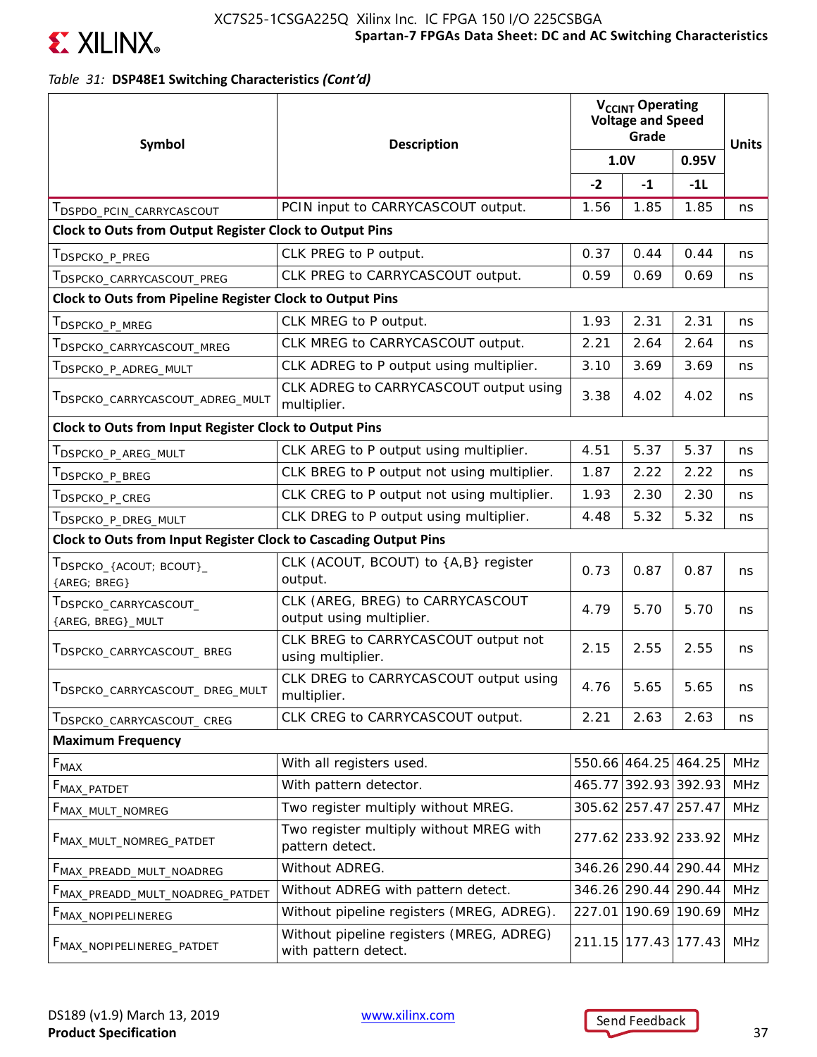*Table 31:* **DSP48E1 Switching Characteristics *(Cont'd)***

| Symbol | Description | $V_{CCINT}$ Operating Voltage and Speed Grade | | | Units |
|---|---|---|---|---|---|
| | | 1.0V | | 0.95V | |
| | | -2 | -1 | -1L | |
| $T_{DSPDO\_PCIN\_CARRYCASCOUT}$ | PCIN input to CARRYCASCOUT output. | 1.56 | 1.85 | 1.85 | ns |
| **Clock to Outs from Output Register Clock to Output Pins** | | | | | |
| $T_{DSPCKO\_P\_PREG}$ | CLK PREG to P output. | 0.37 | 0.44 | 0.44 | ns |
| $T_{DSPCKO\_CARRYCASCOUT\_PREG}$ | CLK PREG to CARRYCASCOUT output. | 0.59 | 0.69 | 0.69 | ns |
| **Clock to Outs from Pipeline Register Clock to Output Pins** | | | | | |
| $T_{DSPCKO\_P\_MREG}$ | CLK MREG to P output. | 1.93 | 2.31 | 2.31 | ns |
| $T_{DSPCKO\_CARRYCASCOUT\_MREG}$ | CLK MREG to CARRYCASCOUT output. | 2.21 | 2.64 | 2.64 | ns |
| $T_{DSPCKO\_P\_ADREG\_MULT}$ | CLK ADREG to P output using multiplier. | 3.10 | 3.69 | 3.69 | ns |
| $T_{DSPCKO\_CARRYCASCOUT\_ADREG\_MULT}$ | CLK ADREG to CARRYCASCOUT output using multiplier. | 3.38 | 4.02 | 4.02 | ns |
| **Clock to Outs from Input Register Clock to Output Pins** | | | | | |
| $T_{DSPCKO\_P\_AREG\_MULT}$ | CLK AREG to P output using multiplier. | 4.51 | 5.37 | 5.37 | ns |
| $T_{DSPCKO\_P\_BREG}$ | CLK BREG to P output not using multiplier. | 1.87 | 2.22 | 2.22 | ns |
| $T_{DSPCKO\_P\_CREG}$ | CLK CREG to P output not using multiplier. | 1.93 | 2.30 | 2.30 | ns |
| $T_{DSPCKO\_P\_DREG\_MULT}$ | CLK DREG to P output using multiplier. | 4.48 | 5.32 | 5.32 | ns |
| **Clock to Outs from Input Register Clock to Cascading Output Pins** | | | | | |
| $T_{DSPCKO\_\{ACOUT;\ BCOUT\}\_\{AREG;\ BREG\}}$ | CLK (ACOUT, BCOUT) to {A,B} register output. | 0.73 | 0.87 | 0.87 | ns |
| $T_{DSPCKO\_CARRYCASCOUT\_\{AREG,\ BREG\}\_MULT}$ | CLK (AREG, BREG) to CARRYCASCOUT output using multiplier. | 4.79 | 5.70 | 5.70 | ns |
| $T_{DSPCKO\_CARRYCASCOUT\_BREG}$ | CLK BREG to CARRYCASCOUT output not using multiplier. | 2.15 | 2.55 | 2.55 | ns |
| $T_{DSPCKO\_CARRYCASCOUT\_DREG\_MULT}$ | CLK DREG to CARRYCASCOUT output using multiplier. | 4.76 | 5.65 | 5.65 | ns |
| $T_{DSPCKO\_CARRYCASCOUT\_CREG}$ | CLK CREG to CARRYCASCOUT output. | 2.21 | 2.63 | 2.63 | ns |
| **Maximum Frequency** | | | | | |
| $F_{MAX}$ | With all registers used. | 550.66 | 464.25 | 464.25 | MHz |
| $F_{MAX\_PATDET}$ | With pattern detector. | 465.77 | 392.93 | 392.93 | MHz |
| $F_{MAX\_MULT\_NOMREG}$ | Two register multiply without MREG. | 305.62 | 257.47 | 257.47 | MHz |
| $F_{MAX\_MULT\_NOMREG\_PATDET}$ | Two register multiply without MREG with pattern detect. | 277.62 | 233.92 | 233.92 | MHz |
| $F_{MAX\_PREADD\_MULT\_NOADREG}$ | Without ADREG. | 346.26 | 290.44 | 290.44 | MHz |
| $F_{MAX\_PREADD\_MULT\_NOADREG\_PATDET}$ | Without ADREG with pattern detect. | 346.26 | 290.44 | 290.44 | MHz |
| $F_{MAX\_NOPIPELINEREG}$ | Without pipeline registers (MREG, ADREG). | 227.01 | 190.69 | 190.69 | MHz |
| $F_{MAX\_NOPIPELINEREG\_PATDET}$ | Without pipeline registers (MREG, ADREG) with pattern detect. | 211.15 | 177.43 | 177.43 | MHz |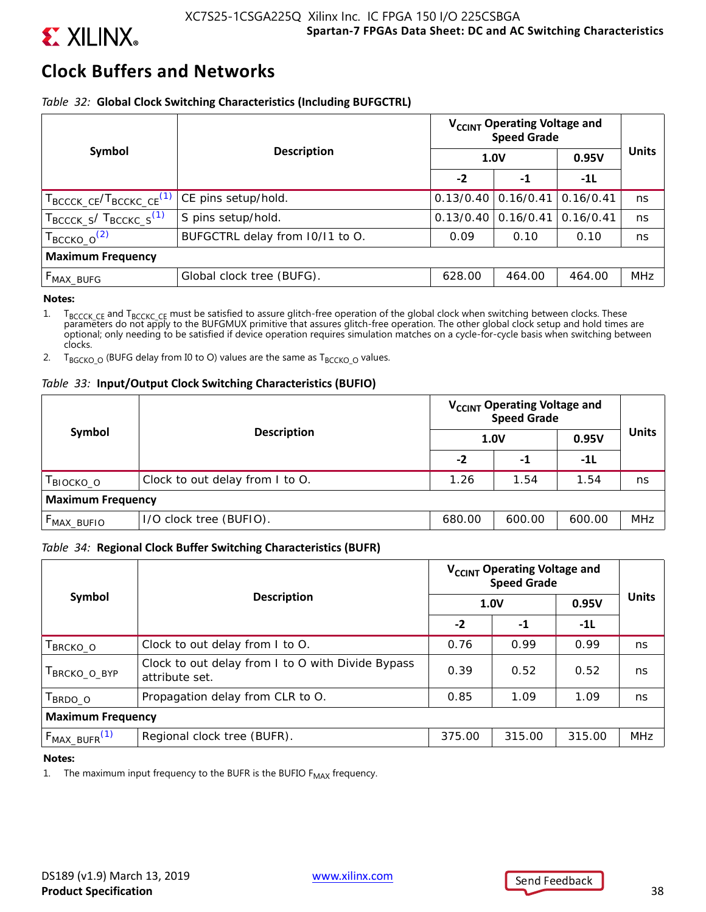## Clock Buffers and Networks

*Table 32:* **Global Clock Switching Characteristics (Including BUFGCTRL)**

| Symbol | Description | $V_{CCINT}$ Operating Voltage and Speed Grade | | | Units |
|---|---|---|---|---|---|
| | | 1.0V | | 0.95V | |
| | | -2 | -1 | -1L | |
| $T_{BCCCK\_CE}$/$T_{BCCKC\_CE}$ [1] | CE pins setup/hold. | 0.13/0.40 | 0.16/0.41 | 0.16/0.41 | ns |
| $T_{BCCCK\_S}$/ $T_{BCCKC\_S}$ [1] | S pins setup/hold. | 0.13/0.40 | 0.16/0.41 | 0.16/0.41 | ns |
| $T_{BCCKO\_O}$ [2] | BUFGCTRL delay from I0/I1 to O. | 0.09 | 0.10 | 0.10 | ns |
| **Maximum Frequency** | | | | | |
| $F_{MAX\_BUFG}$ | Global clock tree (BUFG). | 628.00 | 464.00 | 464.00 | MHz |

**Notes:**

1. $T_{BCCCK\_CE}$ and $T_{BCCKC\_CE}$ must be satisfied to assure glitch-free operation of the global clock when switching between clocks. These parameters do not apply to the BUFGMUX primitive that assures glitch-free operation. The other global clock setup and hold times are optional; only needing to be satisfied if device operation requires simulation matches on a cycle-for-cycle basis when switching between clocks.
2. $T_{BGCKO\_O}$ (BUFG delay from I0 to O) values are the same as $T_{BCCKO\_O}$ values.

*Table 33:* **Input/Output Clock Switching Characteristics (BUFIO)**

| Symbol | Description | $V_{CCINT}$ Operating Voltage and Speed Grade | | | Units |
|---|---|---|---|---|---|
| | | 1.0V | | 0.95V | |
| | | -2 | -1 | -1L | |
| $T_{BIOCKO\_O}$ | Clock to out delay from I to O. | 1.26 | 1.54 | 1.54 | ns |
| **Maximum Frequency** | | | | | |
| $F_{MAX\_BUFIO}$ | I/O clock tree (BUFIO). | 680.00 | 600.00 | 600.00 | MHz |

*Table 34:* **Regional Clock Buffer Switching Characteristics (BUFR)**

| Symbol | Description | $V_{CCINT}$ Operating Voltage and Speed Grade | | | Units |
|---|---|---|---|---|---|
| | | 1.0V | | 0.95V | |
| | | -2 | -1 | -1L | |
| $T_{BRCKO\_O}$ | Clock to out delay from I to O. | 0.76 | 0.99 | 0.99 | ns |
| $T_{BRCKO\_O\_BYP}$ | Clock to out delay from I to O with Divide Bypass attribute set. | 0.39 | 0.52 | 0.52 | ns |
| $T_{BRDO\_O}$ | Propagation delay from CLR to O. | 0.85 | 1.09 | 1.09 | ns |
| **Maximum Frequency** | | | | | |
| $F_{MAX\_BUFR}$ [1] | Regional clock tree (BUFR). | 375.00 | 315.00 | 315.00 | MHz |

**Notes:**

1. The maximum input frequency to the BUFR is the BUFIO $F_{MAX}$ frequency.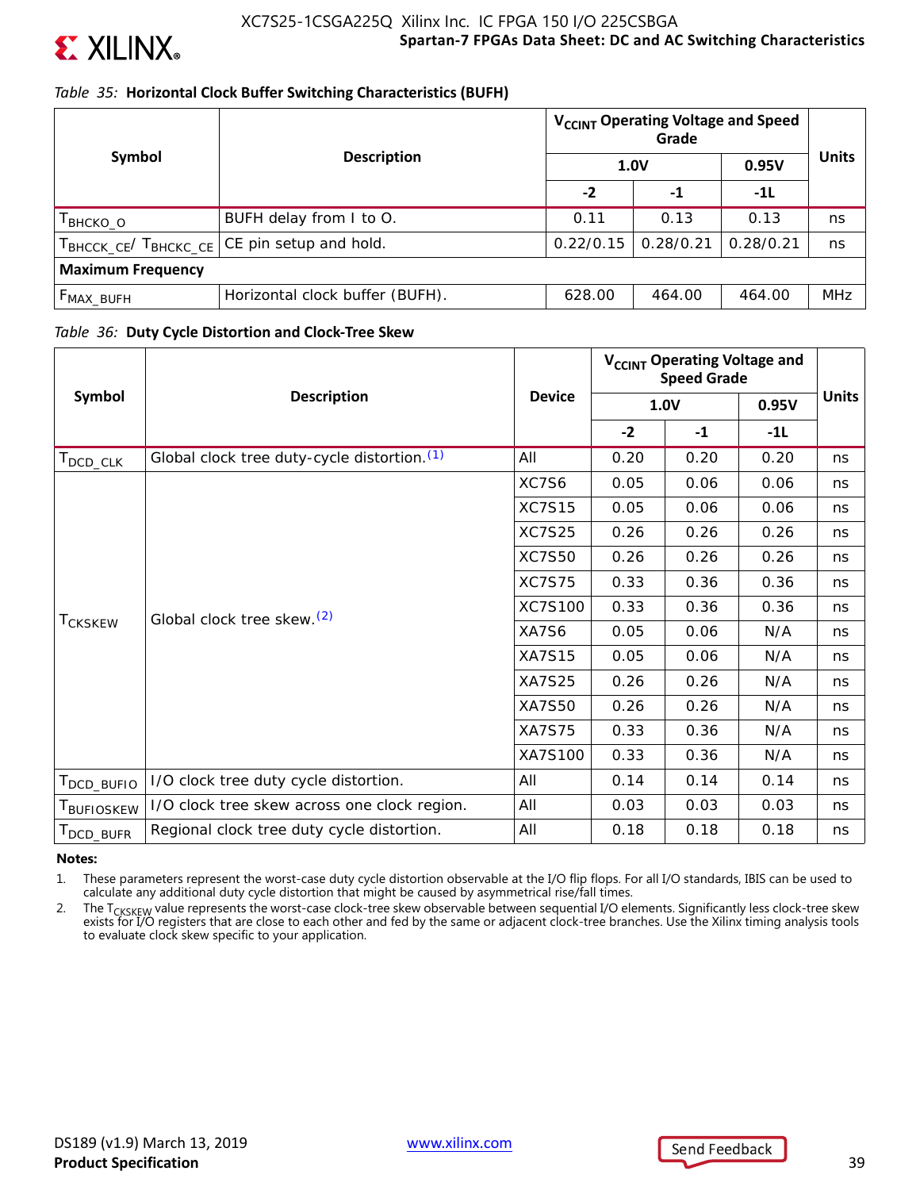*Table 35:* **Horizontal Clock Buffer Switching Characteristics (BUFH)**

| Symbol | Description | $V_{CCINT}$ Operating Voltage and Speed Grade | | | Units |
|---|---|---|---|---|---|
| | | 1.0V | | 0.95V | |
| | | -2 | -1 | -1L | |
| $T_{BHCKO\_O}$ | BUFH delay from I to O. | 0.11 | 0.13 | 0.13 | ns |
| $T_{BHCCK\_CE}$/ $T_{BHCKC\_CE}$ | CE pin setup and hold. | 0.22/0.15 | 0.28/0.21 | 0.28/0.21 | ns |
| **Maximum Frequency** | | | | | |
| $F_{MAX\_BUFH}$ | Horizontal clock buffer (BUFH). | 628.00 | 464.00 | 464.00 | MHz |

*Table 36:* **Duty Cycle Distortion and Clock-Tree Skew**

| Symbol | Description | Device | $V_{CCINT}$ Operating Voltage and Speed Grade | | | Units |
|---|---|---|---|---|---|---|
| | | | 1.0V | | 0.95V | |
| | | | -2 | -1 | -1L | |
| $T_{DCD\_CLK}$ | Global clock tree duty-cycle distortion.(1) | All | 0.20 | 0.20 | 0.20 | ns |
| $T_{CKSKEW}$ | Global clock tree skew.(2) | XC7S6 | 0.05 | 0.06 | 0.06 | ns |
| | | XC7S15 | 0.05 | 0.06 | 0.06 | ns |
| | | XC7S25 | 0.26 | 0.26 | 0.26 | ns |
| | | XC7S50 | 0.26 | 0.26 | 0.26 | ns |
| | | XC7S75 | 0.33 | 0.36 | 0.36 | ns |
| | | XC7S100 | 0.33 | 0.36 | 0.36 | ns |
| | | XA7S6 | 0.05 | 0.06 | N/A | ns |
| | | XA7S15 | 0.05 | 0.06 | N/A | ns |
| | | XA7S25 | 0.26 | 0.26 | N/A | ns |
| | | XA7S50 | 0.26 | 0.26 | N/A | ns |
| | | XA7S75 | 0.33 | 0.36 | N/A | ns |
| | | XA7S100 | 0.33 | 0.36 | N/A | ns |
| $T_{DCD\_BUFIO}$ | I/O clock tree duty cycle distortion. | All | 0.14 | 0.14 | 0.14 | ns |
| $T_{BUFIOSKEW}$ | I/O clock tree skew across one clock region. | All | 0.03 | 0.03 | 0.03 | ns |
| $T_{DCD\_BUFR}$ | Regional clock tree duty cycle distortion. | All | 0.18 | 0.18 | 0.18 | ns |

**Notes:**

1. These parameters represent the worst-case duty cycle distortion observable at the I/O flip flops. For all I/O standards, IBIS can be used to calculate any additional duty cycle distortion that might be caused by asymmetrical rise/fall times.
2. The $T_{CKSKEW}$ value represents the worst-case clock-tree skew observable between sequential I/O elements. Significantly less clock-tree skew exists for I/O registers that are close to each other and fed by the same or adjacent clock-tree branches. Use the Xilinx timing analysis tools to evaluate clock skew specific to your application.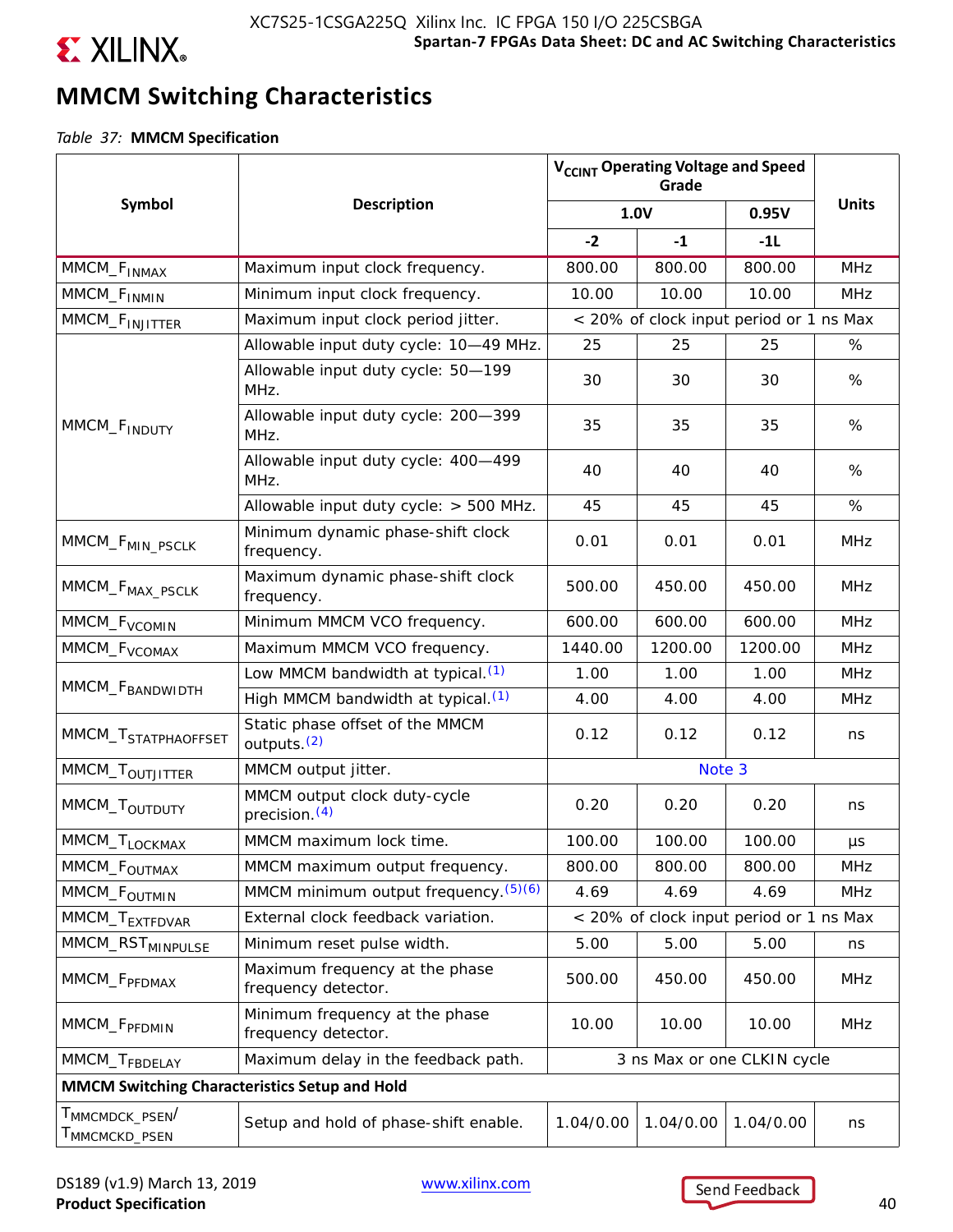## MMCM Switching Characteristics

*Table 37:* **MMCM Specification**

| Symbol | Description | $V_{CCINT}$ Operating Voltage and Speed Grade | | | Units |
|---|---|---|---|---|---|
| | | 1.0V | | 0.95V | |
| | | -2 | -1 | -1L | |
| $MMCM\_F_{INMAX}$ | Maximum input clock frequency. | 800.00 | 800.00 | 800.00 | MHz |
| $MMCM\_F_{INMIN}$ | Minimum input clock frequency. | 10.00 | 10.00 | 10.00 | MHz |
| $MMCM\_F_{INJITTER}$ | Maximum input clock period jitter. | < 20% of clock input period or 1 ns Max | | | |
| $MMCM\_F_{INDUTY}$ | Allowable input duty cycle: 10—49 MHz. | 25 | 25 | 25 | % |
| | Allowable input duty cycle: 50—199 MHz. | 30 | 30 | 30 | % |
| | Allowable input duty cycle: 200—399 MHz. | 35 | 35 | 35 | % |
| | Allowable input duty cycle: 400—499 MHz. | 40 | 40 | 40 | % |
| | Allowable input duty cycle: > 500 MHz. | 45 | 45 | 45 | % |
| $MMCM\_F_{MIN\_PSCLK}$ | Minimum dynamic phase-shift clock frequency. | 0.01 | 0.01 | 0.01 | MHz |
| $MMCM\_F_{MAX\_PSCLK}$ | Maximum dynamic phase-shift clock frequency. | 500.00 | 450.00 | 450.00 | MHz |
| $MMCM\_F_{VCOMIN}$ | Minimum MMCM VCO frequency. | 600.00 | 600.00 | 600.00 | MHz |
| $MMCM\_F_{VCOMAX}$ | Maximum MMCM VCO frequency. | 1440.00 | 1200.00 | 1200.00 | MHz |
| $MMCM\_F_{BANDWIDTH}$ | Low MMCM bandwidth at typical.(1) | 1.00 | 1.00 | 1.00 | MHz |
| | High MMCM bandwidth at typical.(1) | 4.00 | 4.00 | 4.00 | MHz |
| $MMCM\_T_{STATPHAOFFSET}$ | Static phase offset of the MMCM outputs.(2) | 0.12 | 0.12 | 0.12 | ns |
| $MMCM\_T_{OUTJITTER}$ | MMCM output jitter. | Note 3 | | | |
| $MMCM\_T_{OUTDUTY}$ | MMCM output clock duty-cycle precision.(4) | 0.20 | 0.20 | 0.20 | ns |
| $MMCM\_T_{LOCKMAX}$ | MMCM maximum lock time. | 100.00 | 100.00 | 100.00 | µs |
| $MMCM\_F_{OUTMAX}$ | MMCM maximum output frequency. | 800.00 | 800.00 | 800.00 | MHz |
| $MMCM\_F_{OUTMIN}$ | MMCM minimum output frequency.(5)(6) | 4.69 | 4.69 | 4.69 | MHz |
| $MMCM\_T_{EXTFDVAR}$ | External clock feedback variation. | < 20% of clock input period or 1 ns Max | | | |
| $MMCM\_RST_{MINPULSE}$ | Minimum reset pulse width. | 5.00 | 5.00 | 5.00 | ns |
| $MMCM\_F_{PFDMAX}$ | Maximum frequency at the phase frequency detector. | 500.00 | 450.00 | 450.00 | MHz |
| $MMCM\_F_{PFDMIN}$ | Minimum frequency at the phase frequency detector. | 10.00 | 10.00 | 10.00 | MHz |
| $MMCM\_T_{FBDELAY}$ | Maximum delay in the feedback path. | 3 ns Max or one CLKIN cycle | | | |
| **MMCM Switching Characteristics Setup and Hold** | | | | | |
| $T_{MMCMDCK\_PSEN}$/ $T_{MMCMCKD\_PSEN}$ | Setup and hold of phase-shift enable. | 1.04/0.00 | 1.04/0.00 | 1.04/0.00 | ns |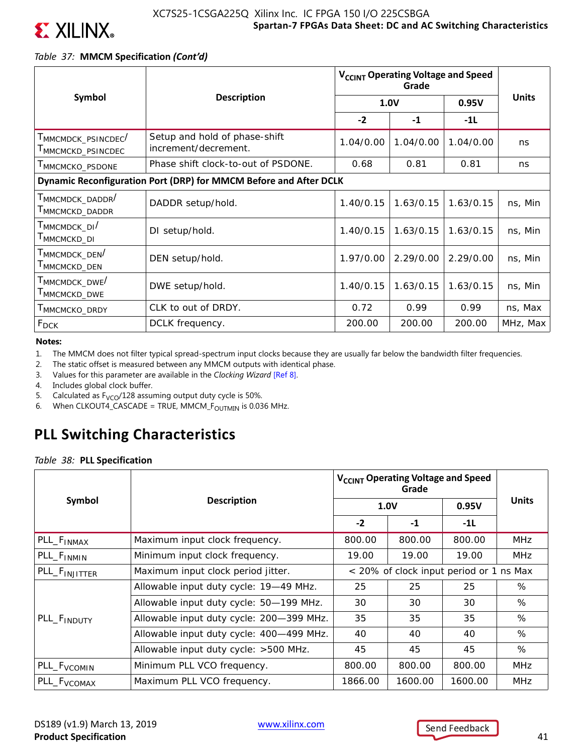*Table 37:* **MMCM Specification *(Cont'd)***

| Symbol | Description | $V_{CCINT}$ Operating Voltage and Speed Grade | | | Units |
|---|---|---|---|---|---|
| | | 1.0V | | 0.95V | |
| | | -2 | -1 | -1L | |
| $T_{MMCMDCK\_PSINCDEC}$/ $T_{MMCMCKD\_PSINCDEC}$ | Setup and hold of phase-shift increment/decrement. | 1.04/0.00 | 1.04/0.00 | 1.04/0.00 | ns |
| $T_{MMCMCKO\_PSDONE}$ | Phase shift clock-to-out of PSDONE. | 0.68 | 0.81 | 0.81 | ns |
| **Dynamic Reconfiguration Port (DRP) for MMCM Before and After DCLK** | | | | | |
| $T_{MMCMDCK\_DADDR}$/ $T_{MMCMCKD\_DADDR}$ | DADDR setup/hold. | 1.40/0.15 | 1.63/0.15 | 1.63/0.15 | ns, Min |
| $T_{MMCMDCK\_DI}$/ $T_{MMCMCKD\_DI}$ | DI setup/hold. | 1.40/0.15 | 1.63/0.15 | 1.63/0.15 | ns, Min |
| $T_{MMCMDCK\_DEN}$/ $T_{MMCMCKD\_DEN}$ | DEN setup/hold. | 1.97/0.00 | 2.29/0.00 | 2.29/0.00 | ns, Min |
| $T_{MMCMDCK\_DWE}$/ $T_{MMCMCKD\_DWE}$ | DWE setup/hold. | 1.40/0.15 | 1.63/0.15 | 1.63/0.15 | ns, Min |
| $T_{MMCMCKO\_DRDY}$ | CLK to out of DRDY. | 0.72 | 0.99 | 0.99 | ns, Max |
| $F_{DCK}$ | DCLK frequency. | 200.00 | 200.00 | 200.00 | MHz, Max |

**Notes:**

1. The MMCM does not filter typical spread-spectrum input clocks because they are usually far below the bandwidth filter frequencies.
2. The static offset is measured between any MMCM outputs with identical phase.
3. Values for this parameter are available in the *Clocking Wizard* [Ref 8].
4. Includes global clock buffer.
5. Calculated as $F_{VCO}/128$ assuming output duty cycle is 50%.
6. When CLKOUT4_CASCADE = TRUE, MMCM_$F_{OUTMIN}$ is 0.036 MHz.

## PLL Switching Characteristics

*Table 38:* **PLL Specification**

| Symbol | Description | $V_{CCINT}$ Operating Voltage and Speed Grade | | | Units |
|---|---|---|---|---|---|
| | | 1.0V | | 0.95V | |
| | | -2 | -1 | -1L | |
| PLL_$F_{INMAX}$ | Maximum input clock frequency. | 800.00 | 800.00 | 800.00 | MHz |
| PLL_$F_{INMIN}$ | Minimum input clock frequency. | 19.00 | 19.00 | 19.00 | MHz |
| PLL_$F_{INJITTER}$ | Maximum input clock period jitter. | < 20% of clock input period or 1 ns Max | | | |
| PLL_$F_{INDUTY}$ | Allowable input duty cycle: 19—49 MHz. | 25 | 25 | 25 | % |
| | Allowable input duty cycle: 50—199 MHz. | 30 | 30 | 30 | % |
| | Allowable input duty cycle: 200—399 MHz. | 35 | 35 | 35 | % |
| | Allowable input duty cycle: 400—499 MHz. | 40 | 40 | 40 | % |
| | Allowable input duty cycle: >500 MHz. | 45 | 45 | 45 | % |
| PLL_$F_{VCOMIN}$ | Minimum PLL VCO frequency. | 800.00 | 800.00 | 800.00 | MHz |
| PLL_$F_{VCOMAX}$ | Maximum PLL VCO frequency. | 1866.00 | 1600.00 | 1600.00 | MHz |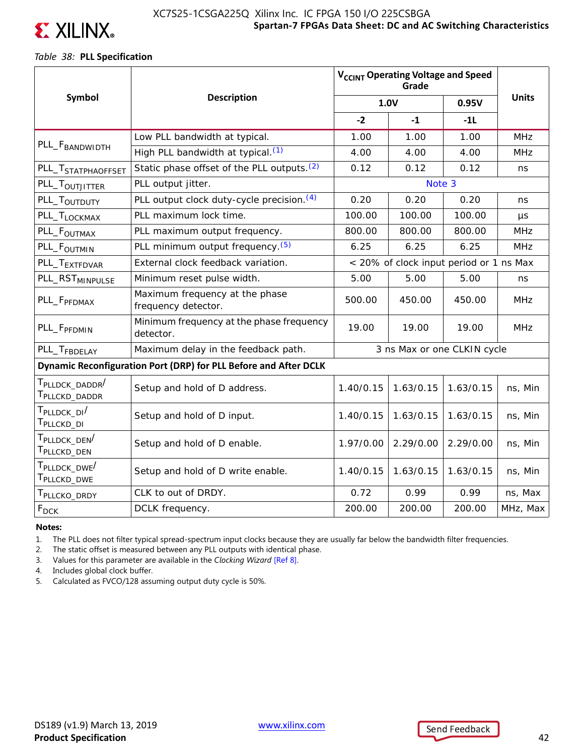*Table 38:* **PLL Specification**

| Symbol | Description | $V_{CCINT}$ Operating Voltage and Speed Grade | | | Units |
|---|---|---|---|---|---|
| | | 1.0V | | 0.95V | |
| | | -2 | -1 | -1L | |
| $PLL\_F_{BANDWIDTH}$ | Low PLL bandwidth at typical. | 1.00 | 1.00 | 1.00 | MHz |
| | High PLL bandwidth at typical.[1] | 4.00 | 4.00 | 4.00 | MHz |
| $PLL\_T_{STATPHAOFFSET}$ | Static phase offset of the PLL outputs.[2] | 0.12 | 0.12 | 0.12 | ns |
| $PLL\_T_{OUTJITTER}$ | PLL output jitter. | Note 3 | | | |
| $PLL\_T_{OUTDUTY}$ | PLL output clock duty-cycle precision.[4] | 0.20 | 0.20 | 0.20 | ns |
| $PLL\_T_{LOCKMAX}$ | PLL maximum lock time. | 100.00 | 100.00 | 100.00 | µs |
| $PLL\_F_{OUTMAX}$ | PLL maximum output frequency. | 800.00 | 800.00 | 800.00 | MHz |
| $PLL\_F_{OUTMIN}$ | PLL minimum output frequency.[5] | 6.25 | 6.25 | 6.25 | MHz |
| $PLL\_T_{EXTFDVAR}$ | External clock feedback variation. | < 20% of clock input period or 1 ns Max | | | |
| $PLL\_RST_{MINPULSE}$ | Minimum reset pulse width. | 5.00 | 5.00 | 5.00 | ns |
| $PLL\_F_{PFDMAX}$ | Maximum frequency at the phase frequency detector. | 500.00 | 450.00 | 450.00 | MHz |
| $PLL\_F_{PFDMIN}$ | Minimum frequency at the phase frequency detector. | 19.00 | 19.00 | 19.00 | MHz |
| $PLL\_T_{FBDELAY}$ | Maximum delay in the feedback path. | 3 ns Max or one CLKIN cycle | | | |
| **Dynamic Reconfiguration Port (DRP) for PLL Before and After DCLK** | | | | | |
| $T_{PLLDCK\_DADDR}$/ $T_{PLLCKD\_DADDR}$ | Setup and hold of D address. | 1.40/0.15 | 1.63/0.15 | 1.63/0.15 | ns, Min |
| $T_{PLLDCK\_DI}$/ $T_{PLLCKD\_DI}$ | Setup and hold of D input. | 1.40/0.15 | 1.63/0.15 | 1.63/0.15 | ns, Min |
| $T_{PLLDCK\_DEN}$/ $T_{PLLCKD\_DEN}$ | Setup and hold of D enable. | 1.97/0.00 | 2.29/0.00 | 2.29/0.00 | ns, Min |
| $T_{PLLDCK\_DWE}$/ $T_{PLLCKD\_DWE}$ | Setup and hold of D write enable. | 1.40/0.15 | 1.63/0.15 | 1.63/0.15 | ns, Min |
| $T_{PLLCKO\_DRDY}$ | CLK to out of DRDY. | 0.72 | 0.99 | 0.99 | ns, Max |
| $F_{DCK}$ | DCLK frequency. | 200.00 | 200.00 | 200.00 | MHz, Max |

**Notes:**

1. The PLL does not filter typical spread-spectrum input clocks because they are usually far below the bandwidth filter frequencies.
2. The static offset is measured between any PLL outputs with identical phase.
3. Values for this parameter are available in the *Clocking Wizard* [Ref 8].
4. Includes global clock buffer.
5. Calculated as FVCO/128 assuming output duty cycle is 50%.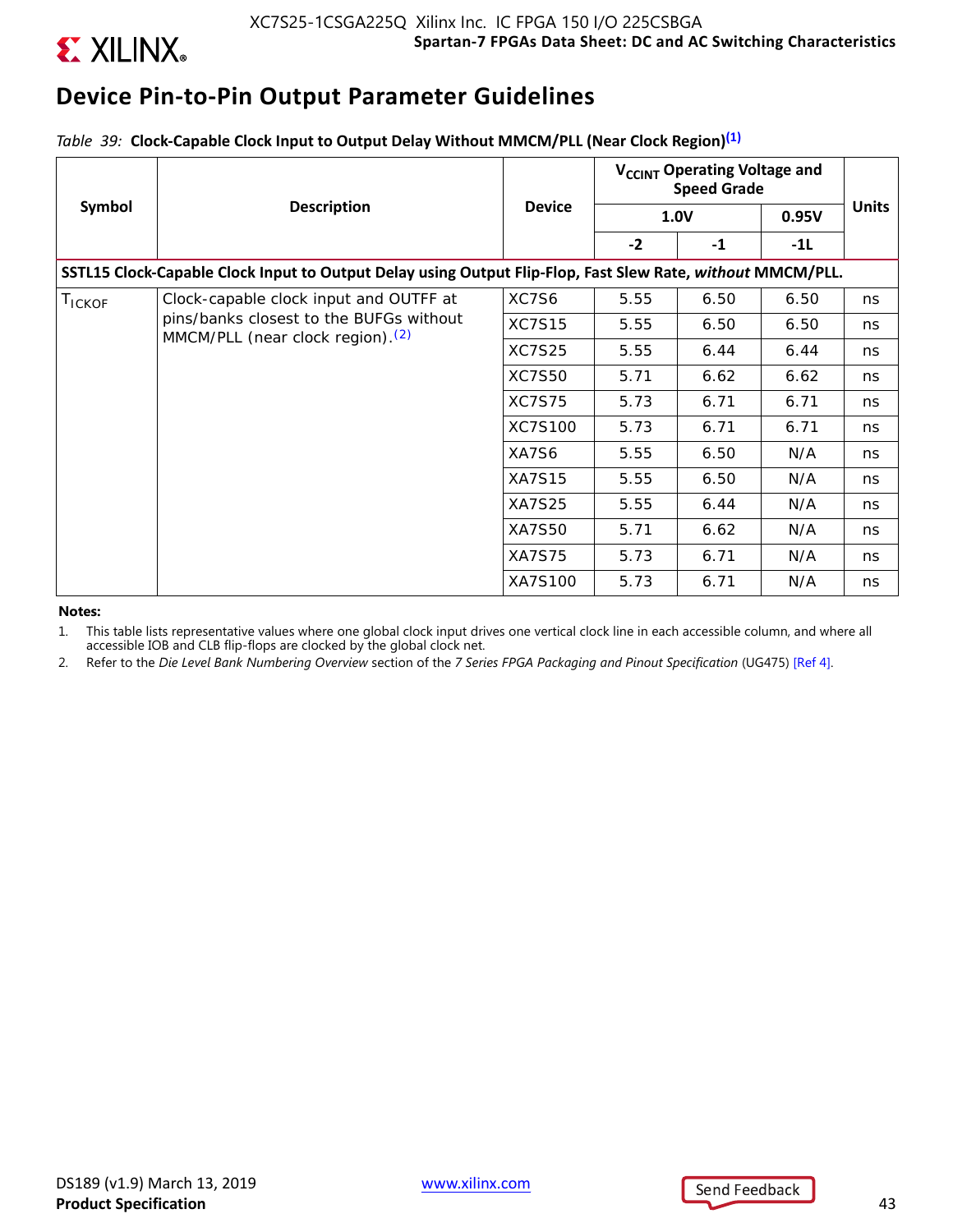## Device Pin-to-Pin Output Parameter Guidelines

*Table 39:* **Clock-Capable Clock Input to Output Delay Without MMCM/PLL (Near Clock Region)[1]**

| Symbol | Description | Device | $V_{CCINT}$ Operating Voltage and Speed Grade | | | Units |
|---|---|---|---|---|---|---|
| | | | 1.0V | | 0.95V | |
| | | | -2 | -1 | -1L | |
| **SSTL15 Clock-Capable Clock Input to Output Delay using Output Flip-Flop, Fast Slew Rate, *without* MMCM/PLL.** | | | | | | |
| $T_{ICKOF}$ | Clock-capable clock input and OUTFF at pins/banks closest to the BUFGs without MMCM/PLL (near clock region).[2] | XC7S6 | 5.55 | 6.50 | 6.50 | ns |
| | | XC7S15 | 5.55 | 6.50 | 6.50 | ns |
| | | XC7S25 | 5.55 | 6.44 | 6.44 | ns |
| | | XC7S50 | 5.71 | 6.62 | 6.62 | ns |
| | | XC7S75 | 5.73 | 6.71 | 6.71 | ns |
| | | XC7S100 | 5.73 | 6.71 | 6.71 | ns |
| | | XA7S6 | 5.55 | 6.50 | N/A | ns |
| | | XA7S15 | 5.55 | 6.50 | N/A | ns |
| | | XA7S25 | 5.55 | 6.44 | N/A | ns |
| | | XA7S50 | 5.71 | 6.62 | N/A | ns |
| | | XA7S75 | 5.73 | 6.71 | N/A | ns |
| | | XA7S100 | 5.73 | 6.71 | N/A | ns |

**Notes:**

1. This table lists representative values where one global clock input drives one vertical clock line in each accessible column, and where all accessible IOB and CLB flip-flops are clocked by the global clock net.
2. Refer to the *Die Level Bank Numbering Overview* section of the *7 Series FPGA Packaging and Pinout Specification* (UG475) [Ref 4].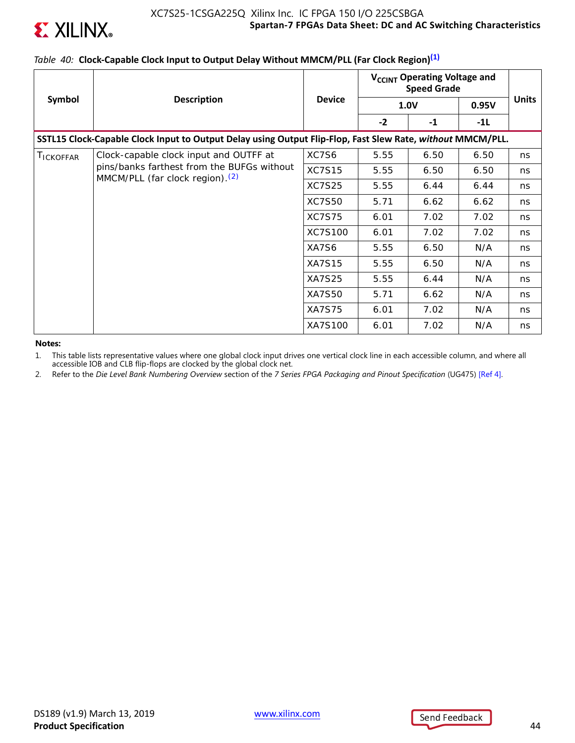*Table 40:* **Clock-Capable Clock Input to Output Delay Without MMCM/PLL (Far Clock Region)[(1)]**

| Symbol | Description | Device | $V_{CCINT}$ Operating Voltage and Speed Grade | | | Units |
|---|---|---|---|---|---|---|
| | | | 1.0V | | 0.95V | |
| | | | -2 | -1 | -1L | |
| **SSTL15 Clock-Capable Clock Input to Output Delay using Output Flip-Flop, Fast Slew Rate, *without* MMCM/PLL.** | | | | | | |
| $T_{ICKOFFAR}$ | Clock-capable clock input and OUTFF at pins/banks farthest from the BUFGs without MMCM/PLL (far clock region).[(2)] | XC7S6 | 5.55 | 6.50 | 6.50 | ns |
| | | XC7S15 | 5.55 | 6.50 | 6.50 | ns |
| | | XC7S25 | 5.55 | 6.44 | 6.44 | ns |
| | | XC7S50 | 5.71 | 6.62 | 6.62 | ns |
| | | XC7S75 | 6.01 | 7.02 | 7.02 | ns |
| | | XC7S100 | 6.01 | 7.02 | 7.02 | ns |
| | | XA7S6 | 5.55 | 6.50 | N/A | ns |
| | | XA7S15 | 5.55 | 6.50 | N/A | ns |
| | | XA7S25 | 5.55 | 6.44 | N/A | ns |
| | | XA7S50 | 5.71 | 6.62 | N/A | ns |
| | | XA7S75 | 6.01 | 7.02 | N/A | ns |
| | | XA7S100 | 6.01 | 7.02 | N/A | ns |

**Notes:**

1. This table lists representative values where one global clock input drives one vertical clock line in each accessible column, and where all accessible IOB and CLB flip-flops are clocked by the global clock net.
2. Refer to the *Die Level Bank Numbering Overview* section of the *7 Series FPGA Packaging and Pinout Specification* (UG475) [Ref 4].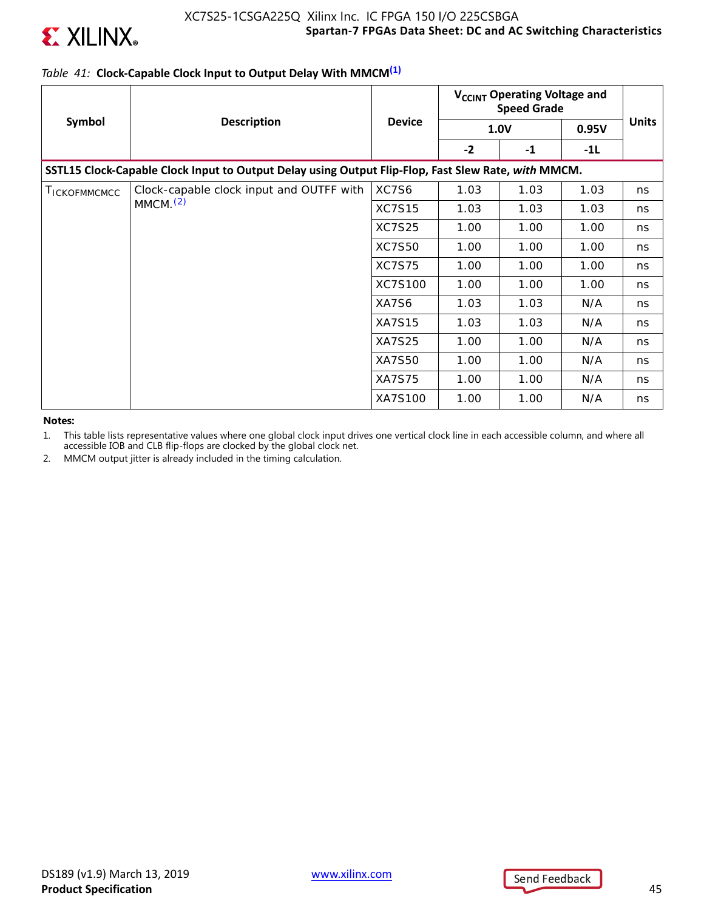*Table 41:* **Clock-Capable Clock Input to Output Delay With MMCM[1]**

| Symbol | Description | Device | $V_{CCINT}$ Operating Voltage and Speed Grade | | | Units |
|---|---|---|---|---|---|---|
| | | | 1.0V | | 0.95V | |
| | | | -2 | -1 | -1L | |
| **SSTL15 Clock-Capable Clock Input to Output Delay using Output Flip-Flop, Fast Slew Rate, *with* MMCM.** | | | | | | |
| $T_{ICKOFMMCMCC}$ | Clock-capable clock input and OUTFF with MMCM.[2] | XC7S6 | 1.03 | 1.03 | 1.03 | ns |
| | | XC7S15 | 1.03 | 1.03 | 1.03 | ns |
| | | XC7S25 | 1.00 | 1.00 | 1.00 | ns |
| | | XC7S50 | 1.00 | 1.00 | 1.00 | ns |
| | | XC7S75 | 1.00 | 1.00 | 1.00 | ns |
| | | XC7S100 | 1.00 | 1.00 | 1.00 | ns |
| | | XA7S6 | 1.03 | 1.03 | N/A | ns |
| | | XA7S15 | 1.03 | 1.03 | N/A | ns |
| | | XA7S25 | 1.00 | 1.00 | N/A | ns |
| | | XA7S50 | 1.00 | 1.00 | N/A | ns |
| | | XA7S75 | 1.00 | 1.00 | N/A | ns |
| | | XA7S100 | 1.00 | 1.00 | N/A | ns |

**Notes:**

1. This table lists representative values where one global clock input drives one vertical clock line in each accessible column, and where all accessible IOB and CLB flip-flops are clocked by the global clock net.
2. MMCM output jitter is already included in the timing calculation.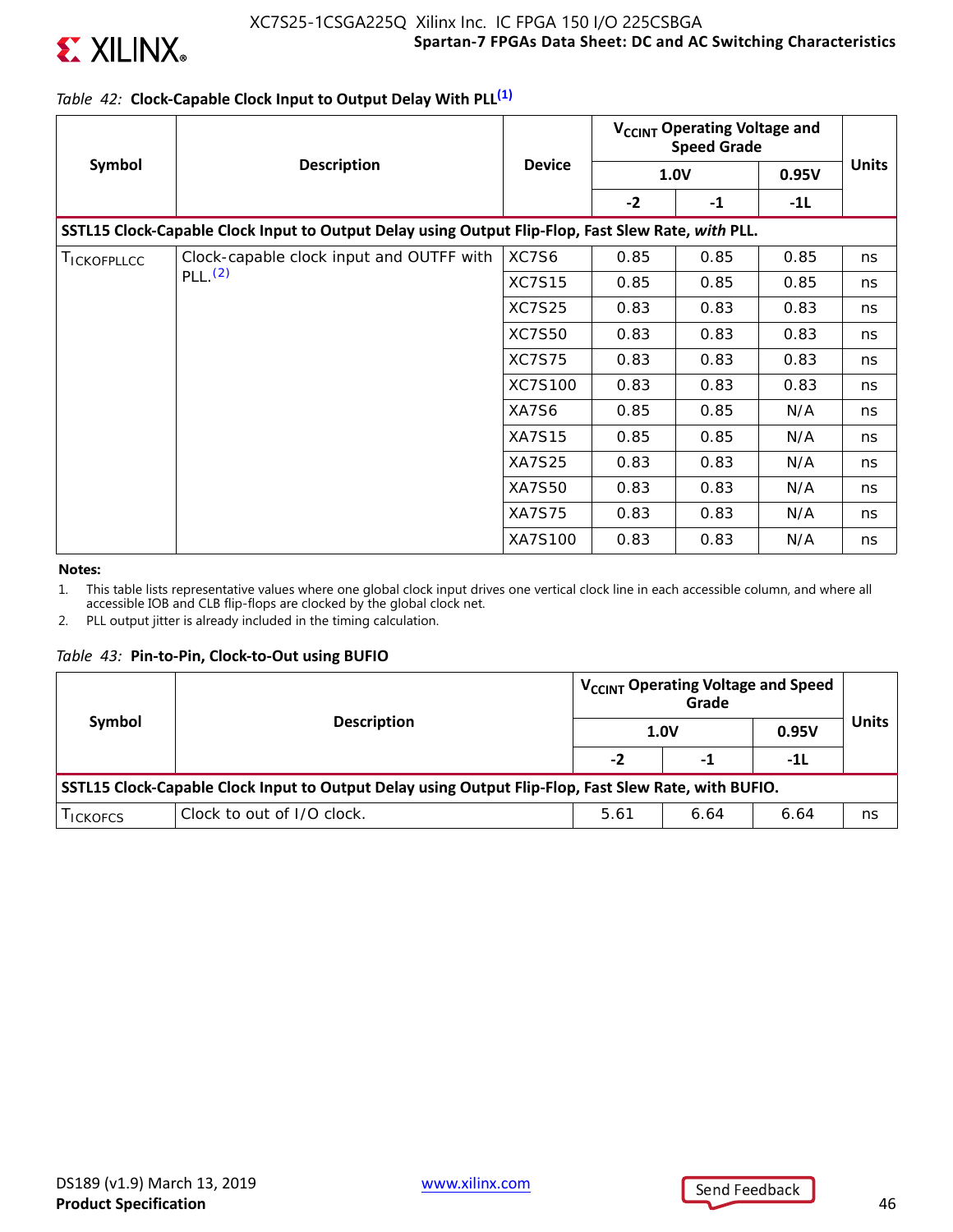*Table 42:* **Clock-Capable Clock Input to Output Delay With PLL[(1)]**

| Symbol | Description | Device | $V_{CCINT}$ Operating Voltage and Speed Grade | | | Units |
|---|---|---|---|---|---|---|
| | | | 1.0V | | 0.95V | |
| | | | -2 | -1 | -1L | |
| **SSTL15 Clock-Capable Clock Input to Output Delay using Output Flip-Flop, Fast Slew Rate, *with* PLL.** | | | | | | |
| $T_{ICKOFPLLCC}$ | Clock-capable clock input and OUTFF with PLL.[(2)] | XC7S6 | 0.85 | 0.85 | 0.85 | ns |
| | | XC7S15 | 0.85 | 0.85 | 0.85 | ns |
| | | XC7S25 | 0.83 | 0.83 | 0.83 | ns |
| | | XC7S50 | 0.83 | 0.83 | 0.83 | ns |
| | | XC7S75 | 0.83 | 0.83 | 0.83 | ns |
| | | XC7S100 | 0.83 | 0.83 | 0.83 | ns |
| | | XA7S6 | 0.85 | 0.85 | N/A | ns |
| | | XA7S15 | 0.85 | 0.85 | N/A | ns |
| | | XA7S25 | 0.83 | 0.83 | N/A | ns |
| | | XA7S50 | 0.83 | 0.83 | N/A | ns |
| | | XA7S75 | 0.83 | 0.83 | N/A | ns |
| | | XA7S100 | 0.83 | 0.83 | N/A | ns |

**Notes:**

1. This table lists representative values where one global clock input drives one vertical clock line in each accessible column, and where all accessible IOB and CLB flip-flops are clocked by the global clock net.
2. PLL output jitter is already included in the timing calculation.

*Table 43:* **Pin-to-Pin, Clock-to-Out using BUFIO**

| Symbol | Description | $V_{CCINT}$ Operating Voltage and Speed Grade | | | Units |
|---|---|---|---|---|---|
| | | 1.0V | | 0.95V | |
| | | -2 | -1 | -1L | |
| **SSTL15 Clock-Capable Clock Input to Output Delay using Output Flip-Flop, Fast Slew Rate, with BUFIO.** | | | | | |
| $T_{ICKOFCS}$ | Clock to out of I/O clock. | 5.61 | 6.64 | 6.64 | ns |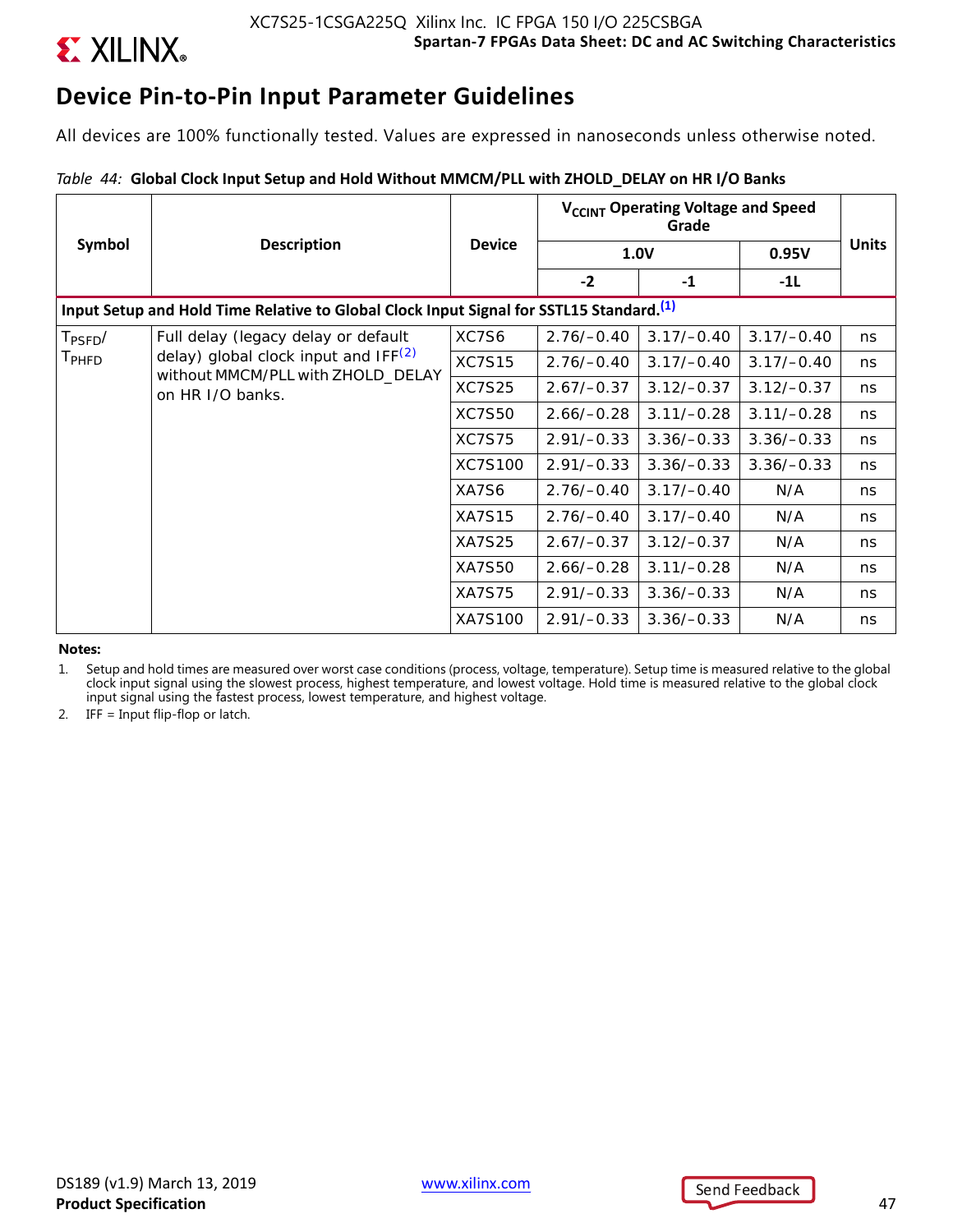## Device Pin-to-Pin Input Parameter Guidelines

All devices are 100% functionally tested. Values are expressed in nanoseconds unless otherwise noted.

*Table 44:* **Global Clock Input Setup and Hold Without MMCM/PLL with ZHOLD_DELAY on HR I/O Banks**

| Symbol | Description | Device | $V_{CCINT}$ Operating Voltage and Speed Grade | | | Units |
|---|---|---|---|---|---|---|
| | | | 1.0V | | 0.95V | |
| | | | -2 | -1 | -1L | |
| **Input Setup and Hold Time Relative to Global Clock Input Signal for SSTL15 Standard.[1]** | | | | | | |
| $T_{PSFD}$/ $T_{PHFD}$ | Full delay (legacy delay or default delay) global clock input and IFF[2] without MMCM/PLL with ZHOLD_DELAY on HR I/O banks. | XC7S6 | 2.76/–0.40 | 3.17/–0.40 | 3.17/–0.40 | ns |
| | | XC7S15 | 2.76/–0.40 | 3.17/–0.40 | 3.17/–0.40 | ns |
| | | XC7S25 | 2.67/–0.37 | 3.12/–0.37 | 3.12/–0.37 | ns |
| | | XC7S50 | 2.66/–0.28 | 3.11/–0.28 | 3.11/–0.28 | ns |
| | | XC7S75 | 2.91/–0.33 | 3.36/–0.33 | 3.36/–0.33 | ns |
| | | XC7S100 | 2.91/–0.33 | 3.36/–0.33 | 3.36/–0.33 | ns |
| | | XA7S6 | 2.76/–0.40 | 3.17/–0.40 | N/A | ns |
| | | XA7S15 | 2.76/–0.40 | 3.17/–0.40 | N/A | ns |
| | | XA7S25 | 2.67/–0.37 | 3.12/–0.37 | N/A | ns |
| | | XA7S50 | 2.66/–0.28 | 3.11/–0.28 | N/A | ns |
| | | XA7S75 | 2.91/–0.33 | 3.36/–0.33 | N/A | ns |
| | | XA7S100 | 2.91/–0.33 | 3.36/–0.33 | N/A | ns |

**Notes:**

1. Setup and hold times are measured over worst case conditions (process, voltage, temperature). Setup time is measured relative to the global clock input signal using the slowest process, highest temperature, and lowest voltage. Hold time is measured relative to the global clock input signal using the fastest process, lowest temperature, and highest voltage.
2. IFF = Input flip-flop or latch.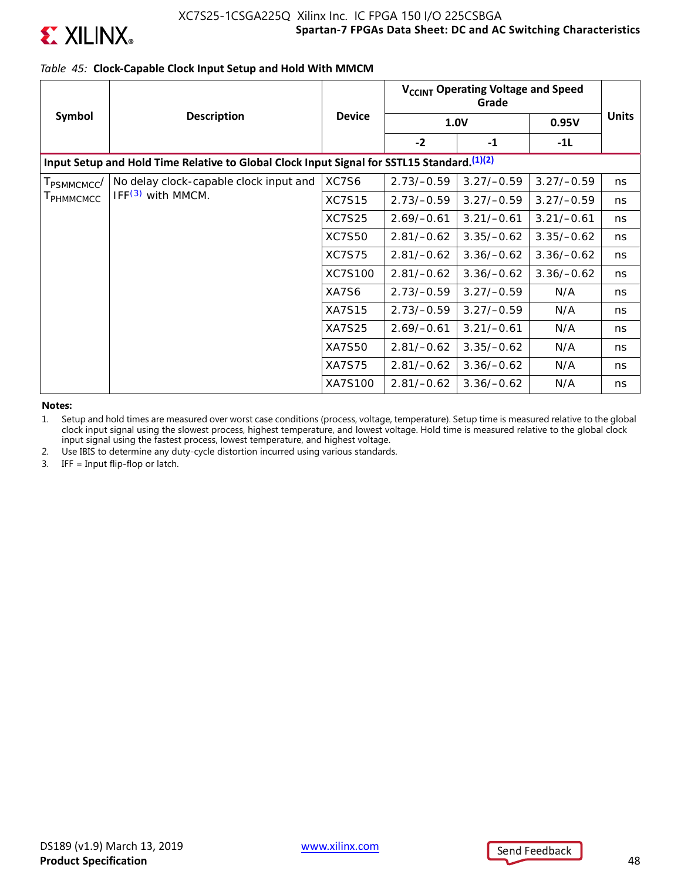*Table 45:* **Clock-Capable Clock Input Setup and Hold With MMCM**

| Symbol | Description | Device | $V_{CCINT}$ Operating Voltage and Speed Grade | | | Units |
|---|---|---|---|---|---|---|
| | | | 1.0V | | 0.95V | |
| | | | -2 | -1 | -1L | |
| **Input Setup and Hold Time Relative to Global Clock Input Signal for SSTL15 Standard.[1][2]** | | | | | | |
| $T_{PSMMCMCC}$/ $T_{PHMMCMCC}$ | No delay clock-capable clock input and IFF[3] with MMCM. | XC7S6 | 2.73/–0.59 | 3.27/–0.59 | 3.27/–0.59 | ns |
| | | XC7S15 | 2.73/–0.59 | 3.27/–0.59 | 3.27/–0.59 | ns |
| | | XC7S25 | 2.69/–0.61 | 3.21/–0.61 | 3.21/–0.61 | ns |
| | | XC7S50 | 2.81/–0.62 | 3.35/–0.62 | 3.35/–0.62 | ns |
| | | XC7S75 | 2.81/–0.62 | 3.36/–0.62 | 3.36/–0.62 | ns |
| | | XC7S100 | 2.81/–0.62 | 3.36/–0.62 | 3.36/–0.62 | ns |
| | | XA7S6 | 2.73/–0.59 | 3.27/–0.59 | N/A | ns |
| | | XA7S15 | 2.73/–0.59 | 3.27/–0.59 | N/A | ns |
| | | XA7S25 | 2.69/–0.61 | 3.21/–0.61 | N/A | ns |
| | | XA7S50 | 2.81/–0.62 | 3.35/–0.62 | N/A | ns |
| | | XA7S75 | 2.81/–0.62 | 3.36/–0.62 | N/A | ns |
| | | XA7S100 | 2.81/–0.62 | 3.36/–0.62 | N/A | ns |

**Notes:**

1. Setup and hold times are measured over worst case conditions (process, voltage, temperature). Setup time is measured relative to the global clock input signal using the slowest process, highest temperature, and lowest voltage. Hold time is measured relative to the global clock input signal using the fastest process, lowest temperature, and highest voltage.
2. Use IBIS to determine any duty-cycle distortion incurred using various standards.
3. IFF = Input flip-flop or latch.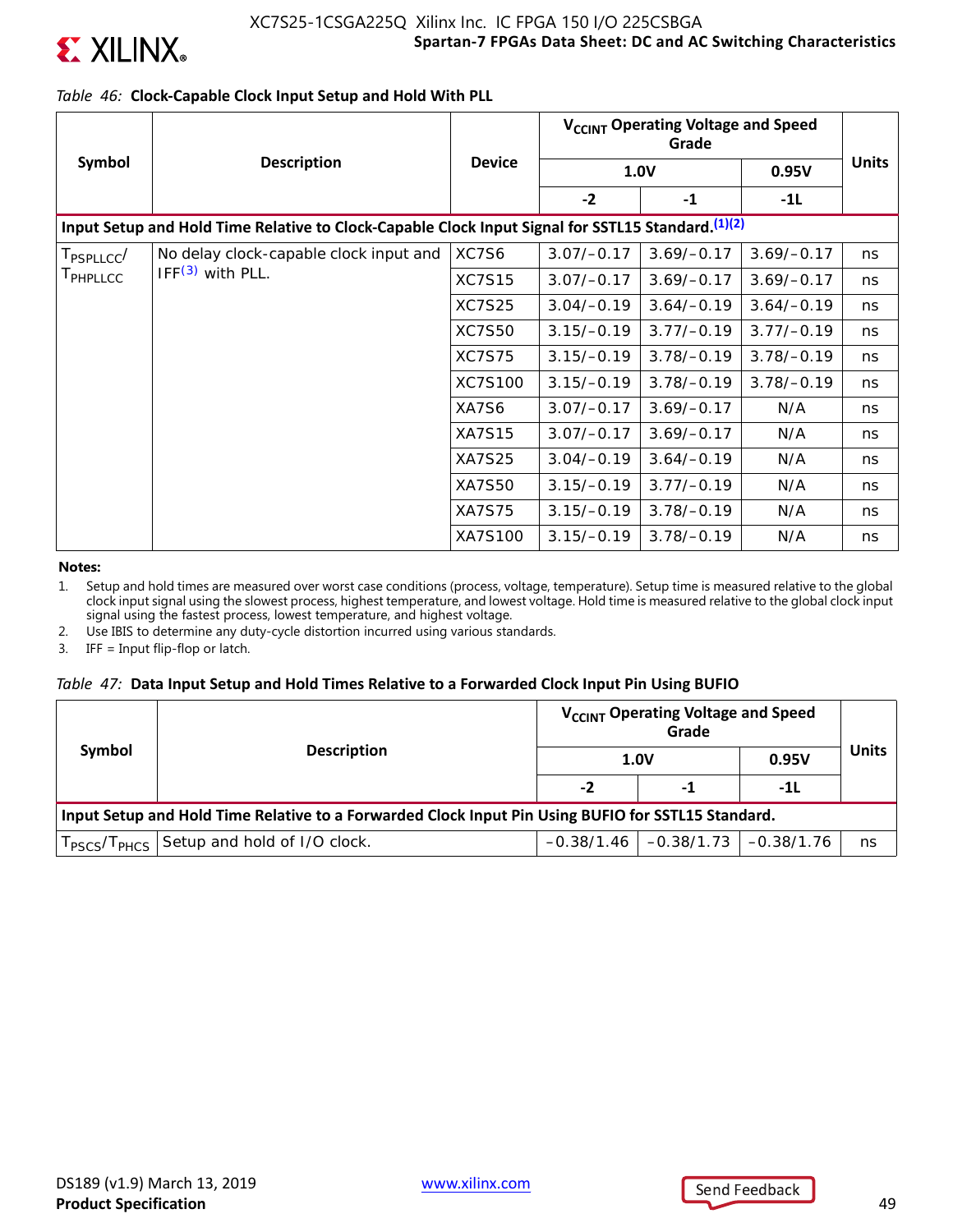*Table 46:* **Clock-Capable Clock Input Setup and Hold With PLL**

| Symbol | Description | Device | $V_{CCINT}$ Operating Voltage and Speed Grade | | | Units |
|---|---|---|---|---|---|---|
| | | | 1.0V | | 0.95V | |
| | | | -2 | -1 | -1L | |
| **Input Setup and Hold Time Relative to Clock-Capable Clock Input Signal for SSTL15 Standard.[1][2]** | | | | | | |
| $T_{PSPLLCC}$/ $T_{PHPLLCC}$ | No delay clock-capable clock input and IFF[3] with PLL. | XC7S6 | 3.07/–0.17 | 3.69/–0.17 | 3.69/–0.17 | ns |
| | | XC7S15 | 3.07/–0.17 | 3.69/–0.17 | 3.69/–0.17 | ns |
| | | XC7S25 | 3.04/–0.19 | 3.64/–0.19 | 3.64/–0.19 | ns |
| | | XC7S50 | 3.15/–0.19 | 3.77/–0.19 | 3.77/–0.19 | ns |
| | | XC7S75 | 3.15/–0.19 | 3.78/–0.19 | 3.78/–0.19 | ns |
| | | XC7S100 | 3.15/–0.19 | 3.78/–0.19 | 3.78/–0.19 | ns |
| | | XA7S6 | 3.07/–0.17 | 3.69/–0.17 | N/A | ns |
| | | XA7S15 | 3.07/–0.17 | 3.69/–0.17 | N/A | ns |
| | | XA7S25 | 3.04/–0.19 | 3.64/–0.19 | N/A | ns |
| | | XA7S50 | 3.15/–0.19 | 3.77/–0.19 | N/A | ns |
| | | XA7S75 | 3.15/–0.19 | 3.78/–0.19 | N/A | ns |
| | | XA7S100 | 3.15/–0.19 | 3.78/–0.19 | N/A | ns |

**Notes:**

1. Setup and hold times are measured over worst case conditions (process, voltage, temperature). Setup time is measured relative to the global clock input signal using the slowest process, highest temperature, and lowest voltage. Hold time is measured relative to the global clock input signal using the fastest process, lowest temperature, and highest voltage.
2. Use IBIS to determine any duty-cycle distortion incurred using various standards.
3. IFF = Input flip-flop or latch.

*Table 47:* **Data Input Setup and Hold Times Relative to a Forwarded Clock Input Pin Using BUFIO**

| Symbol | Description | $V_{CCINT}$ Operating Voltage and Speed Grade | | | Units |
|---|---|---|---|---|---|
| | | 1.0V | | 0.95V | |
| | | -2 | -1 | -1L | |
| **Input Setup and Hold Time Relative to a Forwarded Clock Input Pin Using BUFIO for SSTL15 Standard.** | | | | | |
| $T_{PSCS}$/$T_{PHCS}$ | Setup and hold of I/O clock. | –0.38/1.46 | –0.38/1.73 | –0.38/1.76 | ns |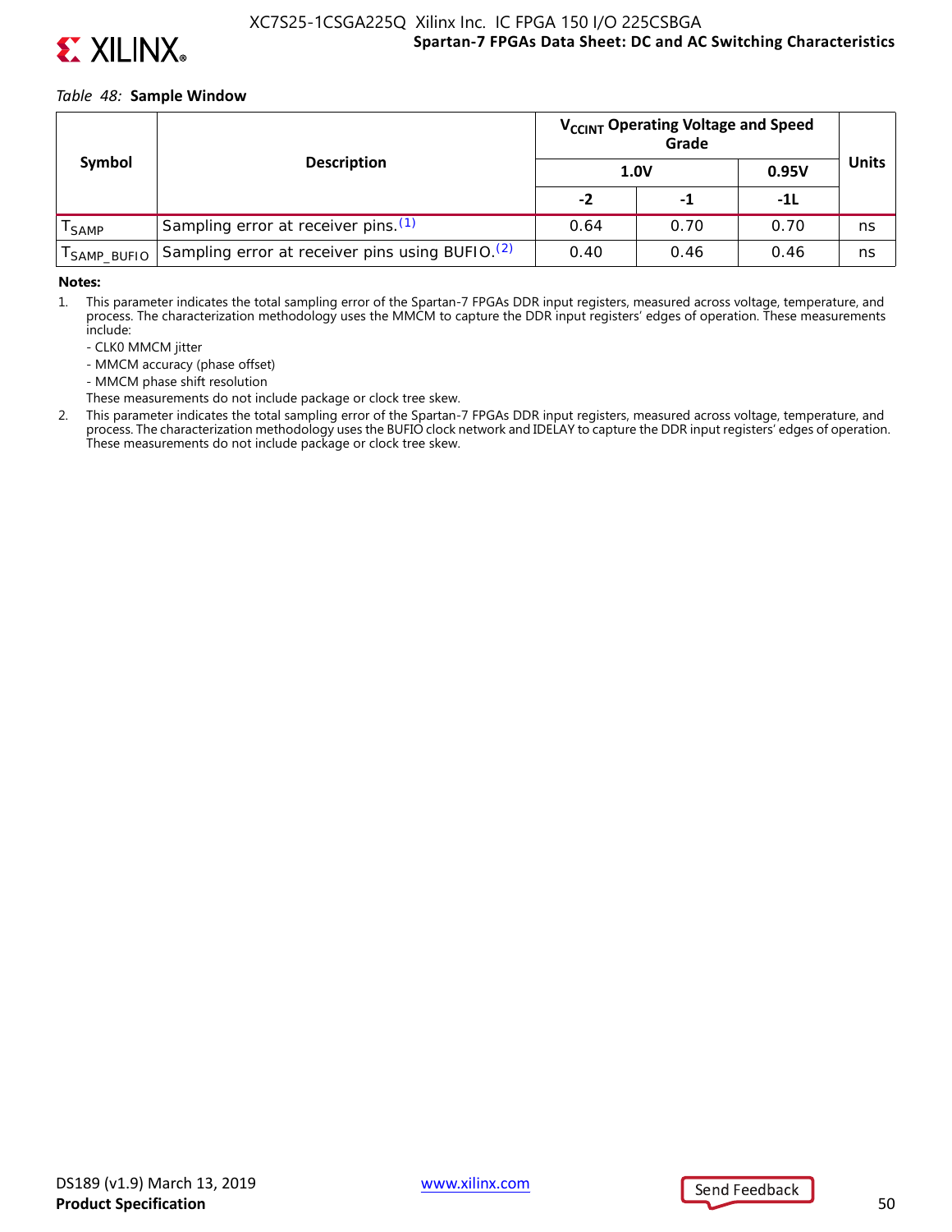*Table 48:* **Sample Window**

| Symbol | Description | $V_{CCINT}$ Operating Voltage and Speed Grade | | | Units |
|---|---|---|---|---|---|
| | | 1.0V | | 0.95V | |
| | | -2 | -1 | -1L | |
| $T_{SAMP}$ | Sampling error at receiver pins.[1] | 0.64 | 0.70 | 0.70 | ns |
| $T_{SAMP\_BUFIO}$ | Sampling error at receiver pins using BUFIO.[2] | 0.40 | 0.46 | 0.46 | ns |

**Notes:**

1. This parameter indicates the total sampling error of the Spartan-7 FPGAs DDR input registers, measured across voltage, temperature, and process. The characterization methodology uses the MMCM to capture the DDR input registers' edges of operation. These measurements include:
   - CLK0 MMCM jitter
   - MMCM accuracy (phase offset)
   - MMCM phase shift resolution

   These measurements do not include package or clock tree skew.
2. This parameter indicates the total sampling error of the Spartan-7 FPGAs DDR input registers, measured across voltage, temperature, and process. The characterization methodology uses the BUFIO clock network and IDELAY to capture the DDR input registers' edges of operation. These measurements do not include package or clock tree skew.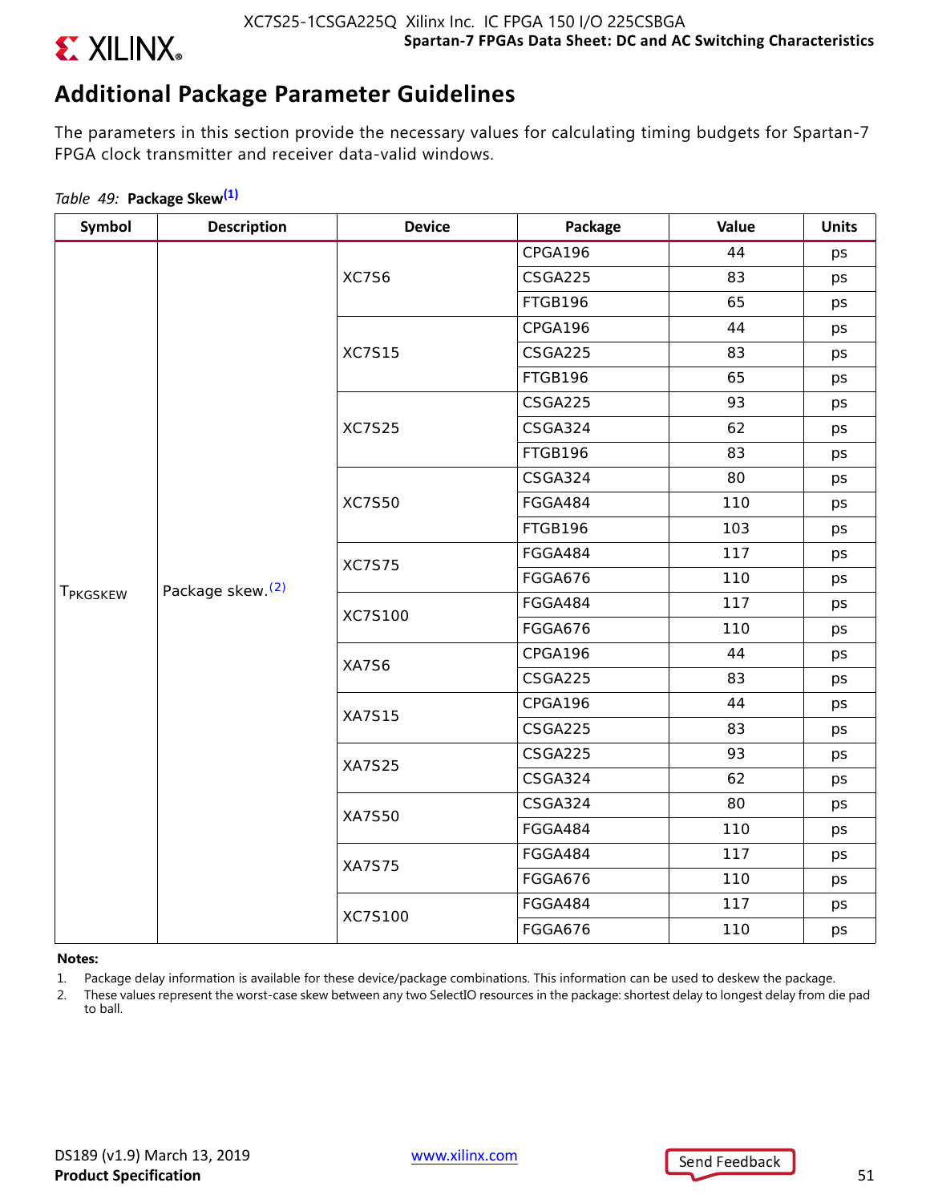## Additional Package Parameter Guidelines

The parameters in this section provide the necessary values for calculating timing budgets for Spartan-7 FPGA clock transmitter and receiver data-valid windows.

*Table 49:* **Package Skew[(1)]**

| Symbol | Description | Device | Package | Value | Units |
|---|---|---|---|---|---|
| $T_{PKGSKEW}$ | Package skew.[(2)] | XC7S6 | CPGA196 | 44 | ps |
| | | | CSGA225 | 83 | ps |
| | | | FTGB196 | 65 | ps |
| | | XC7S15 | CPGA196 | 44 | ps |
| | | | CSGA225 | 83 | ps |
| | | | FTGB196 | 65 | ps |
| | | XC7S25 | CSGA225 | 93 | ps |
| | | | CSGA324 | 62 | ps |
| | | | FTGB196 | 83 | ps |
| | | XC7S50 | CSGA324 | 80 | ps |
| | | | FGGA484 | 110 | ps |
| | | | FTGB196 | 103 | ps |
| | | XC7S75 | FGGA484 | 117 | ps |
| | | | FGGA676 | 110 | ps |
| | | XC7S100 | FGGA484 | 117 | ps |
| | | | FGGA676 | 110 | ps |
| | | XA7S6 | CPGA196 | 44 | ps |
| | | | CSGA225 | 83 | ps |
| | | XA7S15 | CPGA196 | 44 | ps |
| | | | CSGA225 | 83 | ps |
| | | XA7S25 | CSGA225 | 93 | ps |
| | | | CSGA324 | 62 | ps |
| | | XA7S50 | CSGA324 | 80 | ps |
| | | | FGGA484 | 110 | ps |
| | | XA7S75 | FGGA484 | 117 | ps |
| | | | FGGA676 | 110 | ps |
| | | XC7S100 | FGGA484 | 117 | ps |
| | | | FGGA676 | 110 | ps |

**Notes:**

1. Package delay information is available for these device/package combinations. This information can be used to deskew the package.
2. These values represent the worst-case skew between any two SelectIO resources in the package: shortest delay to longest delay from die pad to ball.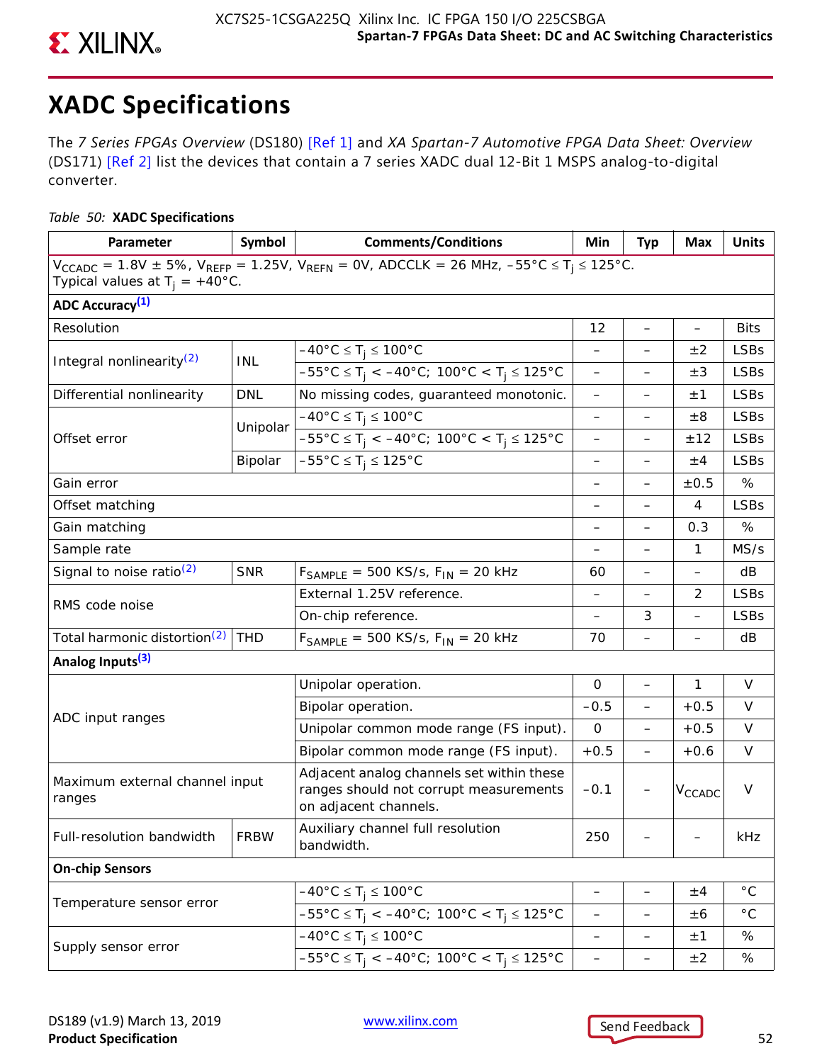# XADC Specifications

The *7 Series FPGAs Overview* (DS180) [Ref 1] and *XA Spartan-7 Automotive FPGA Data Sheet: Overview* (DS171) [Ref 2] list the devices that contain a 7 series XADC dual 12-Bit 1 MSPS analog-to-digital converter.

*Table 50:* **XADC Specifications**

| Parameter | Symbol | Comments/Conditions | Min | Typ | Max | Units |
|---|---|---|---|---|---|---|
| $V_{CCADC}$ = 1.8V ± 5%, $V_{REFP}$ = 1.25V, $V_{REFN}$ = 0V, ADCCLK = 26 MHz, –55°C ≤ $T_j$ ≤ 125°C. Typical values at $T_j$ = +40°C. | | | | | | |
| **ADC Accuracy**[(1)] | | | | | | |
| Resolution | | | 12 | – | – | Bits |
| Integral nonlinearity[(2)] | INL | –40°C ≤ $T_j$ ≤ 100°C | – | – | ±2 | LSBs |
| | | –55°C ≤ $T_j$ < –40°C; 100°C < $T_j$ ≤ 125°C | – | – | ±3 | LSBs |
| Differential nonlinearity | DNL | No missing codes, guaranteed monotonic. | – | – | ±1 | LSBs |
| Offset error | Unipolar | –40°C ≤ $T_j$ ≤ 100°C | – | – | ±8 | LSBs |
| | | –55°C ≤ $T_j$ < –40°C; 100°C < $T_j$ ≤ 125°C | – | – | ±12 | LSBs |
| | Bipolar | –55°C ≤ $T_j$ ≤ 125°C | – | – | ±4 | LSBs |
| Gain error | | | – | – | ±0.5 | % |
| Offset matching | | | – | – | 4 | LSBs |
| Gain matching | | | – | – | 0.3 | % |
| Sample rate | | | – | – | 1 | MS/s |
| Signal to noise ratio[(2)] | SNR | $F_{SAMPLE}$ = 500 KS/s, $F_{IN}$ = 20 kHz | 60 | – | – | dB |
| RMS code noise | | External 1.25V reference. | – | – | 2 | LSBs |
| | | On-chip reference. | – | 3 | – | LSBs |
| Total harmonic distortion[(2)] | THD | $F_{SAMPLE}$ = 500 KS/s, $F_{IN}$ = 20 kHz | 70 | – | – | dB |
| **Analog Inputs**[(3)] | | | | | | |
| ADC input ranges | | Unipolar operation. | 0 | – | 1 | V |
| | | Bipolar operation. | –0.5 | – | +0.5 | V |
| | | Unipolar common mode range (FS input). | 0 | – | +0.5 | V |
| | | Bipolar common mode range (FS input). | +0.5 | – | +0.6 | V |
| Maximum external channel input ranges | | Adjacent analog channels set within these ranges should not corrupt measurements on adjacent channels. | –0.1 | – | $V_{CCADC}$ | V |
| Full-resolution bandwidth | FRBW | Auxiliary channel full resolution bandwidth. | 250 | – | – | kHz |
| **On-chip Sensors** | | | | | | |
| Temperature sensor error | | –40°C ≤ $T_j$ ≤ 100°C | – | – | ±4 | °C |
| | | –55°C ≤ $T_j$ < –40°C; 100°C < $T_j$ ≤ 125°C | – | – | ±6 | °C |
| Supply sensor error | | –40°C ≤ $T_j$ ≤ 100°C | – | – | ±1 | % |
| | | –55°C ≤ $T_j$ < –40°C; 100°C < $T_j$ ≤ 125°C | – | – | ±2 | % |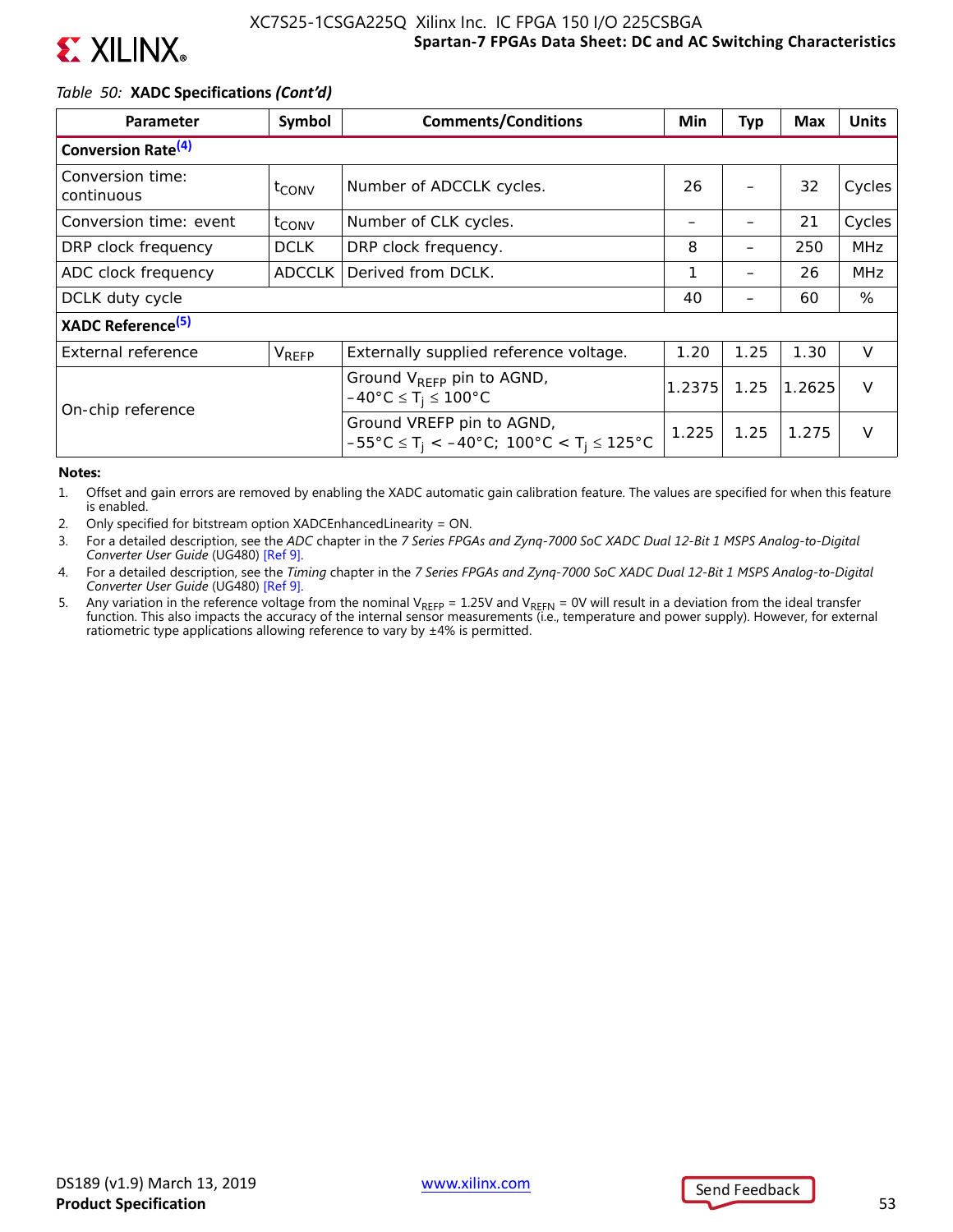*Table 50:* **XADC Specifications *(Cont'd)***

| Parameter | Symbol | Comments/Conditions | Min | Typ | Max | Units |
|---|---|---|---|---|---|---|
| **Conversion Rate[4]** | | | | | | |
| Conversion time: continuous | $t_{CONV}$ | Number of ADCCLK cycles. | 26 | – | 32 | Cycles |
| Conversion time: event | $t_{CONV}$ | Number of CLK cycles. | – | – | 21 | Cycles |
| DRP clock frequency | DCLK | DRP clock frequency. | 8 | – | 250 | MHz |
| ADC clock frequency | ADCCLK | Derived from DCLK. | 1 | – | 26 | MHz |
| DCLK duty cycle | | | 40 | – | 60 | % |
| **XADC Reference[5]** | | | | | | |
| External reference | $V_{REFP}$ | Externally supplied reference voltage. | 1.20 | 1.25 | 1.30 | V |
| On-chip reference | | Ground $V_{REFP}$ pin to AGND, $-40°C \leq T_j \leq 100°C$ | 1.2375 | 1.25 | 1.2625 | V |
| | | Ground VREFP pin to AGND, $-55°C \leq T_j < -40°C$; $100°C < T_j \leq 125°C$ | 1.225 | 1.25 | 1.275 | V |

**Notes:**

1. Offset and gain errors are removed by enabling the XADC automatic gain calibration feature. The values are specified for when this feature is enabled.
2. Only specified for bitstream option XADCEnhancedLinearity = ON.
3. For a detailed description, see the *ADC* chapter in the *7 Series FPGAs and Zynq-7000 SoC XADC Dual 12-Bit 1 MSPS Analog-to-Digital Converter User Guide* (UG480) [Ref 9].
4. For a detailed description, see the *Timing* chapter in the *7 Series FPGAs and Zynq-7000 SoC XADC Dual 12-Bit 1 MSPS Analog-to-Digital Converter User Guide* (UG480) [Ref 9].
5. Any variation in the reference voltage from the nominal $V_{REFP}$ = 1.25V and $V_{REFN}$ = 0V will result in a deviation from the ideal transfer function. This also impacts the accuracy of the internal sensor measurements (i.e., temperature and power supply). However, for external ratiometric type applications allowing reference to vary by ±4% is permitted.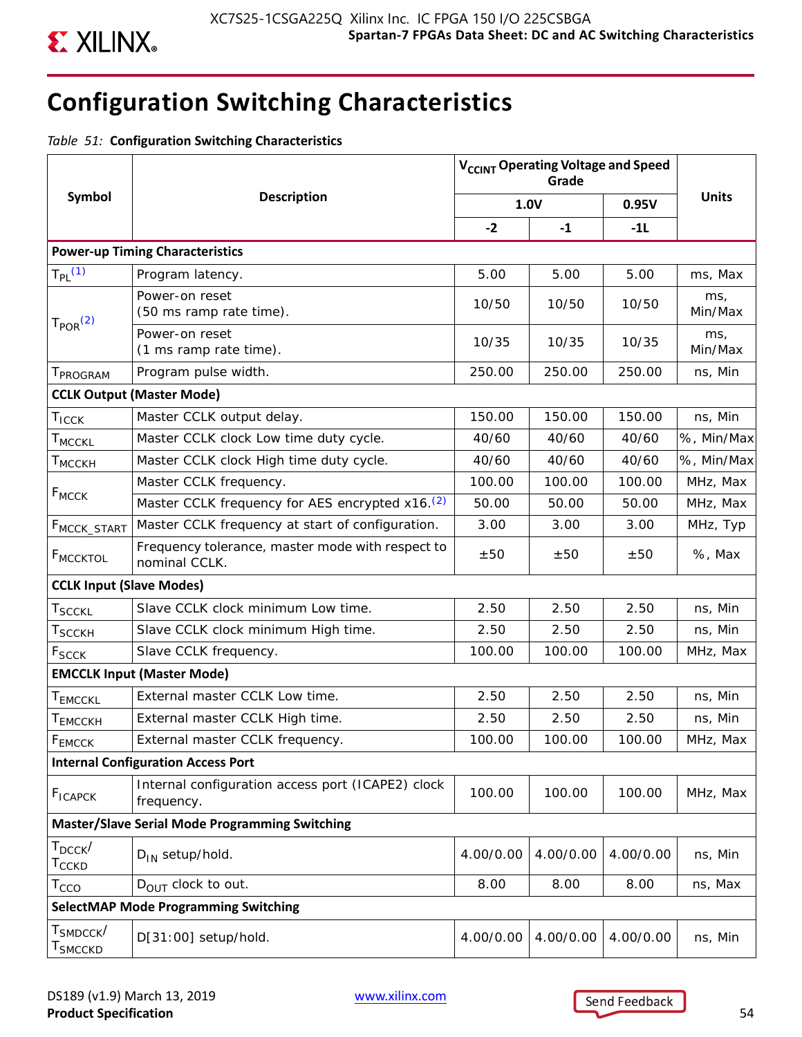# Configuration Switching Characteristics

*Table 51:* **Configuration Switching Characteristics**

| Symbol | Description | $V_{CCINT}$ Operating Voltage and Speed Grade | | | Units |
|---|---|---|---|---|---|
| | | 1.0V | | 0.95V | |
| | | -2 | -1 | -1L | |
| **Power-up Timing Characteristics** | | | | | |
| $T_{PL}$[(1)] | Program latency. | 5.00 | 5.00 | 5.00 | ms, Max |
| $T_{POR}$[(2)] | Power-on reset (50 ms ramp rate time). | 10/50 | 10/50 | 10/50 | ms, Min/Max |
| | Power-on reset (1 ms ramp rate time). | 10/35 | 10/35 | 10/35 | ms, Min/Max |
| $T_{PROGRAM}$ | Program pulse width. | 250.00 | 250.00 | 250.00 | ns, Min |
| **CCLK Output (Master Mode)** | | | | | |
| $T_{ICCK}$ | Master CCLK output delay. | 150.00 | 150.00 | 150.00 | ns, Min |
| $T_{MCCKL}$ | Master CCLK clock Low time duty cycle. | 40/60 | 40/60 | 40/60 | %, Min/Max |
| $T_{MCCKH}$ | Master CCLK clock High time duty cycle. | 40/60 | 40/60 | 40/60 | %, Min/Max |
| $F_{MCCK}$ | Master CCLK frequency. | 100.00 | 100.00 | 100.00 | MHz, Max |
| | Master CCLK frequency for AES encrypted x16.[(2)] | 50.00 | 50.00 | 50.00 | MHz, Max |
| $F_{MCCK\_START}$ | Master CCLK frequency at start of configuration. | 3.00 | 3.00 | 3.00 | MHz, Typ |
| $F_{MCCKTOL}$ | Frequency tolerance, master mode with respect to nominal CCLK. | ±50 | ±50 | ±50 | %, Max |
| **CCLK Input (Slave Modes)** | | | | | |
| $T_{SCCKL}$ | Slave CCLK clock minimum Low time. | 2.50 | 2.50 | 2.50 | ns, Min |
| $T_{SCCKH}$ | Slave CCLK clock minimum High time. | 2.50 | 2.50 | 2.50 | ns, Min |
| $F_{SCCK}$ | Slave CCLK frequency. | 100.00 | 100.00 | 100.00 | MHz, Max |
| **EMCCLK Input (Master Mode)** | | | | | |
| $T_{EMCCKL}$ | External master CCLK Low time. | 2.50 | 2.50 | 2.50 | ns, Min |
| $T_{EMCCKH}$ | External master CCLK High time. | 2.50 | 2.50 | 2.50 | ns, Min |
| $F_{EMCCK}$ | External master CCLK frequency. | 100.00 | 100.00 | 100.00 | MHz, Max |
| **Internal Configuration Access Port** | | | | | |
| $F_{ICAPCK}$ | Internal configuration access port (ICAPE2) clock frequency. | 100.00 | 100.00 | 100.00 | MHz, Max |
| **Master/Slave Serial Mode Programming Switching** | | | | | |
| $T_{DCCK}$/ $T_{CCKD}$ | $D_{IN}$ setup/hold. | 4.00/0.00 | 4.00/0.00 | 4.00/0.00 | ns, Min |
| $T_{CCO}$ | $D_{OUT}$ clock to out. | 8.00 | 8.00 | 8.00 | ns, Max |
| **SelectMAP Mode Programming Switching** | | | | | |
| $T_{SMDCCK}$/ $T_{SMCCKD}$ | D[31:00] setup/hold. | 4.00/0.00 | 4.00/0.00 | 4.00/0.00 | ns, Min |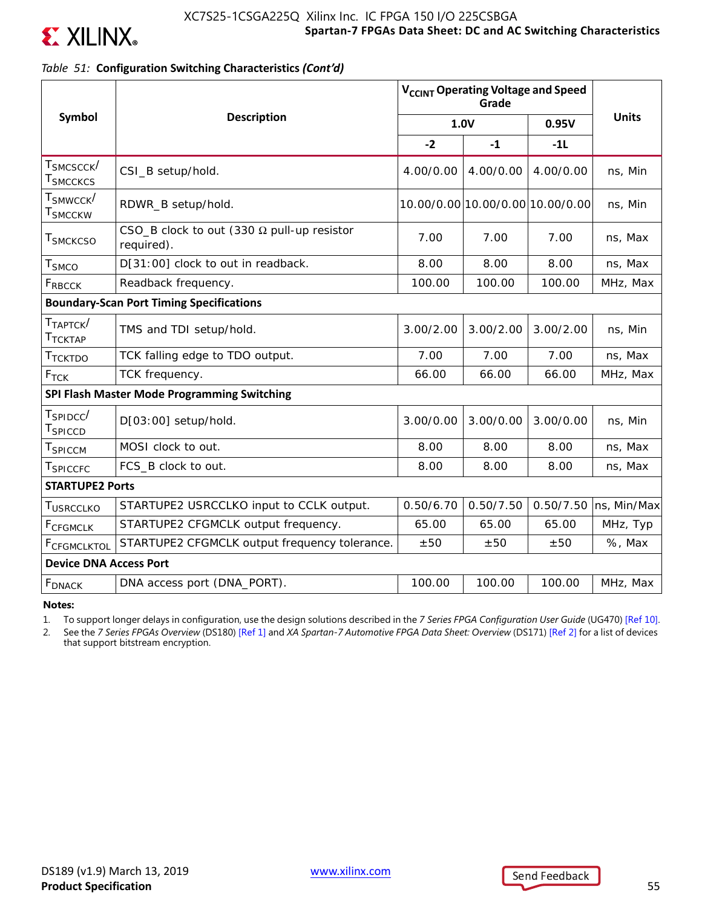*Table 51:* **Configuration Switching Characteristics *(Cont'd)***

| Symbol | Description | $V_{CCINT}$ Operating Voltage and Speed Grade | | | Units |
|---|---|---|---|---|---|
| | | 1.0V | | 0.95V | |
| | | -2 | -1 | -1L | |
| $T_{SMCSCCK}$/ $T_{SMCCKCS}$ | CSI_B setup/hold. | 4.00/0.00 | 4.00/0.00 | 4.00/0.00 | ns, Min |
| $T_{SMWCCK}$/ $T_{SMCCKW}$ | RDWR_B setup/hold. | 10.00/0.00 | 10.00/0.00 | 10.00/0.00 | ns, Min |
| $T_{SMCKCSO}$ | CSO_B clock to out (330 Ω pull-up resistor required). | 7.00 | 7.00 | 7.00 | ns, Max |
| $T_{SMCO}$ | D[31:00] clock to out in readback. | 8.00 | 8.00 | 8.00 | ns, Max |
| $F_{RBCCK}$ | Readback frequency. | 100.00 | 100.00 | 100.00 | MHz, Max |
| **Boundary-Scan Port Timing Specifications** | | | | | |
| $T_{TAPTCK}$/ $T_{TCKTAP}$ | TMS and TDI setup/hold. | 3.00/2.00 | 3.00/2.00 | 3.00/2.00 | ns, Min |
| $T_{TCKTDO}$ | TCK falling edge to TDO output. | 7.00 | 7.00 | 7.00 | ns, Max |
| $F_{TCK}$ | TCK frequency. | 66.00 | 66.00 | 66.00 | MHz, Max |
| **SPI Flash Master Mode Programming Switching** | | | | | |
| $T_{SPIDCC}$/ $T_{SPICCD}$ | D[03:00] setup/hold. | 3.00/0.00 | 3.00/0.00 | 3.00/0.00 | ns, Min |
| $T_{SPICCM}$ | MOSI clock to out. | 8.00 | 8.00 | 8.00 | ns, Max |
| $T_{SPICCFC}$ | FCS_B clock to out. | 8.00 | 8.00 | 8.00 | ns, Max |
| **STARTUPE2 Ports** | | | | | |
| $T_{USRCCLKO}$ | STARTUPE2 USRCCLKO input to CCLK output. | 0.50/6.70 | 0.50/7.50 | 0.50/7.50 | ns, Min/Max |
| $F_{CFGMCLK}$ | STARTUPE2 CFGMCLK output frequency. | 65.00 | 65.00 | 65.00 | MHz, Typ |
| $F_{CFGMCLKTOL}$ | STARTUPE2 CFGMCLK output frequency tolerance. | ±50 | ±50 | ±50 | %, Max |
| **Device DNA Access Port** | | | | | |
| $F_{DNACK}$ | DNA access port (DNA_PORT). | 100.00 | 100.00 | 100.00 | MHz, Max |

**Notes:**

1. To support longer delays in configuration, use the design solutions described in the *7 Series FPGA Configuration User Guide* (UG470) [Ref 10].
2. See the *7 Series FPGAs Overview* (DS180) [Ref 1] and *XA Spartan-7 Automotive FPGA Data Sheet: Overview* (DS171) [Ref 2] for a list of devices that support bitstream encryption.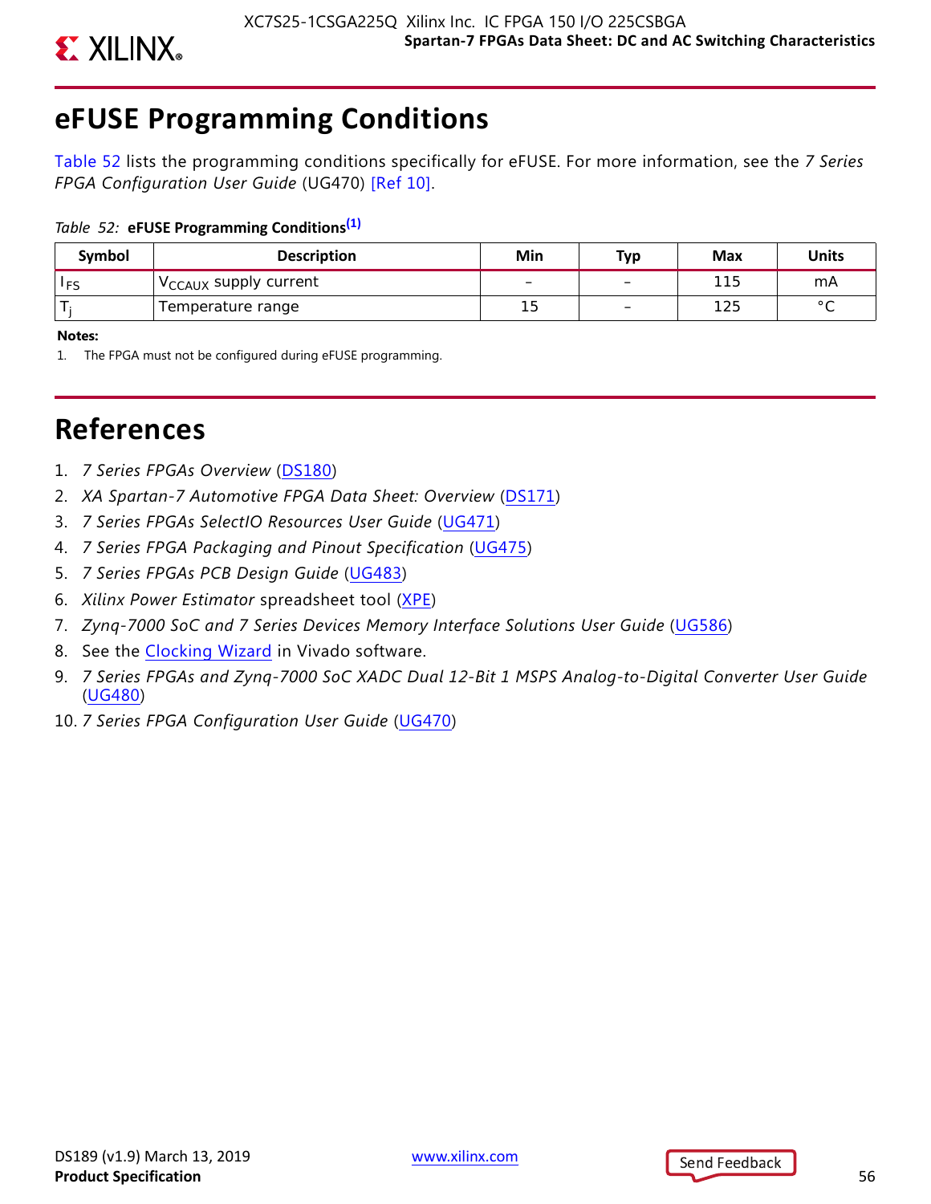# eFUSE Programming Conditions

Table 52 lists the programming conditions specifically for eFUSE. For more information, see the *7 Series FPGA Configuration User Guide* (UG470) [Ref 10].

*Table 52:* **eFUSE Programming Conditions**[1]

| Symbol | Description | Min | Typ | Max | Units |
|---|---|---|---|---|---|
| $I_{FS}$ | $V_{CCAUX}$ supply current | – | – | 115 | mA |
| $T_j$ | Temperature range | 15 | – | 125 | °C |

**Notes:**

1. The FPGA must not be configured during eFUSE programming.

# References

1. *7 Series FPGAs Overview* (DS180)
2. *XA Spartan-7 Automotive FPGA Data Sheet: Overview* (DS171)
3. *7 Series FPGAs SelectIO Resources User Guide* (UG471)
4. *7 Series FPGA Packaging and Pinout Specification* (UG475)
5. *7 Series FPGAs PCB Design Guide* (UG483)
6. *Xilinx Power Estimator* spreadsheet tool (XPE)
7. *Zynq-7000 SoC and 7 Series Devices Memory Interface Solutions User Guide* (UG586)
8. See the Clocking Wizard in Vivado software.
9. *7 Series FPGAs and Zynq-7000 SoC XADC Dual 12-Bit 1 MSPS Analog-to-Digital Converter User Guide* (UG480)
10. *7 Series FPGA Configuration User Guide* (UG470)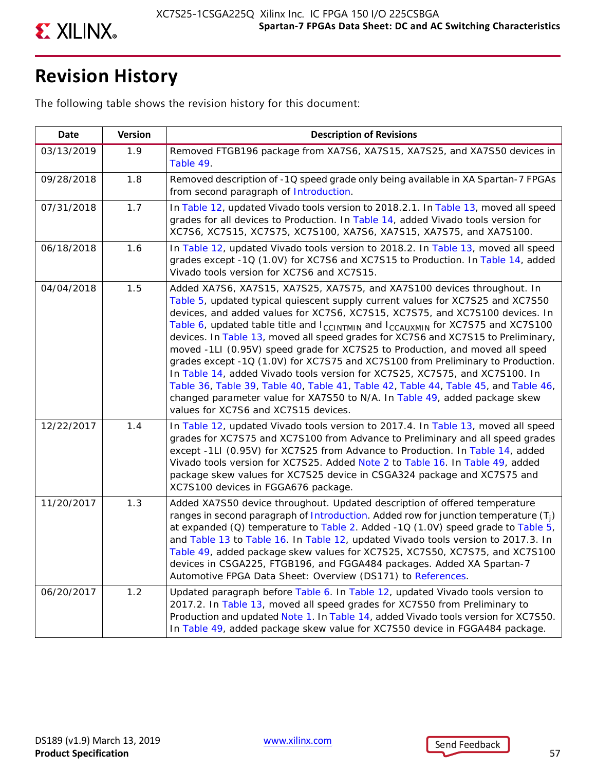# Revision History

The following table shows the revision history for this document:

| Date | Version | Description of Revisions |
|---|---|---|
| 03/13/2019 | 1.9 | Removed FTGB196 package from XA7S6, XA7S15, XA7S25, and XA7S50 devices in Table 49. |
| 09/28/2018 | 1.8 | Removed description of -1Q speed grade only being available in XA Spartan-7 FPGAs from second paragraph of Introduction. |
| 07/31/2018 | 1.7 | In Table 12, updated Vivado tools version to 2018.2.1. In Table 13, moved all speed grades for all devices to Production. In Table 14, added Vivado tools version for XC7S6, XC7S15, XC7S75, XC7S100, XA7S6, XA7S15, XA7S75, and XA7S100. |
| 06/18/2018 | 1.6 | In Table 12, updated Vivado tools version to 2018.2. In Table 13, moved all speed grades except -1Q (1.0V) for XC7S6 and XC7S15 to Production. In Table 14, added Vivado tools version for XC7S6 and XC7S15. |
| 04/04/2018 | 1.5 | Added XA7S6, XA7S15, XA7S25, XA7S75, and XA7S100 devices throughout. In Table 5, updated typical quiescent supply current values for XC7S25 and XC7S50 devices, and added values for XC7S6, XC7S15, XC7S75, and XC7S100 devices. In Table 6, updated table title and $I_{CCINTMIN}$ and $I_{CCAUXMIN}$ for XC7S75 and XC7S100 devices. In Table 13, moved all speed grades for XC7S6 and XC7S15 to Preliminary, moved -1LI (0.95V) speed grade for XC7S25 to Production, and moved all speed grades except -1Q (1.0V) for XC7S75 and XC7S100 from Preliminary to Production. In Table 14, added Vivado tools version for XC7S25, XC7S75, and XC7S100. In Table 36, Table 39, Table 40, Table 41, Table 42, Table 44, Table 45, and Table 46, changed parameter value for XA7S50 to N/A. In Table 49, added package skew values for XC7S6 and XC7S15 devices. |
| 12/22/2017 | 1.4 | In Table 12, updated Vivado tools version to 2017.4. In Table 13, moved all speed grades for XC7S75 and XC7S100 from Advance to Preliminary and all speed grades except -1LI (0.95V) for XC7S25 from Advance to Production. In Table 14, added Vivado tools version for XC7S25. Added Note 2 to Table 16. In Table 49, added package skew values for XC7S25 device in CSGA324 package and XC7S75 and XC7S100 devices in FGGA676 package. |
| 11/20/2017 | 1.3 | Added XA7S50 device throughout. Updated description of offered temperature ranges in second paragraph of Introduction. Added row for junction temperature ($T_j$) at expanded (Q) temperature to Table 2. Added -1Q (1.0V) speed grade to Table 5, and Table 13 to Table 16. In Table 12, updated Vivado tools version to 2017.3. In Table 49, added package skew values for XC7S25, XC7S50, XC7S75, and XC7S100 devices in CSGA225, FTGB196, and FGGA484 packages. Added XA Spartan-7 Automotive FPGA Data Sheet: Overview (DS171) to References. |
| 06/20/2017 | 1.2 | Updated paragraph before Table 6. In Table 12, updated Vivado tools version to 2017.2. In Table 13, moved all speed grades for XC7S50 from Preliminary to Production and updated Note 1. In Table 14, added Vivado tools version for XC7S50. In Table 49, added package skew value for XC7S50 device in FGGA484 package. |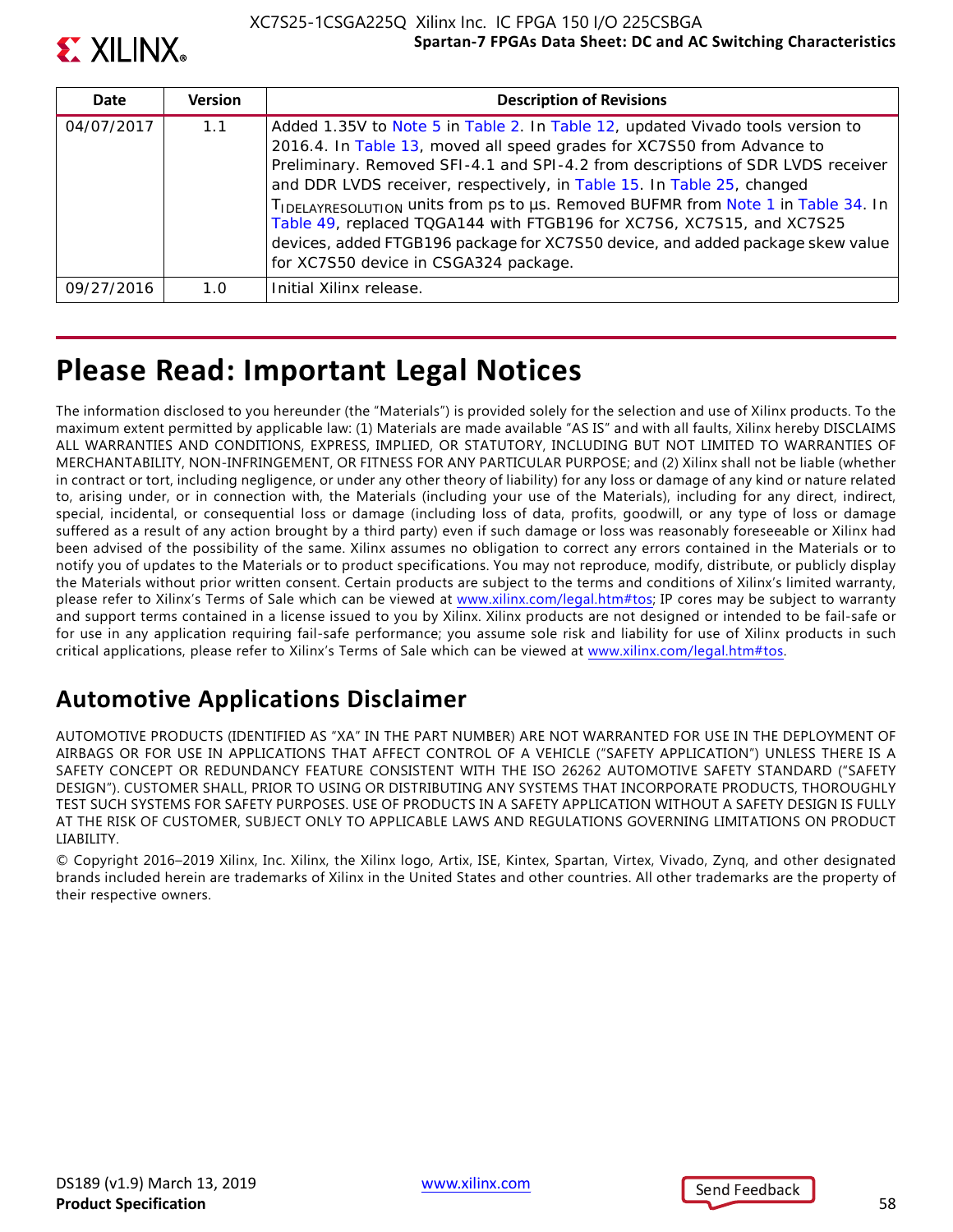| Date | Version | Description of Revisions |
| --- | --- | --- |
| 04/07/2017 | 1.1 | Added 1.35V to Note 5 in Table 2. In Table 12, updated Vivado tools version to 2016.4. In Table 13, moved all speed grades for XC7S50 from Advance to Preliminary. Removed SFI-4.1 and SPI-4.2 from descriptions of SDR LVDS receiver and DDR LVDS receiver, respectively, in Table 15. In Table 25, changed $T_{IDELAYRESOLUTION}$ units from ps to µs. Removed BUFMR from Note 1 in Table 34. In Table 49, replaced TQGA144 with FTGB196 for XC7S6, XC7S15, and XC7S25 devices, added FTGB196 package for XC7S50 device, and added package skew value for XC7S50 device in CSGA324 package. |
| 09/27/2016 | 1.0 | Initial Xilinx release. |

# Please Read: Important Legal Notices

The information disclosed to you hereunder (the "Materials") is provided solely for the selection and use of Xilinx products. To the maximum extent permitted by applicable law: (1) Materials are made available "AS IS" and with all faults, Xilinx hereby DISCLAIMS ALL WARRANTIES AND CONDITIONS, EXPRESS, IMPLIED, OR STATUTORY, INCLUDING BUT NOT LIMITED TO WARRANTIES OF MERCHANTABILITY, NON-INFRINGEMENT, OR FITNESS FOR ANY PARTICULAR PURPOSE; and (2) Xilinx shall not be liable (whether in contract or tort, including negligence, or under any other theory of liability) for any loss or damage of any kind or nature related to, arising under, or in connection with, the Materials (including your use of the Materials), including for any direct, indirect, special, incidental, or consequential loss or damage (including loss of data, profits, goodwill, or any type of loss or damage suffered as a result of any action brought by a third party) even if such damage or loss was reasonably foreseeable or Xilinx had been advised of the possibility of the same. Xilinx assumes no obligation to correct any errors contained in the Materials or to notify you of updates to the Materials or to product specifications. You may not reproduce, modify, distribute, or publicly display the Materials without prior written consent. Certain products are subject to the terms and conditions of Xilinx's limited warranty, please refer to Xilinx's Terms of Sale which can be viewed at www.xilinx.com/legal.htm#tos; IP cores may be subject to warranty and support terms contained in a license issued to you by Xilinx. Xilinx products are not designed or intended to be fail-safe or for use in any application requiring fail-safe performance; you assume sole risk and liability for use of Xilinx products in such critical applications, please refer to Xilinx's Terms of Sale which can be viewed at www.xilinx.com/legal.htm#tos.

## Automotive Applications Disclaimer

AUTOMOTIVE PRODUCTS (IDENTIFIED AS "XA" IN THE PART NUMBER) ARE NOT WARRANTED FOR USE IN THE DEPLOYMENT OF AIRBAGS OR FOR USE IN APPLICATIONS THAT AFFECT CONTROL OF A VEHICLE ("SAFETY APPLICATION") UNLESS THERE IS A SAFETY CONCEPT OR REDUNDANCY FEATURE CONSISTENT WITH THE ISO 26262 AUTOMOTIVE SAFETY STANDARD ("SAFETY DESIGN"). CUSTOMER SHALL, PRIOR TO USING OR DISTRIBUTING ANY SYSTEMS THAT INCORPORATE PRODUCTS, THOROUGHLY TEST SUCH SYSTEMS FOR SAFETY PURPOSES. USE OF PRODUCTS IN A SAFETY APPLICATION WITHOUT A SAFETY DESIGN IS FULLY AT THE RISK OF CUSTOMER, SUBJECT ONLY TO APPLICABLE LAWS AND REGULATIONS GOVERNING LIMITATIONS ON PRODUCT LIABILITY.

© Copyright 2016–2019 Xilinx, Inc. Xilinx, the Xilinx logo, Artix, ISE, Kintex, Spartan, Virtex, Vivado, Zynq, and other designated brands included herein are trademarks of Xilinx in the United States and other countries. All other trademarks are the property of their respective owners.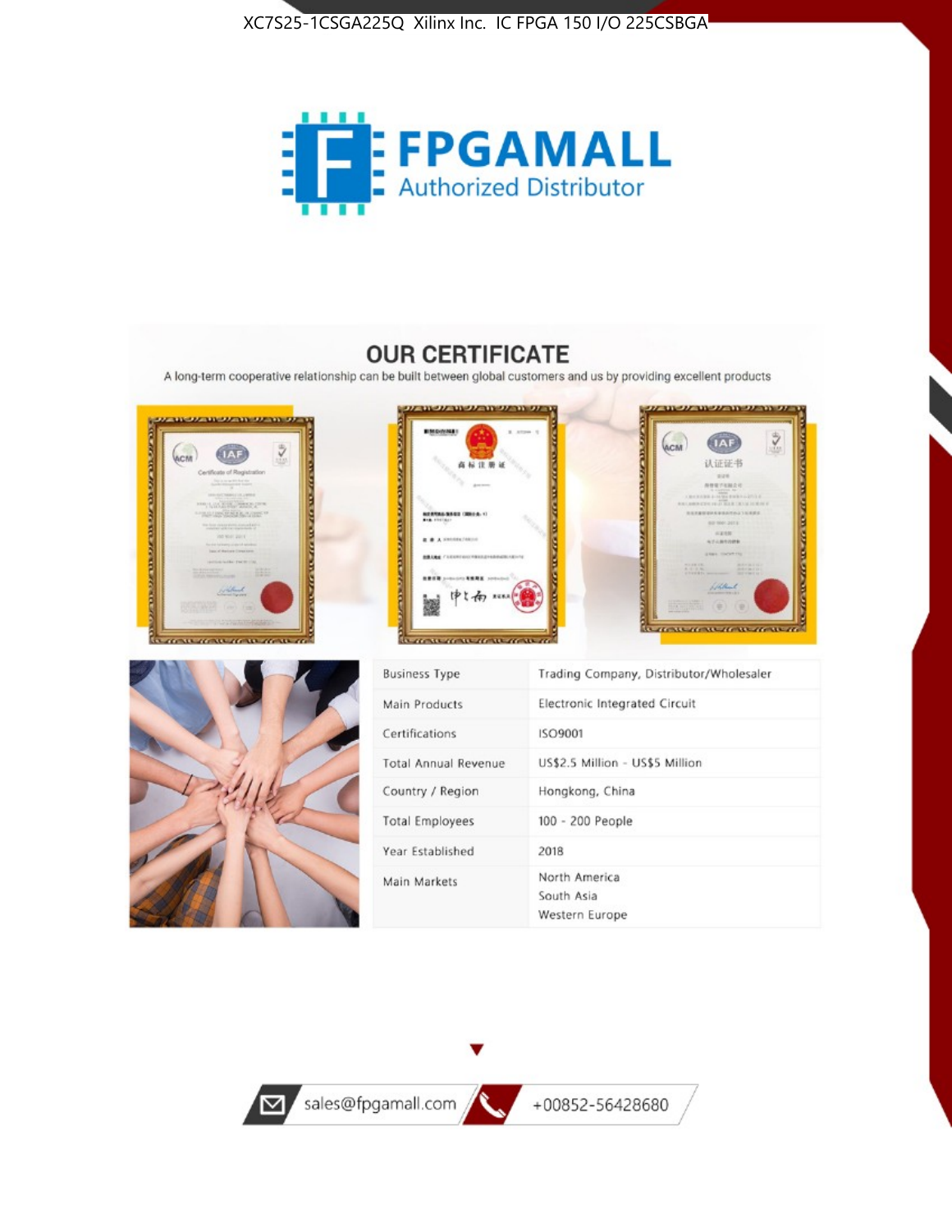XC7S25-1CSGA225Q Xilinx Inc. IC FPGA 150 I/O 225CSBGA

FPGAMALL
Authorized Distributor

## OUR CERTIFICATE

A long-term cooperative relationship can be built between global customers and us by providing excellent products

| | |
|---|---|
| Business Type | Trading Company, Distributor/Wholesaler |
| Main Products | Electronic Integrated Circuit |
| Certifications | ISO9001 |
| Total Annual Revenue | US$2.5 Million - US$5 Million |
| Country / Region | Hongkong, China |
| Total Employees | 100 - 200 People |
| Year Established | 2018 |
| Main Markets | North America<br>South Asia<br>Western Europe |

sales@fpgamall.com

+00852-56428680